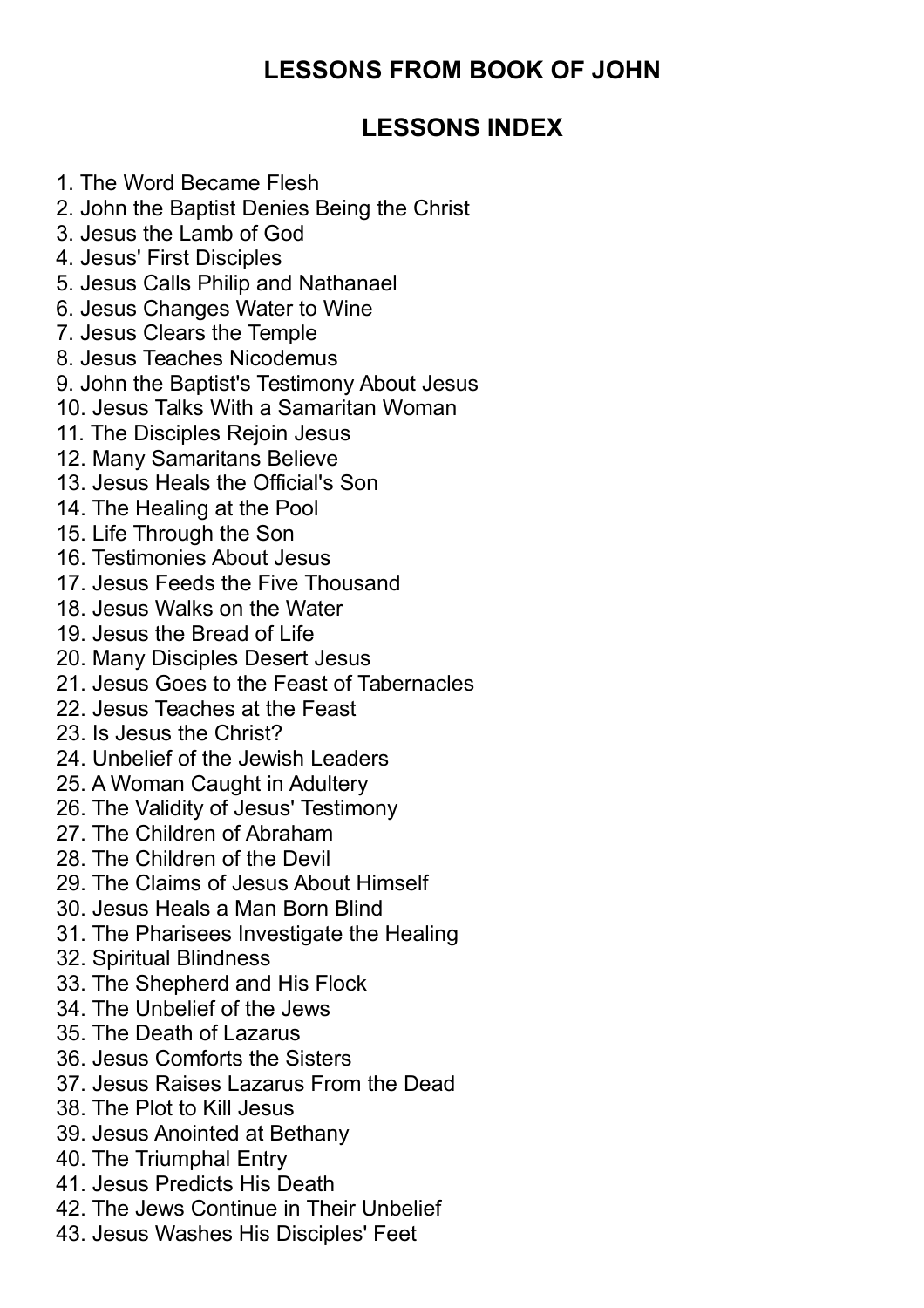# LESSONS FROM BOOK OF JOHN

## LESSONS INDEX

1. The Word Became Flesh
2. John the Baptist Denies Being the Christ
3. Jesus the Lamb of God
4. Jesus' First Disciples
5. Jesus Calls Philip and Nathanael
6. Jesus Changes Water to Wine
7. Jesus Clears the Temple
8. Jesus Teaches Nicodemus
9. John the Baptist's Testimony About Jesus
10. Jesus Talks With a Samaritan Woman
11. The Disciples Rejoin Jesus
12. Many Samaritans Believe
13. Jesus Heals the Official's Son
14. The Healing at the Pool
15. Life Through the Son
16. Testimonies About Jesus
17. Jesus Feeds the Five Thousand
18. Jesus Walks on the Water
19. Jesus the Bread of Life
20. Many Disciples Desert Jesus
21. Jesus Goes to the Feast of Tabernacles
22. Jesus Teaches at the Feast
23. Is Jesus the Christ?
24. Unbelief of the Jewish Leaders
25. A Woman Caught in Adultery
26. The Validity of Jesus' Testimony
27. The Children of Abraham
28. The Children of the Devil
29. The Claims of Jesus About Himself
30. Jesus Heals a Man Born Blind
31. The Pharisees Investigate the Healing
32. Spiritual Blindness
33. The Shepherd and His Flock
34. The Unbelief of the Jews
35. The Death of Lazarus
36. Jesus Comforts the Sisters
37. Jesus Raises Lazarus From the Dead
38. The Plot to Kill Jesus
39. Jesus Anointed at Bethany
40. The Triumphal Entry
41. Jesus Predicts His Death
42. The Jews Continue in Their Unbelief
43. Jesus Washes His Disciples' Feet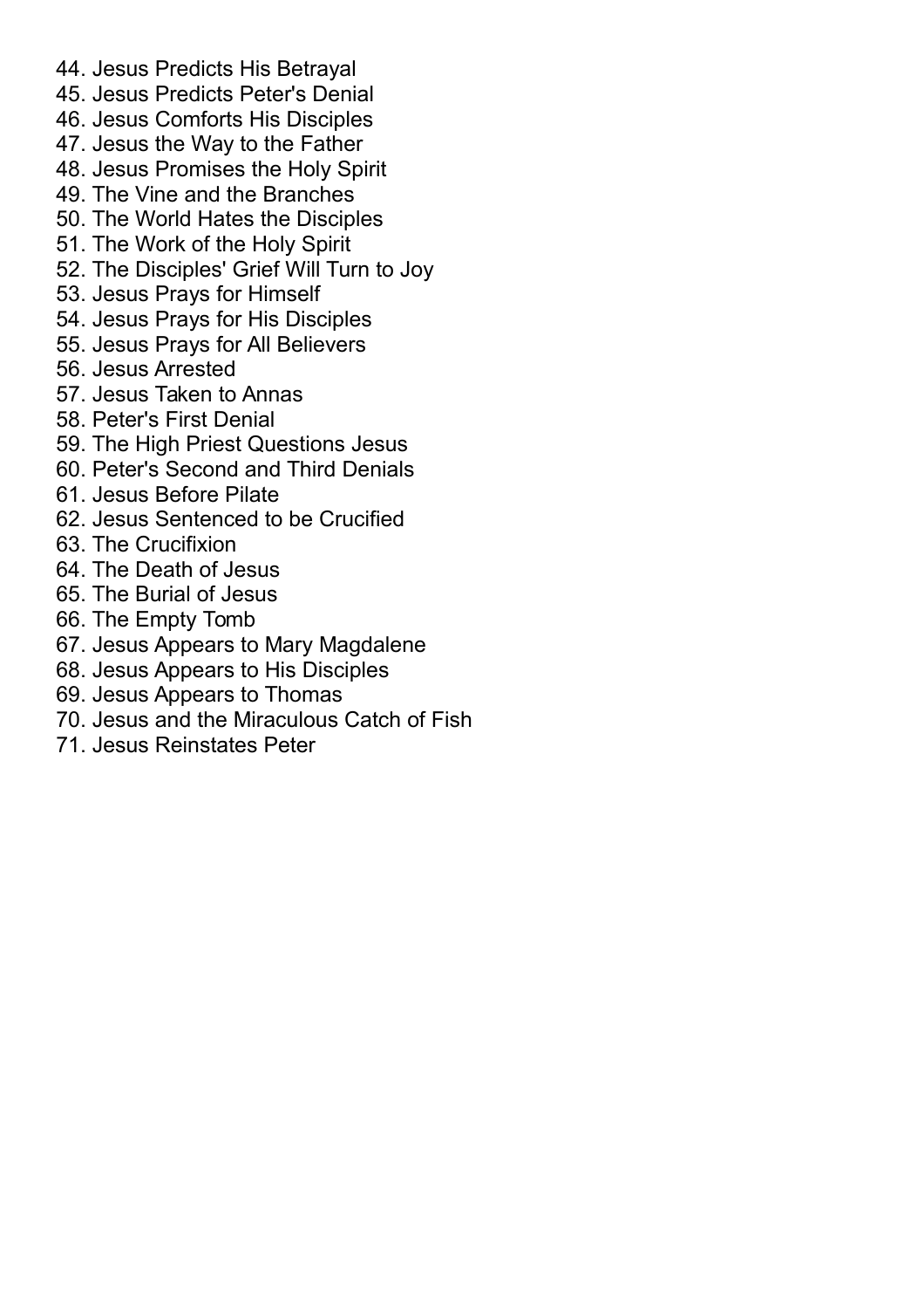44. Jesus Predicts His Betrayal
45. Jesus Predicts Peter's Denial
46. Jesus Comforts His Disciples
47. Jesus the Way to the Father
48. Jesus Promises the Holy Spirit
49. The Vine and the Branches
50. The World Hates the Disciples
51. The Work of the Holy Spirit
52. The Disciples' Grief Will Turn to Joy
53. Jesus Prays for Himself
54. Jesus Prays for His Disciples
55. Jesus Prays for All Believers
56. Jesus Arrested
57. Jesus Taken to Annas
58. Peter's First Denial
59. The High Priest Questions Jesus
60. Peter's Second and Third Denials
61. Jesus Before Pilate
62. Jesus Sentenced to be Crucified
63. The Crucifixion
64. The Death of Jesus
65. The Burial of Jesus
66. The Empty Tomb
67. Jesus Appears to Mary Magdalene
68. Jesus Appears to His Disciples
69. Jesus Appears to Thomas
70. Jesus and the Miraculous Catch of Fish
71. Jesus Reinstates Peter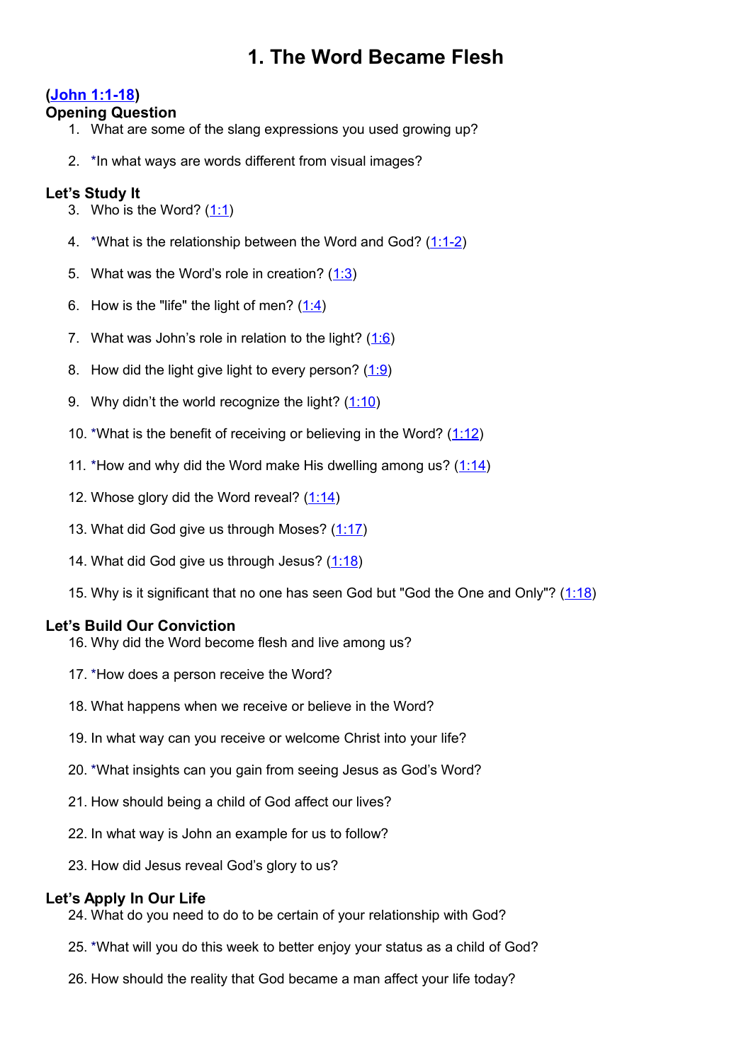# 1. The Word Became Flesh

**(John 1:1-18)**

**Opening Question**

1. What are some of the slang expressions you used growing up?
2. *In what ways are words different from visual images?

**Let's Study It**

3. Who is the Word? (1:1)
4. *What is the relationship between the Word and God? (1:1-2)
5. What was the Word's role in creation? (1:3)
6. How is the "life" the light of men? (1:4)
7. What was John's role in relation to the light? (1:6)
8. How did the light give light to every person? (1:9)
9. Why didn't the world recognize the light? (1:10)
10. *What is the benefit of receiving or believing in the Word? (1:12)
11. *How and why did the Word make His dwelling among us? (1:14)
12. Whose glory did the Word reveal? (1:14)
13. What did God give us through Moses? (1:17)
14. What did God give us through Jesus? (1:18)
15. Why is it significant that no one has seen God but "God the One and Only"? (1:18)

**Let's Build Our Conviction**

16. Why did the Word become flesh and live among us?
17. *How does a person receive the Word?
18. What happens when we receive or believe in the Word?
19. In what way can you receive or welcome Christ into your life?
20. *What insights can you gain from seeing Jesus as God's Word?
21. How should being a child of God affect our lives?
22. In what way is John an example for us to follow?
23. How did Jesus reveal God's glory to us?

**Let's Apply In Our Life**

24. What do you need to do to be certain of your relationship with God?
25. *What will you do this week to better enjoy your status as a child of God?
26. How should the reality that God became a man affect your life today?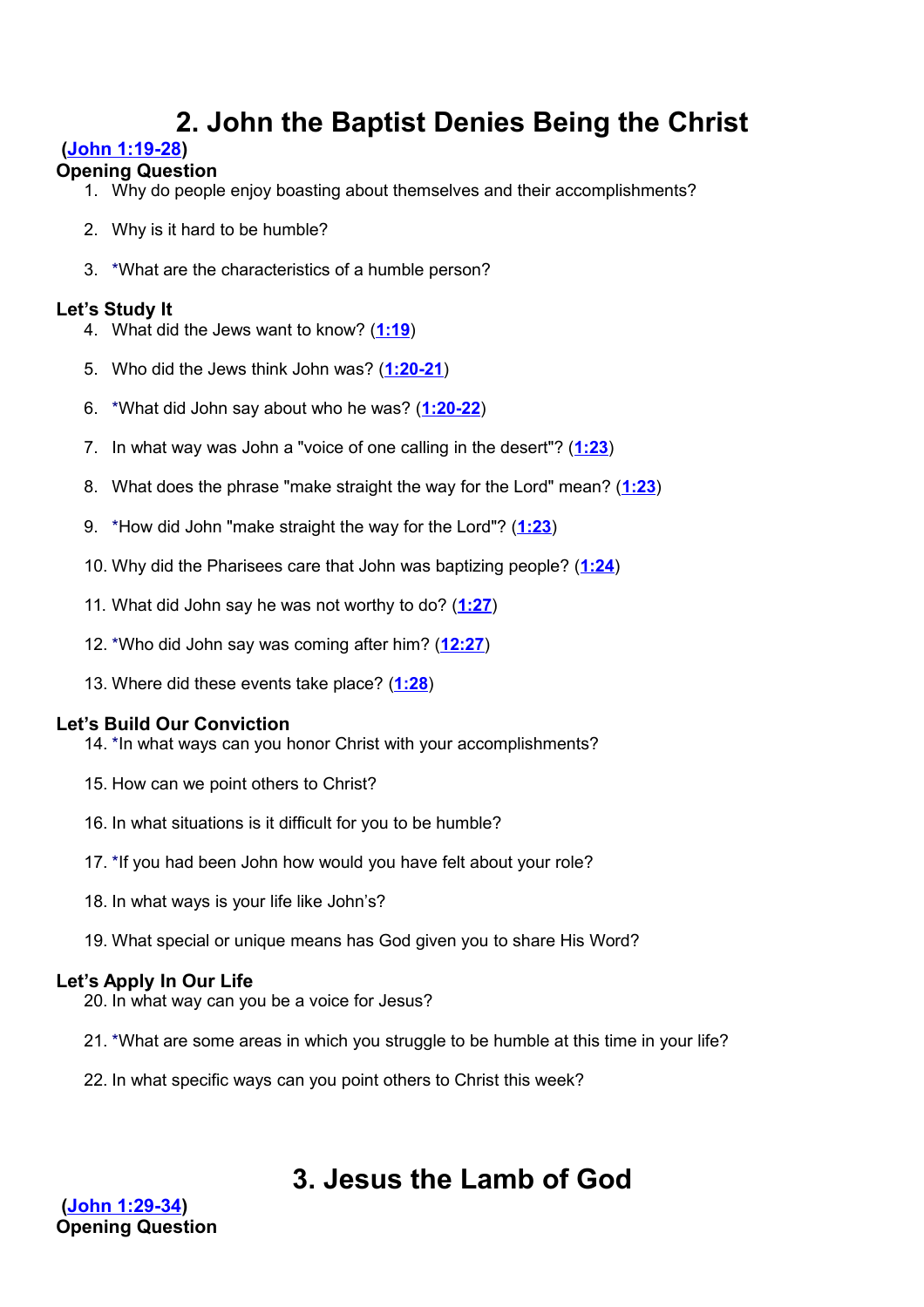# 2. John the Baptist Denies Being the Christ

**(John 1:19-28)**

**Opening Question**

1. Why do people enjoy boasting about themselves and their accomplishments?
2. Why is it hard to be humble?
3. *What are the characteristics of a humble person?

**Let's Study It**

4. What did the Jews want to know? (**1:19**)
5. Who did the Jews think John was? (**1:20-21**)
6. *What did John say about who he was? (**1:20-22**)
7. In what way was John a "voice of one calling in the desert"? (**1:23**)
8. What does the phrase "make straight the way for the Lord" mean? (**1:23**)
9. *How did John "make straight the way for the Lord"? (**1:23**)
10. Why did the Pharisees care that John was baptizing people? (**1:24**)
11. What did John say he was not worthy to do? (**1:27**)
12. *Who did John say was coming after him? (**12:27**)
13. Where did these events take place? (**1:28**)

**Let's Build Our Conviction**

14. *In what ways can you honor Christ with your accomplishments?
15. How can we point others to Christ?
16. In what situations is it difficult for you to be humble?
17. *If you had been John how would you have felt about your role?
18. In what ways is your life like John's?
19. What special or unique means has God given you to share His Word?

**Let's Apply In Our Life**

20. In what way can you be a voice for Jesus?
21. *What are some areas in which you struggle to be humble at this time in your life?
22. In what specific ways can you point others to Christ this week?

# 3. Jesus the Lamb of God

**(John 1:29-34)**

**Opening Question**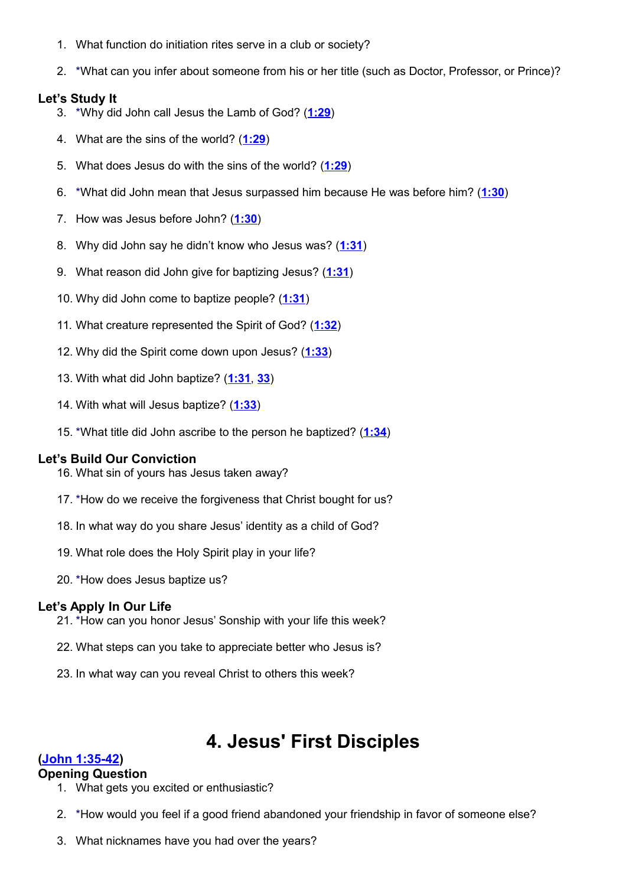1. What function do initiation rites serve in a club or society?

2. *What can you infer about someone from his or her title (such as Doctor, Professor, or Prince)?

### Let's Study It

3. *Why did John call Jesus the Lamb of God? (**1:29**)

4. What are the sins of the world? (**1:29**)

5. What does Jesus do with the sins of the world? (**1:29**)

6. *What did John mean that Jesus surpassed him because He was before him? (**1:30**)

7. How was Jesus before John? (**1:30**)

8. Why did John say he didn't know who Jesus was? (**1:31**)

9. What reason did John give for baptizing Jesus? (**1:31**)

10. Why did John come to baptize people? (**1:31**)

11. What creature represented the Spirit of God? (**1:32**)

12. Why did the Spirit come down upon Jesus? (**1:33**)

13. With what did John baptize? (**1:31**, **33**)

14. With what will Jesus baptize? (**1:33**)

15. *What title did John ascribe to the person he baptized? (**1:34**)

### Let's Build Our Conviction

16. What sin of yours has Jesus taken away?

17. *How do we receive the forgiveness that Christ bought for us?

18. In what way do you share Jesus' identity as a child of God?

19. What role does the Holy Spirit play in your life?

20. *How does Jesus baptize us?

### Let's Apply In Our Life

21. *How can you honor Jesus' Sonship with your life this week?

22. What steps can you take to appreciate better who Jesus is?

23. In what way can you reveal Christ to others this week?

# 4. Jesus' First Disciples

**(John 1:35-42)**

### Opening Question

1. What gets you excited or enthusiastic?

2. *How would you feel if a good friend abandoned your friendship in favor of someone else?

3. What nicknames have you had over the years?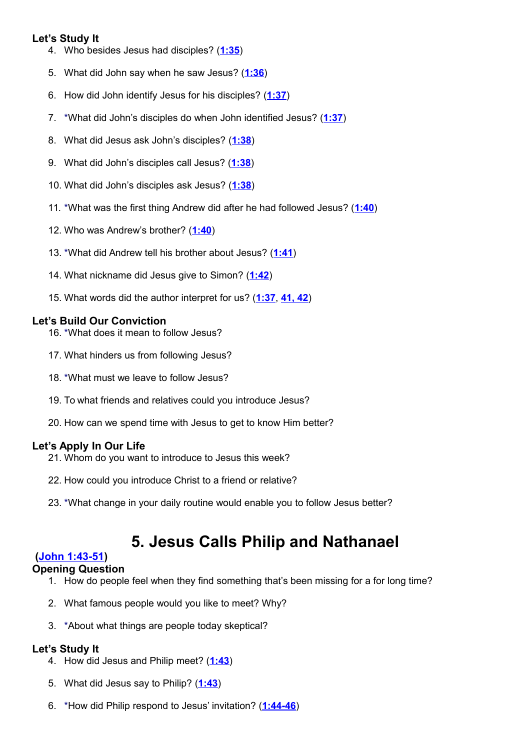**Let's Study It**

4. Who besides Jesus had disciples? (**1:35**)
5. What did John say when he saw Jesus? (**1:36**)
6. How did John identify Jesus for his disciples? (**1:37**)
7. *What did John's disciples do when John identified Jesus? (**1:37**)
8. What did Jesus ask John's disciples? (**1:38**)
9. What did John's disciples call Jesus? (**1:38**)
10. What did John's disciples ask Jesus? (**1:38**)
11. *What was the first thing Andrew did after he had followed Jesus? (**1:40**)
12. Who was Andrew's brother? (**1:40**)
13. *What did Andrew tell his brother about Jesus? (**1:41**)
14. What nickname did Jesus give to Simon? (**1:42**)
15. What words did the author interpret for us? (**1:37**, **41, 42**)

**Let's Build Our Conviction**

16. *What does it mean to follow Jesus?
17. What hinders us from following Jesus?
18. *What must we leave to follow Jesus?
19. To what friends and relatives could you introduce Jesus?
20. How can we spend time with Jesus to get to know Him better?

**Let's Apply In Our Life**

21. Whom do you want to introduce to Jesus this week?
22. How could you introduce Christ to a friend or relative?
23. *What change in your daily routine would enable you to follow Jesus better?

# 5. Jesus Calls Philip and Nathanael

(**John 1:43-51**)

**Opening Question**

1. How do people feel when they find something that's been missing for a for long time?
2. What famous people would you like to meet? Why?
3. *About what things are people today skeptical?

**Let's Study It**

4. How did Jesus and Philip meet? (**1:43**)
5. What did Jesus say to Philip? (**1:43**)
6. *How did Philip respond to Jesus' invitation? (**1:44-46**)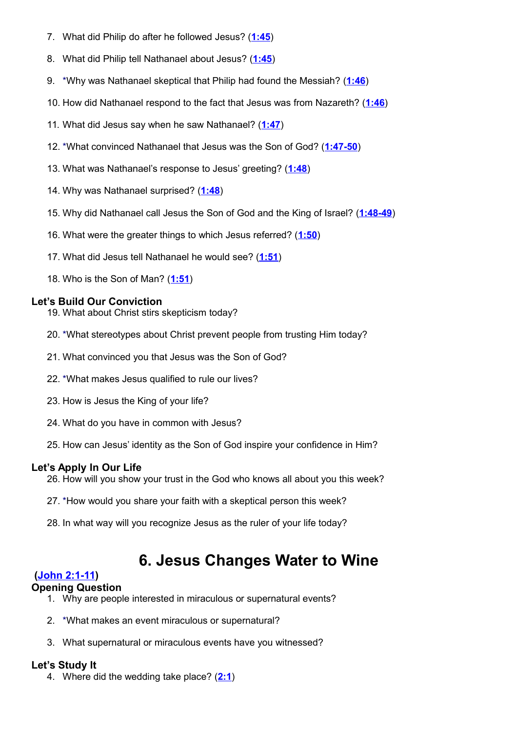7. What did Philip do after he followed Jesus? (**1:45**)

8. What did Philip tell Nathanael about Jesus? (**1:45**)

9. *Why was Nathanael skeptical that Philip had found the Messiah? (**1:46**)

10. How did Nathanael respond to the fact that Jesus was from Nazareth? (**1:46**)

11. What did Jesus say when he saw Nathanael? (**1:47**)

12. *What convinced Nathanael that Jesus was the Son of God? (**1:47-50**)

13. What was Nathanael's response to Jesus' greeting? (**1:48**)

14. Why was Nathanael surprised? (**1:48**)

15. Why did Nathanael call Jesus the Son of God and the King of Israel? (**1:48-49**)

16. What were the greater things to which Jesus referred? (**1:50**)

17. What did Jesus tell Nathanael he would see? (**1:51**)

18. Who is the Son of Man? (**1:51**)

**Let's Build Our Conviction**

19. What about Christ stirs skepticism today?

20. *What stereotypes about Christ prevent people from trusting Him today?

21. What convinced you that Jesus was the Son of God?

22. *What makes Jesus qualified to rule our lives?

23. How is Jesus the King of your life?

24. What do you have in common with Jesus?

25. How can Jesus' identity as the Son of God inspire your confidence in Him?

**Let's Apply In Our Life**

26. How will you show your trust in the God who knows all about you this week?

27. *How would you share your faith with a skeptical person this week?

28. In what way will you recognize Jesus as the ruler of your life today?

# 6. Jesus Changes Water to Wine

**(John 2:1-11)**

**Opening Question**

1. Why are people interested in miraculous or supernatural events?

2. *What makes an event miraculous or supernatural?

3. What supernatural or miraculous events have you witnessed?

**Let's Study It**

4. Where did the wedding take place? (**2:1**)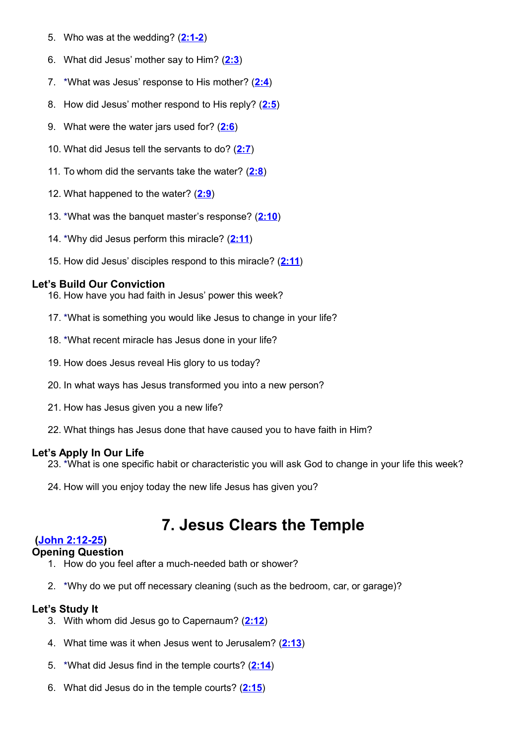5. Who was at the wedding? (2:1-2)

6. What did Jesus' mother say to Him? (2:3)

7. *What was Jesus' response to His mother? (2:4)

8. How did Jesus' mother respond to His reply? (2:5)

9. What were the water jars used for? (2:6)

10. What did Jesus tell the servants to do? (2:7)

11. To whom did the servants take the water? (2:8)

12. What happened to the water? (2:9)

13. *What was the banquet master's response? (2:10)

14. *Why did Jesus perform this miracle? (2:11)

15. How did Jesus' disciples respond to this miracle? (2:11)

### Let's Build Our Conviction

16. How have you had faith in Jesus' power this week?

17. *What is something you would like Jesus to change in your life?

18. *What recent miracle has Jesus done in your life?

19. How does Jesus reveal His glory to us today?

20. In what ways has Jesus transformed you into a new person?

21. How has Jesus given you a new life?

22. What things has Jesus done that have caused you to have faith in Him?

### Let's Apply In Our Life

23. *What is one specific habit or characteristic you will ask God to change in your life this week?

24. How will you enjoy today the new life Jesus has given you?

# 7. Jesus Clears the Temple

**(John 2:12-25)**

### Opening Question

1. How do you feel after a much-needed bath or shower?

2. *Why do we put off necessary cleaning (such as the bedroom, car, or garage)?

### Let's Study It

3. With whom did Jesus go to Capernaum? (2:12)

4. What time was it when Jesus went to Jerusalem? (2:13)

5. *What did Jesus find in the temple courts? (2:14)

6. What did Jesus do in the temple courts? (2:15)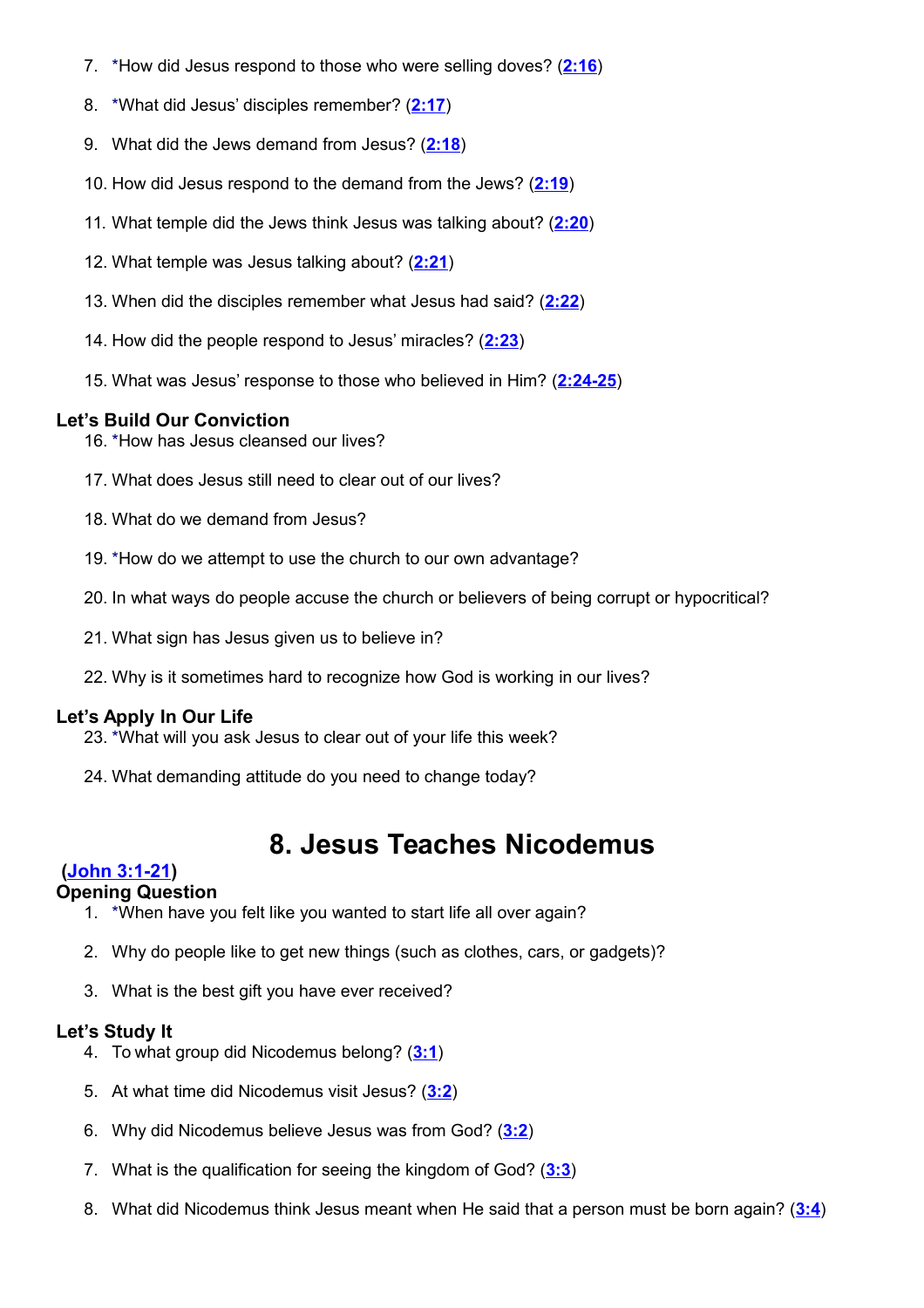7. *How did Jesus respond to those who were selling doves? (2:16)

8. *What did Jesus' disciples remember? (2:17)

9. What did the Jews demand from Jesus? (2:18)

10. How did Jesus respond to the demand from the Jews? (2:19)

11. What temple did the Jews think Jesus was talking about? (2:20)

12. What temple was Jesus talking about? (2:21)

13. When did the disciples remember what Jesus had said? (2:22)

14. How did the people respond to Jesus' miracles? (2:23)

15. What was Jesus' response to those who believed in Him? (2:24-25)

### Let's Build Our Conviction

16. *How has Jesus cleansed our lives?

17. What does Jesus still need to clear out of our lives?

18. What do we demand from Jesus?

19. *How do we attempt to use the church to our own advantage?

20. In what ways do people accuse the church or believers of being corrupt or hypocritical?

21. What sign has Jesus given us to believe in?

22. Why is it sometimes hard to recognize how God is working in our lives?

### Let's Apply In Our Life

23. *What will you ask Jesus to clear out of your life this week?

24. What demanding attitude do you need to change today?

## 8. Jesus Teaches Nicodemus

**(John 3:1-21)**

### Opening Question

1. *When have you felt like you wanted to start life all over again?

2. Why do people like to get new things (such as clothes, cars, or gadgets)?

3. What is the best gift you have ever received?

### Let's Study It

4. To what group did Nicodemus belong? (3:1)

5. At what time did Nicodemus visit Jesus? (3:2)

6. Why did Nicodemus believe Jesus was from God? (3:2)

7. What is the qualification for seeing the kingdom of God? (3:3)

8. What did Nicodemus think Jesus meant when He said that a person must be born again? (3:4)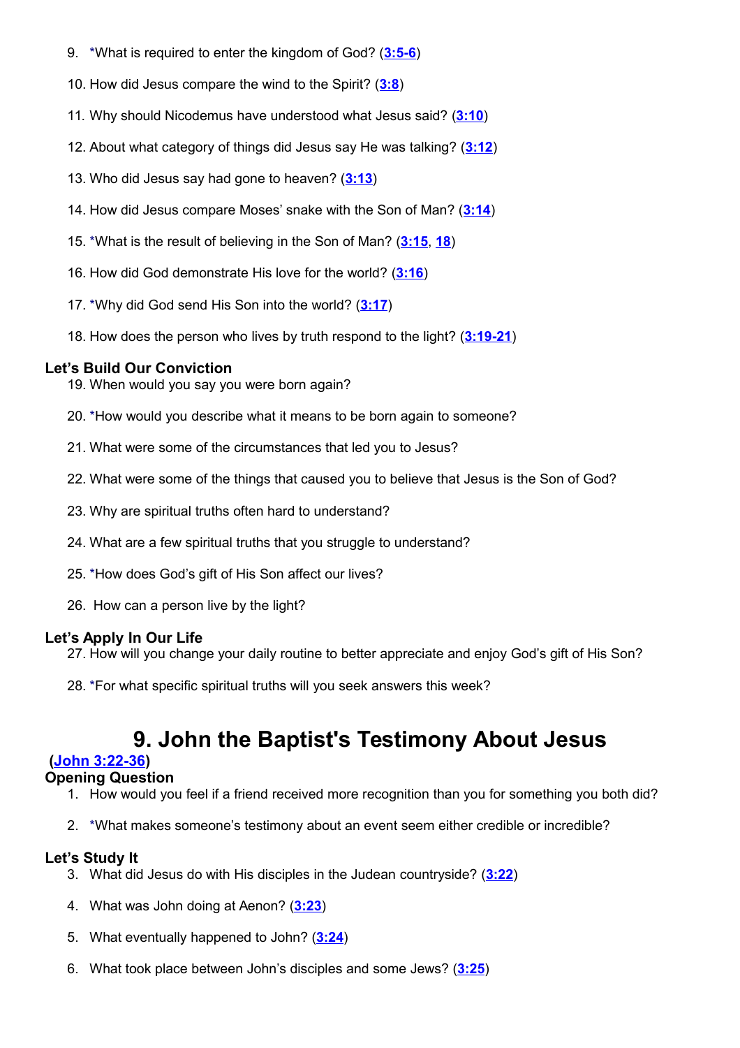9. *What is required to enter the kingdom of God? (3:5-6)

10. How did Jesus compare the wind to the Spirit? (3:8)

11. Why should Nicodemus have understood what Jesus said? (3:10)

12. About what category of things did Jesus say He was talking? (3:12)

13. Who did Jesus say had gone to heaven? (3:13)

14. How did Jesus compare Moses' snake with the Son of Man? (3:14)

15. *What is the result of believing in the Son of Man? (3:15, 18)

16. How did God demonstrate His love for the world? (3:16)

17. *Why did God send His Son into the world? (3:17)

18. How does the person who lives by truth respond to the light? (3:19-21)

### Let's Build Our Conviction

19. When would you say you were born again?

20. *How would you describe what it means to be born again to someone?

21. What were some of the circumstances that led you to Jesus?

22. What were some of the things that caused you to believe that Jesus is the Son of God?

23. Why are spiritual truths often hard to understand?

24. What are a few spiritual truths that you struggle to understand?

25. *How does God's gift of His Son affect our lives?

26. How can a person live by the light?

### Let's Apply In Our Life

27. How will you change your daily routine to better appreciate and enjoy God's gift of His Son?

28. *For what specific spiritual truths will you seek answers this week?

# 9. John the Baptist's Testimony About Jesus

**(John 3:22-36)**

### Opening Question

1. How would you feel if a friend received more recognition than you for something you both did?

2. *What makes someone's testimony about an event seem either credible or incredible?

### Let's Study It

3. What did Jesus do with His disciples in the Judean countryside? (3:22)

4. What was John doing at Aenon? (3:23)

5. What eventually happened to John? (3:24)

6. What took place between John's disciples and some Jews? (3:25)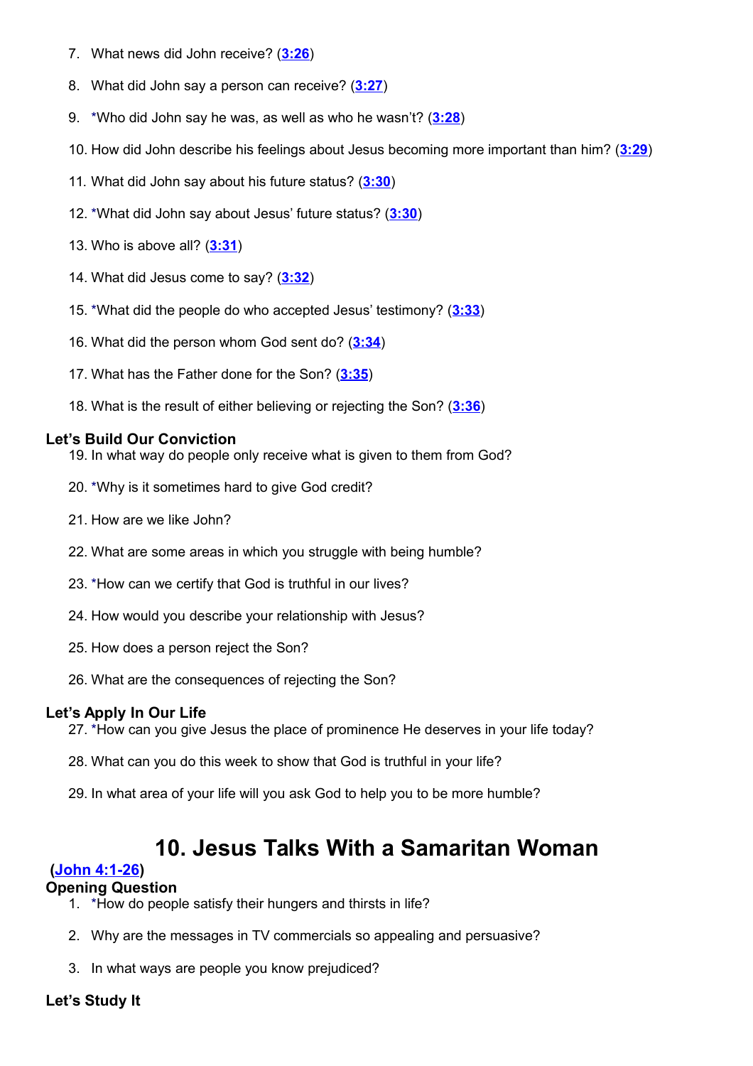7. What news did John receive? (**3:26**)

8. What did John say a person can receive? (**3:27**)

9. *Who did John say he was, as well as who he wasn't? (**3:28**)

10. How did John describe his feelings about Jesus becoming more important than him? (**3:29**)

11. What did John say about his future status? (**3:30**)

12. *What did John say about Jesus' future status? (**3:30**)

13. Who is above all? (**3:31**)

14. What did Jesus come to say? (**3:32**)

15. *What did the people do who accepted Jesus' testimony? (**3:33**)

16. What did the person whom God sent do? (**3:34**)

17. What has the Father done for the Son? (**3:35**)

18. What is the result of either believing or rejecting the Son? (**3:36**)

### Let's Build Our Conviction

19. In what way do people only receive what is given to them from God?

20. *Why is it sometimes hard to give God credit?

21. How are we like John?

22. What are some areas in which you struggle with being humble?

23. *How can we certify that God is truthful in our lives?

24. How would you describe your relationship with Jesus?

25. How does a person reject the Son?

26. What are the consequences of rejecting the Son?

### Let's Apply In Our Life

27. *How can you give Jesus the place of prominence He deserves in your life today?

28. What can you do this week to show that God is truthful in your life?

29. In what area of your life will you ask God to help you to be more humble?

# 10. Jesus Talks With a Samaritan Woman

**(John 4:1-26)**

### Opening Question

1. *How do people satisfy their hungers and thirsts in life?

2. Why are the messages in TV commercials so appealing and persuasive?

3. In what ways are people you know prejudiced?

### Let's Study It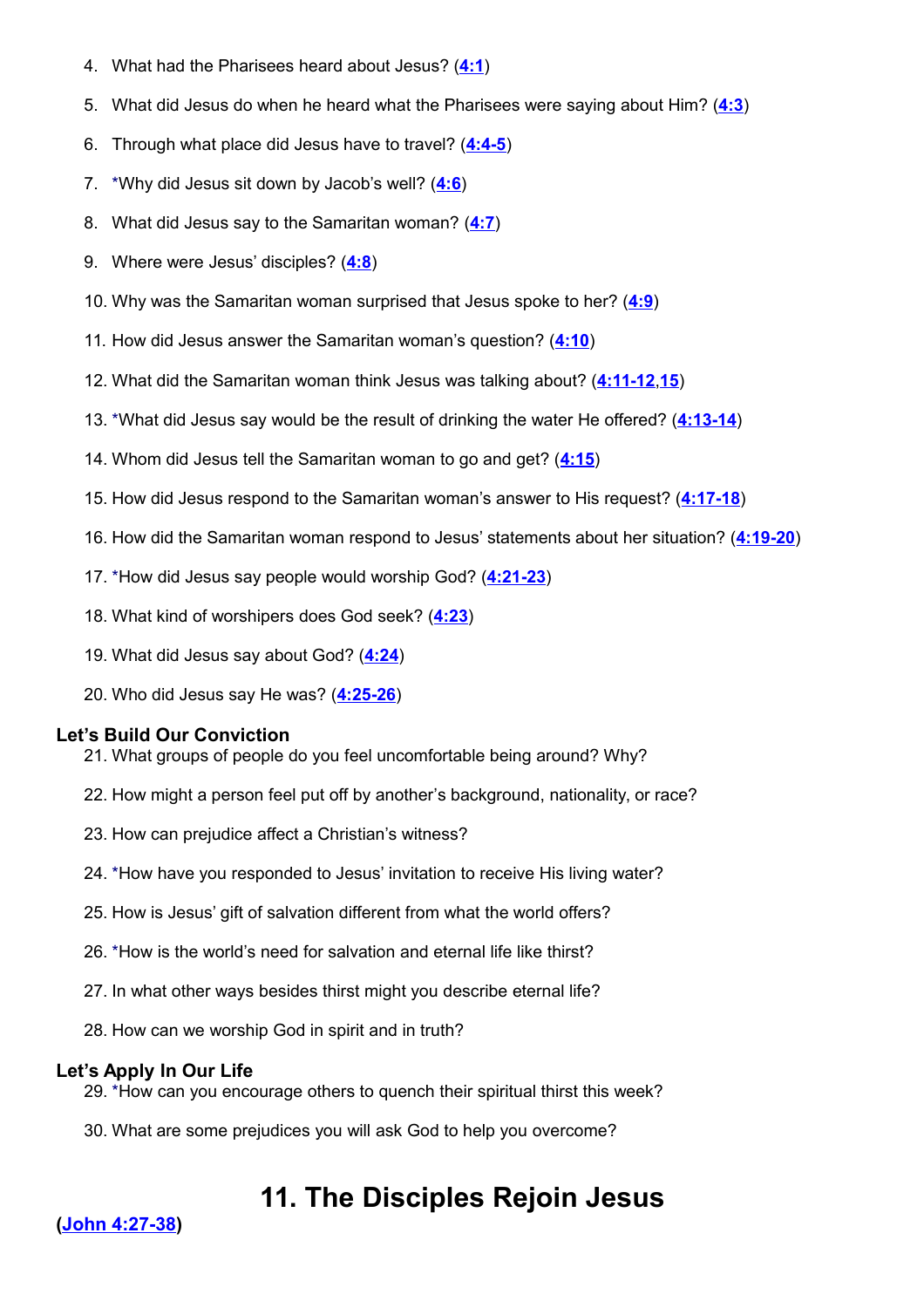4. What had the Pharisees heard about Jesus? (4:1)

5. What did Jesus do when he heard what the Pharisees were saying about Him? (4:3)

6. Through what place did Jesus have to travel? (4:4-5)

7. *Why did Jesus sit down by Jacob's well? (4:6)

8. What did Jesus say to the Samaritan woman? (4:7)

9. Where were Jesus' disciples? (4:8)

10. Why was the Samaritan woman surprised that Jesus spoke to her? (4:9)

11. How did Jesus answer the Samaritan woman's question? (4:10)

12. What did the Samaritan woman think Jesus was talking about? (4:11-12,15)

13. *What did Jesus say would be the result of drinking the water He offered? (4:13-14)

14. Whom did Jesus tell the Samaritan woman to go and get? (4:15)

15. How did Jesus respond to the Samaritan woman's answer to His request? (4:17-18)

16. How did the Samaritan woman respond to Jesus' statements about her situation? (4:19-20)

17. *How did Jesus say people would worship God? (4:21-23)

18. What kind of worshipers does God seek? (4:23)

19. What did Jesus say about God? (4:24)

20. Who did Jesus say He was? (4:25-26)

### Let's Build Our Conviction

21. What groups of people do you feel uncomfortable being around? Why?

22. How might a person feel put off by another's background, nationality, or race?

23. How can prejudice affect a Christian's witness?

24. *How have you responded to Jesus' invitation to receive His living water?

25. How is Jesus' gift of salvation different from what the world offers?

26. *How is the world's need for salvation and eternal life like thirst?

27. In what other ways besides thirst might you describe eternal life?

28. How can we worship God in spirit and in truth?

### Let's Apply In Our Life

29. *How can you encourage others to quench their spiritual thirst this week?

30. What are some prejudices you will ask God to help you overcome?

## 11. The Disciples Rejoin Jesus

**(John 4:27-38)**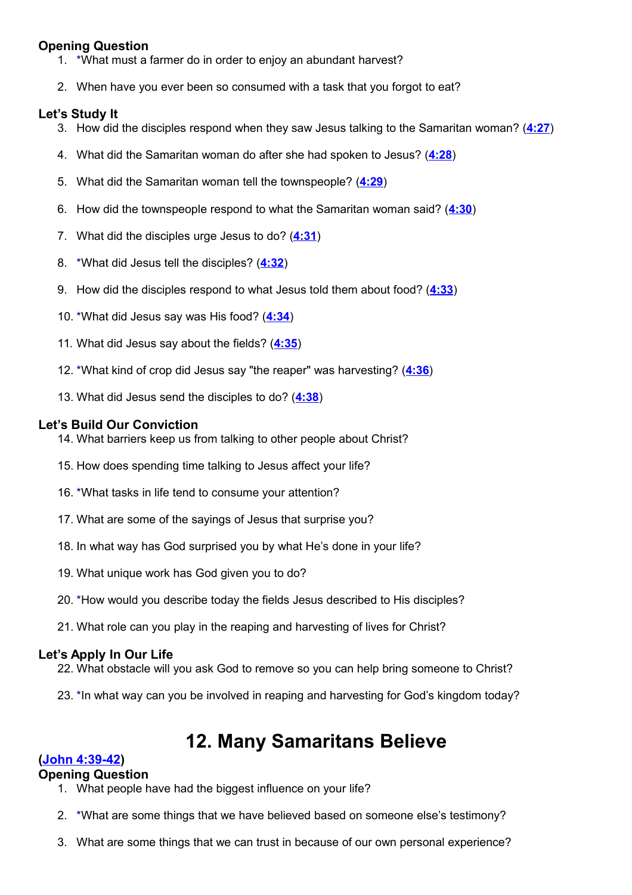### Opening Question

1. *What must a farmer do in order to enjoy an abundant harvest?
2. When have you ever been so consumed with a task that you forgot to eat?

### Let's Study It

3. How did the disciples respond when they saw Jesus talking to the Samaritan woman? (4:27)
4. What did the Samaritan woman do after she had spoken to Jesus? (4:28)
5. What did the Samaritan woman tell the townspeople? (4:29)
6. How did the townspeople respond to what the Samaritan woman said? (4:30)
7. What did the disciples urge Jesus to do? (4:31)
8. *What did Jesus tell the disciples? (4:32)
9. How did the disciples respond to what Jesus told them about food? (4:33)
10. *What did Jesus say was His food? (4:34)
11. What did Jesus say about the fields? (4:35)
12. *What kind of crop did Jesus say "the reaper" was harvesting? (4:36)
13. What did Jesus send the disciples to do? (4:38)

### Let's Build Our Conviction

14. What barriers keep us from talking to other people about Christ?
15. How does spending time talking to Jesus affect your life?
16. *What tasks in life tend to consume your attention?
17. What are some of the sayings of Jesus that surprise you?
18. In what way has God surprised you by what He's done in your life?
19. What unique work has God given you to do?
20. *How would you describe today the fields Jesus described to His disciples?
21. What role can you play in the reaping and harvesting of lives for Christ?

### Let's Apply In Our Life

22. What obstacle will you ask God to remove so you can help bring someone to Christ?
23. *In what way can you be involved in reaping and harvesting for God's kingdom today?

# 12. Many Samaritans Believe

**(John 4:39-42)**

### Opening Question

1. What people have had the biggest influence on your life?
2. *What are some things that we have believed based on someone else's testimony?
3. What are some things that we can trust in because of our own personal experience?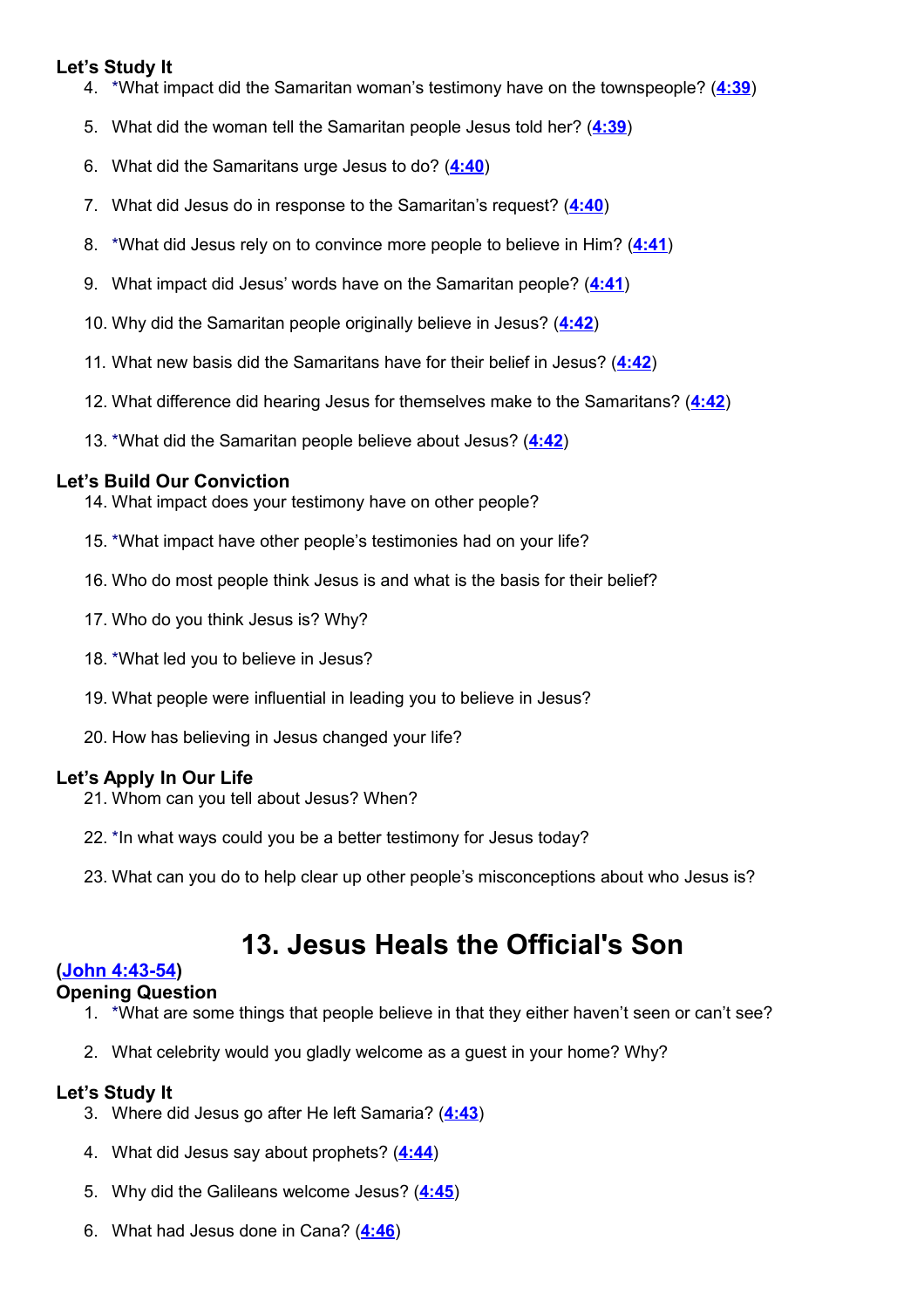### Let's Study It

4. *What impact did the Samaritan woman's testimony have on the townspeople? (4:39)

5. What did the woman tell the Samaritan people Jesus told her? (4:39)

6. What did the Samaritans urge Jesus to do? (4:40)

7. What did Jesus do in response to the Samaritan's request? (4:40)

8. *What did Jesus rely on to convince more people to believe in Him? (4:41)

9. What impact did Jesus' words have on the Samaritan people? (4:41)

10. Why did the Samaritan people originally believe in Jesus? (4:42)

11. What new basis did the Samaritans have for their belief in Jesus? (4:42)

12. What difference did hearing Jesus for themselves make to the Samaritans? (4:42)

13. *What did the Samaritan people believe about Jesus? (4:42)

### Let's Build Our Conviction

14. What impact does your testimony have on other people?

15. *What impact have other people's testimonies had on your life?

16. Who do most people think Jesus is and what is the basis for their belief?

17. Who do you think Jesus is? Why?

18. *What led you to believe in Jesus?

19. What people were influential in leading you to believe in Jesus?

20. How has believing in Jesus changed your life?

### Let's Apply In Our Life

21. Whom can you tell about Jesus? When?

22. *In what ways could you be a better testimony for Jesus today?

23. What can you do to help clear up other people's misconceptions about who Jesus is?

# 13. Jesus Heals the Official's Son

**(John 4:43-54)**

### Opening Question

1. *What are some things that people believe in that they either haven't seen or can't see?

2. What celebrity would you gladly welcome as a guest in your home? Why?

### Let's Study It

3. Where did Jesus go after He left Samaria? (4:43)

4. What did Jesus say about prophets? (4:44)

5. Why did the Galileans welcome Jesus? (4:45)

6. What had Jesus done in Cana? (4:46)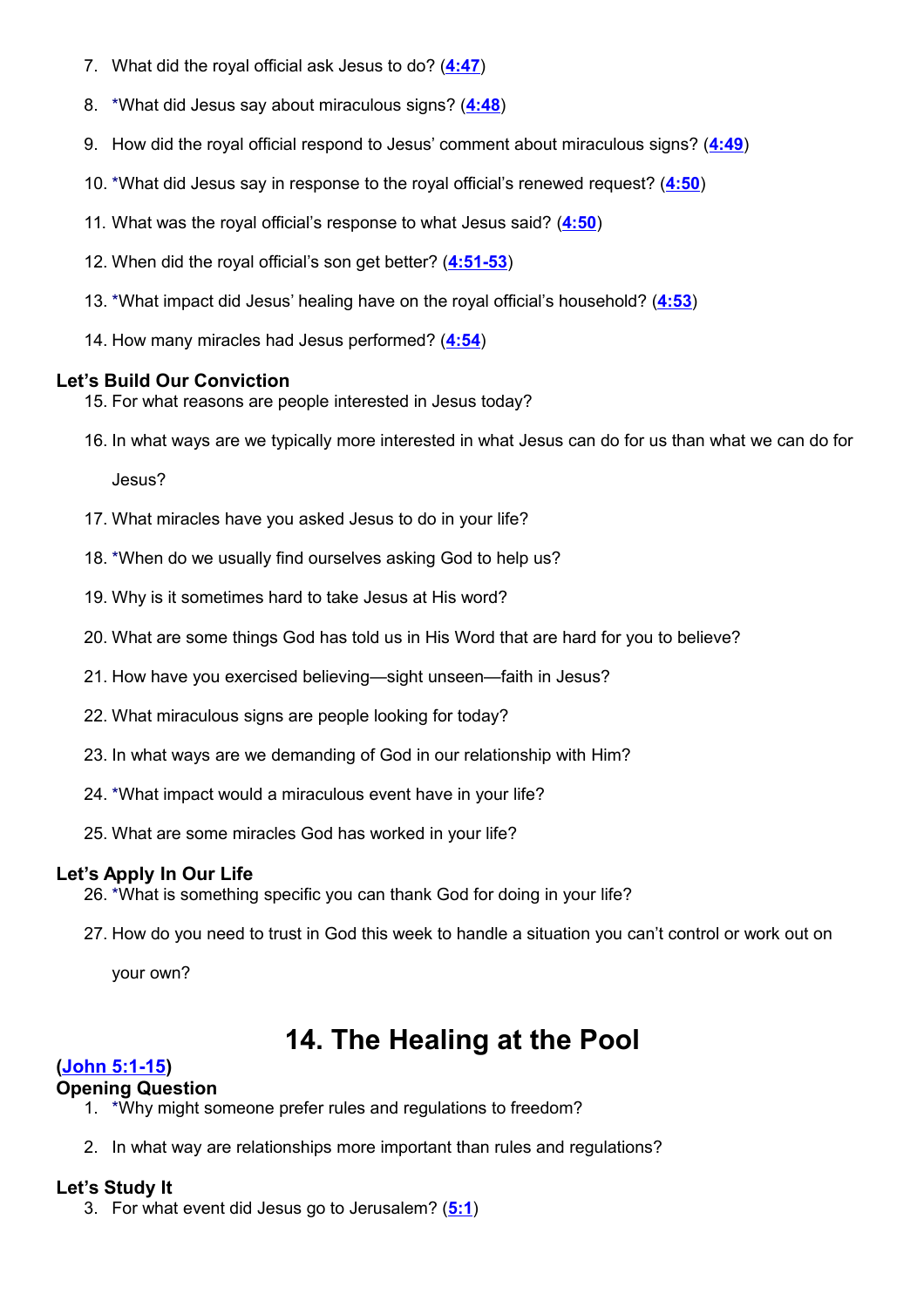7. What did the royal official ask Jesus to do? (**4:47**)

8. *What did Jesus say about miraculous signs? (**4:48**)

9. How did the royal official respond to Jesus' comment about miraculous signs? (**4:49**)

10. *What did Jesus say in response to the royal official's renewed request? (**4:50**)

11. What was the royal official's response to what Jesus said? (**4:50**)

12. When did the royal official's son get better? (**4:51-53**)

13. *What impact did Jesus' healing have on the royal official's household? (**4:53**)

14. How many miracles had Jesus performed? (**4:54**)

### Let's Build Our Conviction

15. For what reasons are people interested in Jesus today?

16. In what ways are we typically more interested in what Jesus can do for us than what we can do for Jesus?

17. What miracles have you asked Jesus to do in your life?

18. *When do we usually find ourselves asking God to help us?

19. Why is it sometimes hard to take Jesus at His word?

20. What are some things God has told us in His Word that are hard for you to believe?

21. How have you exercised believing—sight unseen—faith in Jesus?

22. What miraculous signs are people looking for today?

23. In what ways are we demanding of God in our relationship with Him?

24. *What impact would a miraculous event have in your life?

25. What are some miracles God has worked in your life?

### Let's Apply In Our Life

26. *What is something specific you can thank God for doing in your life?

27. How do you need to trust in God this week to handle a situation you can't control or work out on your own?

# 14. The Healing at the Pool

**(John 5:1-15)**

### Opening Question

1. *Why might someone prefer rules and regulations to freedom?

2. In what way are relationships more important than rules and regulations?

### Let's Study It

3. For what event did Jesus go to Jerusalem? (**5:1**)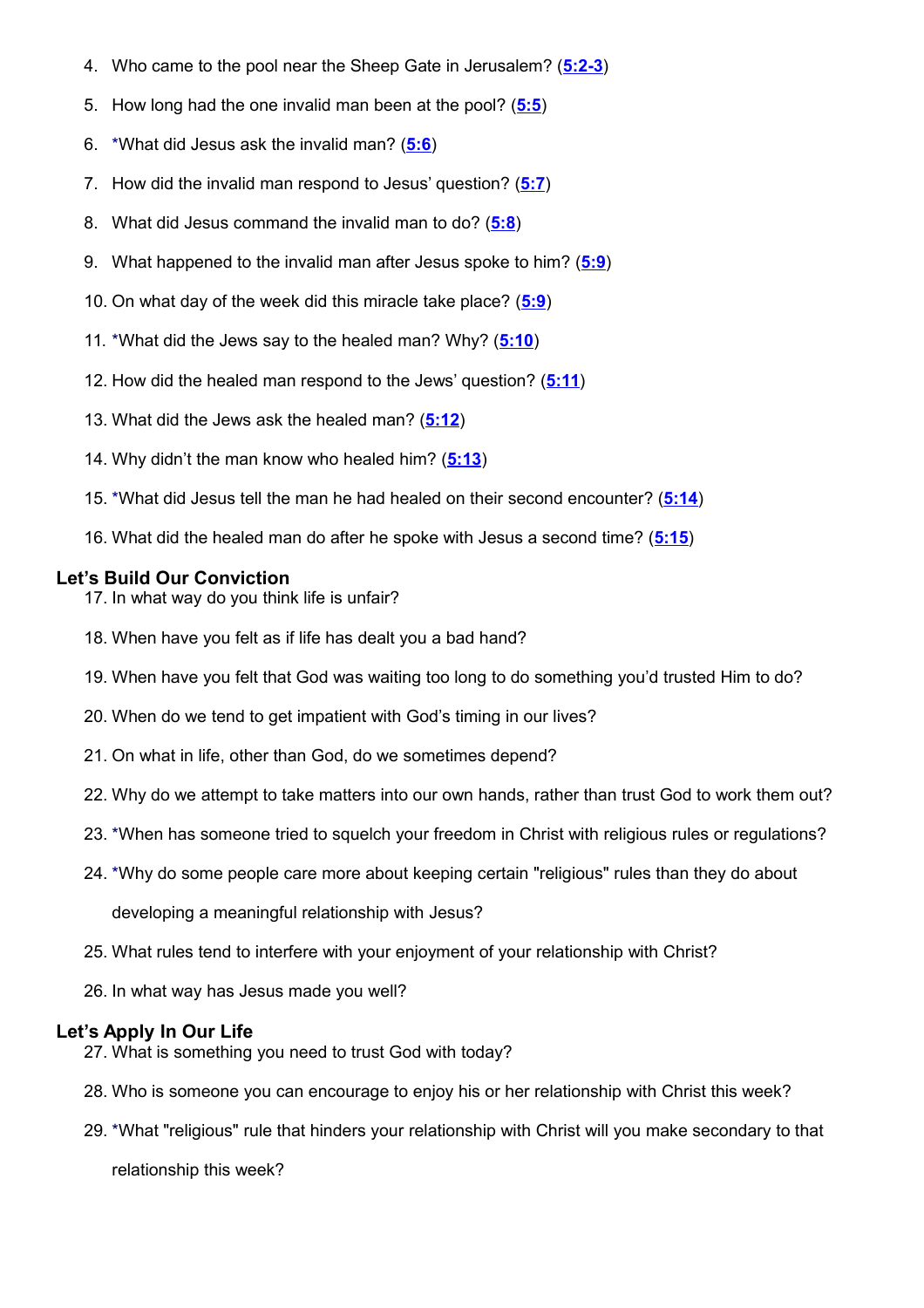4. Who came to the pool near the Sheep Gate in Jerusalem? (5:2-3)

5. How long had the one invalid man been at the pool? (5:5)

6. *What did Jesus ask the invalid man? (5:6)

7. How did the invalid man respond to Jesus' question? (5:7)

8. What did Jesus command the invalid man to do? (5:8)

9. What happened to the invalid man after Jesus spoke to him? (5:9)

10. On what day of the week did this miracle take place? (5:9)

11. *What did the Jews say to the healed man? Why? (5:10)

12. How did the healed man respond to the Jews' question? (5:11)

13. What did the Jews ask the healed man? (5:12)

14. Why didn't the man know who healed him? (5:13)

15. *What did Jesus tell the man he had healed on their second encounter? (5:14)

16. What did the healed man do after he spoke with Jesus a second time? (5:15)

### Let's Build Our Conviction

17. In what way do you think life is unfair?

18. When have you felt as if life has dealt you a bad hand?

19. When have you felt that God was waiting too long to do something you'd trusted Him to do?

20. When do we tend to get impatient with God's timing in our lives?

21. On what in life, other than God, do we sometimes depend?

22. Why do we attempt to take matters into our own hands, rather than trust God to work them out?

23. *When has someone tried to squelch your freedom in Christ with religious rules or regulations?

24. *Why do some people care more about keeping certain "religious" rules than they do about developing a meaningful relationship with Jesus?

25. What rules tend to interfere with your enjoyment of your relationship with Christ?

26. In what way has Jesus made you well?

### Let's Apply In Our Life

27. What is something you need to trust God with today?

28. Who is someone you can encourage to enjoy his or her relationship with Christ this week?

29. *What "religious" rule that hinders your relationship with Christ will you make secondary to that relationship this week?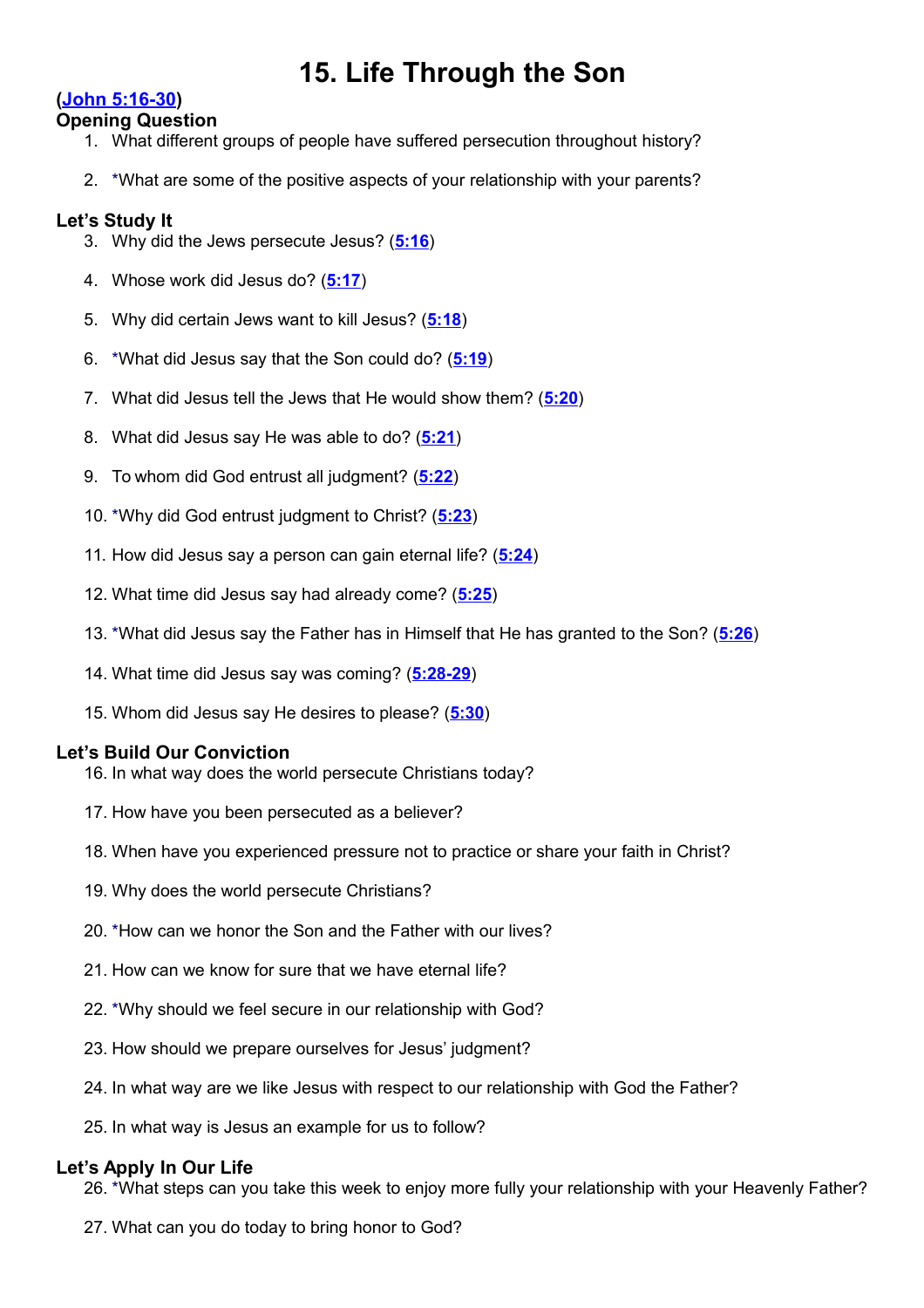# 15. Life Through the Son

(John 5:16-30)

### Opening Question

1. What different groups of people have suffered persecution throughout history?
2. *What are some of the positive aspects of your relationship with your parents?

### Let's Study It

3. Why did the Jews persecute Jesus? (5:16)
4. Whose work did Jesus do? (5:17)
5. Why did certain Jews want to kill Jesus? (5:18)
6. *What did Jesus say that the Son could do? (5:19)
7. What did Jesus tell the Jews that He would show them? (5:20)
8. What did Jesus say He was able to do? (5:21)
9. To whom did God entrust all judgment? (5:22)
10. *Why did God entrust judgment to Christ? (5:23)
11. How did Jesus say a person can gain eternal life? (5:24)
12. What time did Jesus say had already come? (5:25)
13. *What did Jesus say the Father has in Himself that He has granted to the Son? (5:26)
14. What time did Jesus say was coming? (5:28-29)
15. Whom did Jesus say He desires to please? (5:30)

### Let's Build Our Conviction

16. In what way does the world persecute Christians today?
17. How have you been persecuted as a believer?
18. When have you experienced pressure not to practice or share your faith in Christ?
19. Why does the world persecute Christians?
20. *How can we honor the Son and the Father with our lives?
21. How can we know for sure that we have eternal life?
22. *Why should we feel secure in our relationship with God?
23. How should we prepare ourselves for Jesus' judgment?
24. In what way are we like Jesus with respect to our relationship with God the Father?
25. In what way is Jesus an example for us to follow?

### Let's Apply In Our Life

26. *What steps can you take this week to enjoy more fully your relationship with your Heavenly Father?
27. What can you do today to bring honor to God?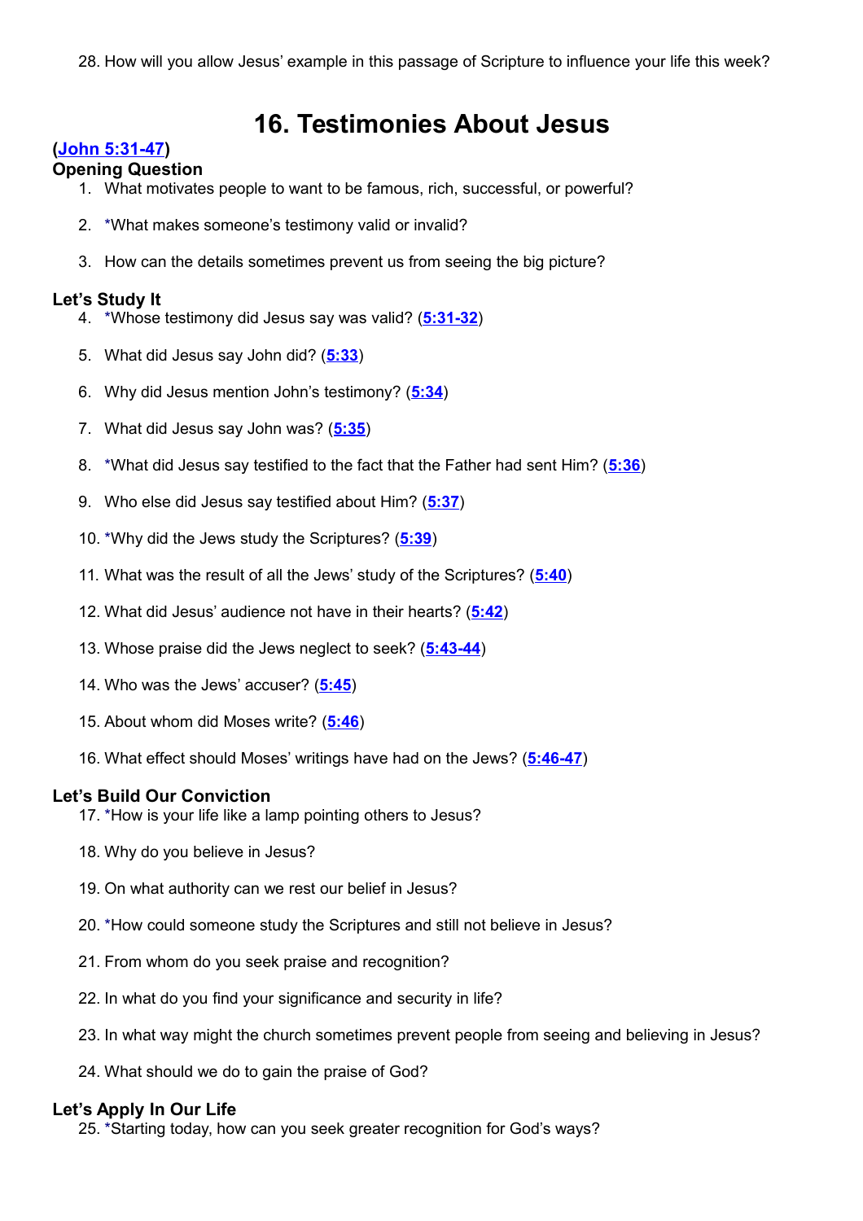28. How will you allow Jesus' example in this passage of Scripture to influence your life this week?

# 16. Testimonies About Jesus

**(John 5:31-47)**

**Opening Question**

1. What motivates people to want to be famous, rich, successful, or powerful?
2. *What makes someone's testimony valid or invalid?
3. How can the details sometimes prevent us from seeing the big picture?

**Let's Study It**

4. *Whose testimony did Jesus say was valid? (5:31-32)
5. What did Jesus say John did? (5:33)
6. Why did Jesus mention John's testimony? (5:34)
7. What did Jesus say John was? (5:35)
8. *What did Jesus say testified to the fact that the Father had sent Him? (5:36)
9. Who else did Jesus say testified about Him? (5:37)
10. *Why did the Jews study the Scriptures? (5:39)
11. What was the result of all the Jews' study of the Scriptures? (5:40)
12. What did Jesus' audience not have in their hearts? (5:42)
13. Whose praise did the Jews neglect to seek? (5:43-44)
14. Who was the Jews' accuser? (5:45)
15. About whom did Moses write? (5:46)
16. What effect should Moses' writings have had on the Jews? (5:46-47)

**Let's Build Our Conviction**

17. *How is your life like a lamp pointing others to Jesus?
18. Why do you believe in Jesus?
19. On what authority can we rest our belief in Jesus?
20. *How could someone study the Scriptures and still not believe in Jesus?
21. From whom do you seek praise and recognition?
22. In what do you find your significance and security in life?
23. In what way might the church sometimes prevent people from seeing and believing in Jesus?
24. What should we do to gain the praise of God?

**Let's Apply In Our Life**

25. *Starting today, how can you seek greater recognition for God's ways?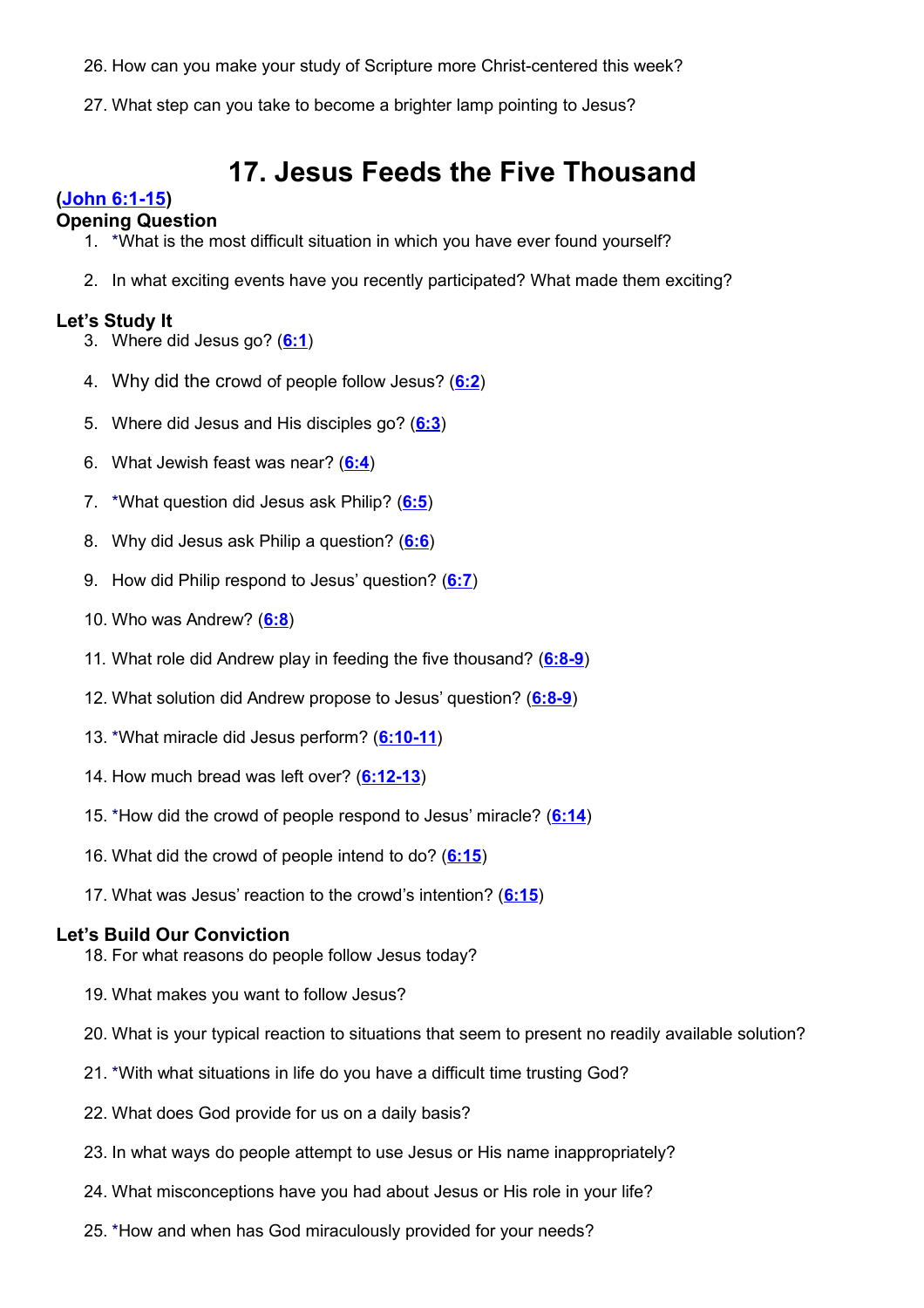26. How can you make your study of Scripture more Christ-centered this week?

27. What step can you take to become a brighter lamp pointing to Jesus?

# 17. Jesus Feeds the Five Thousand

**(John 6:1-15)**

**Opening Question**

1. *What is the most difficult situation in which you have ever found yourself?

2. In what exciting events have you recently participated? What made them exciting?

**Let's Study It**

3. Where did Jesus go? (6:1)

4. Why did the crowd of people follow Jesus? (6:2)

5. Where did Jesus and His disciples go? (6:3)

6. What Jewish feast was near? (6:4)

7. *What question did Jesus ask Philip? (6:5)

8. Why did Jesus ask Philip a question? (6:6)

9. How did Philip respond to Jesus' question? (6:7)

10. Who was Andrew? (6:8)

11. What role did Andrew play in feeding the five thousand? (6:8-9)

12. What solution did Andrew propose to Jesus' question? (6:8-9)

13. *What miracle did Jesus perform? (6:10-11)

14. How much bread was left over? (6:12-13)

15. *How did the crowd of people respond to Jesus' miracle? (6:14)

16. What did the crowd of people intend to do? (6:15)

17. What was Jesus' reaction to the crowd's intention? (6:15)

**Let's Build Our Conviction**

18. For what reasons do people follow Jesus today?

19. What makes you want to follow Jesus?

20. What is your typical reaction to situations that seem to present no readily available solution?

21. *With what situations in life do you have a difficult time trusting God?

22. What does God provide for us on a daily basis?

23. In what ways do people attempt to use Jesus or His name inappropriately?

24. What misconceptions have you had about Jesus or His role in your life?

25. *How and when has God miraculously provided for your needs?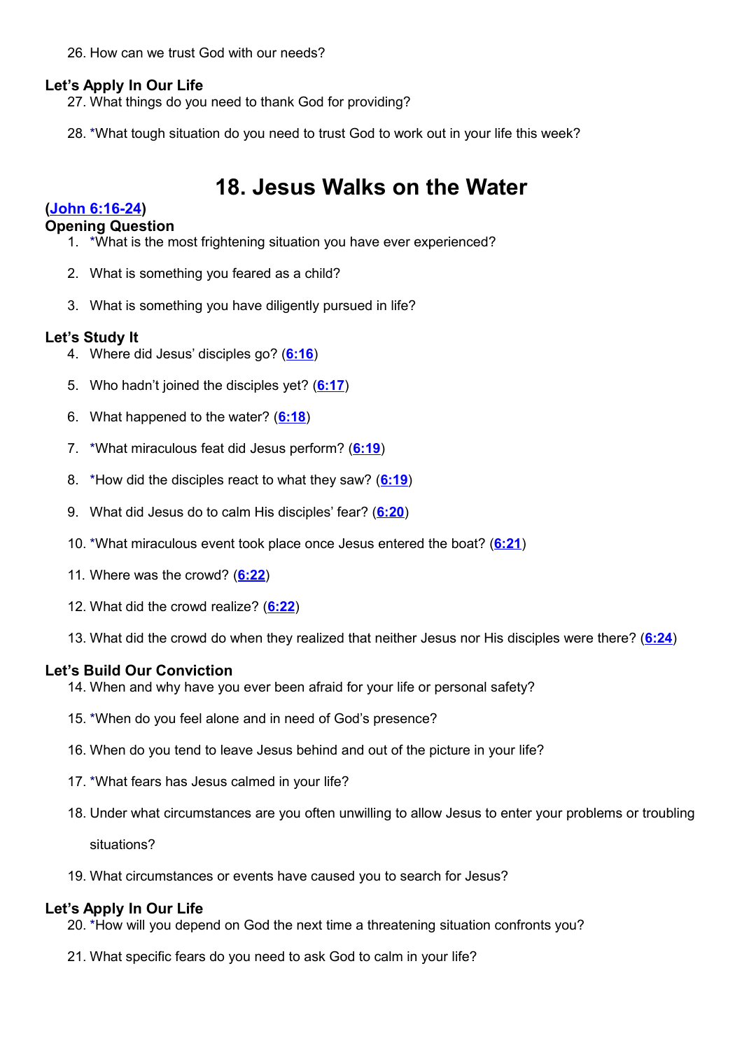26. How can we trust God with our needs?

**Let's Apply In Our Life**

27. What things do you need to thank God for providing?

28. *What tough situation do you need to trust God to work out in your life this week?

# 18. Jesus Walks on the Water

**(John 6:16-24)**

**Opening Question**

1. *What is the most frightening situation you have ever experienced?

2. What is something you feared as a child?

3. What is something you have diligently pursued in life?

**Let's Study It**

4. Where did Jesus' disciples go? (6:16)

5. Who hadn't joined the disciples yet? (6:17)

6. What happened to the water? (6:18)

7. *What miraculous feat did Jesus perform? (6:19)

8. *How did the disciples react to what they saw? (6:19)

9. What did Jesus do to calm His disciples' fear? (6:20)

10. *What miraculous event took place once Jesus entered the boat? (6:21)

11. Where was the crowd? (6:22)

12. What did the crowd realize? (6:22)

13. What did the crowd do when they realized that neither Jesus nor His disciples were there? (6:24)

**Let's Build Our Conviction**

14. When and why have you ever been afraid for your life or personal safety?

15. *When do you feel alone and in need of God's presence?

16. When do you tend to leave Jesus behind and out of the picture in your life?

17. *What fears has Jesus calmed in your life?

18. Under what circumstances are you often unwilling to allow Jesus to enter your problems or troubling situations?

19. What circumstances or events have caused you to search for Jesus?

**Let's Apply In Our Life**

20. *How will you depend on God the next time a threatening situation confronts you?

21. What specific fears do you need to ask God to calm in your life?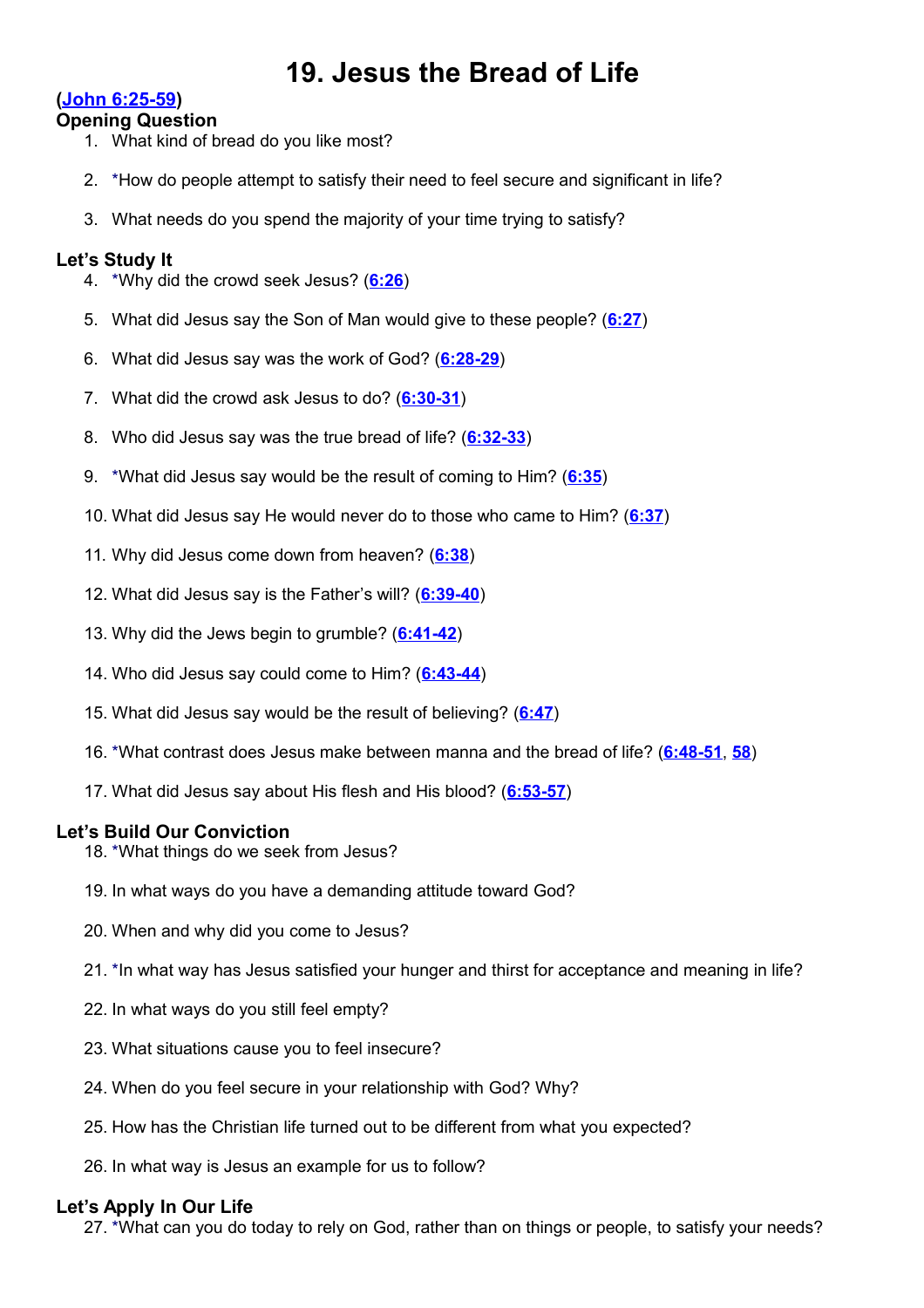# 19. Jesus the Bread of Life

**(John 6:25-59)**

**Opening Question**

1. What kind of bread do you like most?
2. *How do people attempt to satisfy their need to feel secure and significant in life?
3. What needs do you spend the majority of your time trying to satisfy?

**Let's Study It**

4. *Why did the crowd seek Jesus? (**6:26**)
5. What did Jesus say the Son of Man would give to these people? (**6:27**)
6. What did Jesus say was the work of God? (**6:28-29**)
7. What did the crowd ask Jesus to do? (**6:30-31**)
8. Who did Jesus say was the true bread of life? (**6:32-33**)
9. *What did Jesus say would be the result of coming to Him? (**6:35**)
10. What did Jesus say He would never do to those who came to Him? (**6:37**)
11. Why did Jesus come down from heaven? (**6:38**)
12. What did Jesus say is the Father's will? (**6:39-40**)
13. Why did the Jews begin to grumble? (**6:41-42**)
14. Who did Jesus say could come to Him? (**6:43-44**)
15. What did Jesus say would be the result of believing? (**6:47**)
16. *What contrast does Jesus make between manna and the bread of life? (**6:48-51**, **58**)
17. What did Jesus say about His flesh and His blood? (**6:53-57**)

**Let's Build Our Conviction**

18. *What things do we seek from Jesus?
19. In what ways do you have a demanding attitude toward God?
20. When and why did you come to Jesus?
21. *In what way has Jesus satisfied your hunger and thirst for acceptance and meaning in life?
22. In what ways do you still feel empty?
23. What situations cause you to feel insecure?
24. When do you feel secure in your relationship with God? Why?
25. How has the Christian life turned out to be different from what you expected?
26. In what way is Jesus an example for us to follow?

**Let's Apply In Our Life**

27. *What can you do today to rely on God, rather than on things or people, to satisfy your needs?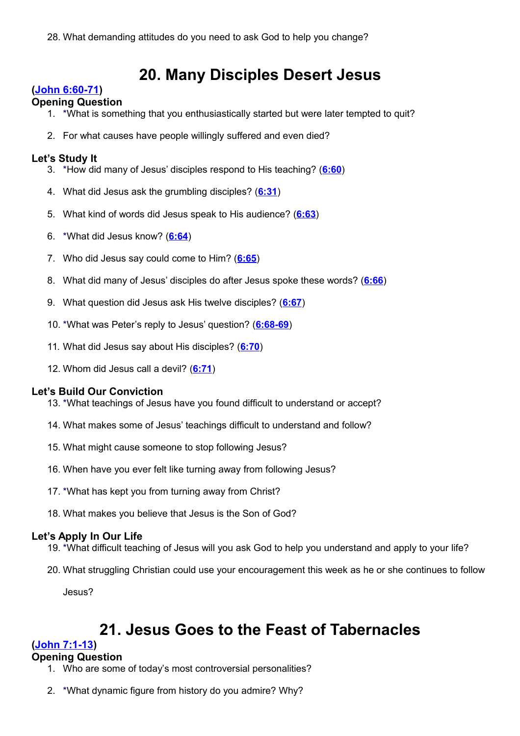28. What demanding attitudes do you need to ask God to help you change?

# 20. Many Disciples Desert Jesus

**(John 6:60-71)**

**Opening Question**

1. *What is something that you enthusiastically started but were later tempted to quit?
2. For what causes have people willingly suffered and even died?

**Let's Study It**

3. *How did many of Jesus' disciples respond to His teaching? (**6:60**)
4. What did Jesus ask the grumbling disciples? (**6:31**)
5. What kind of words did Jesus speak to His audience? (**6:63**)
6. *What did Jesus know? (**6:64**)
7. Who did Jesus say could come to Him? (**6:65**)
8. What did many of Jesus' disciples do after Jesus spoke these words? (**6:66**)
9. What question did Jesus ask His twelve disciples? (**6:67**)
10. *What was Peter's reply to Jesus' question? (**6:68-69**)
11. What did Jesus say about His disciples? (**6:70**)
12. Whom did Jesus call a devil? (**6:71**)

**Let's Build Our Conviction**

13. *What teachings of Jesus have you found difficult to understand or accept?
14. What makes some of Jesus' teachings difficult to understand and follow?
15. What might cause someone to stop following Jesus?
16. When have you ever felt like turning away from following Jesus?
17. *What has kept you from turning away from Christ?
18. What makes you believe that Jesus is the Son of God?

**Let's Apply In Our Life**

19. *What difficult teaching of Jesus will you ask God to help you understand and apply to your life?
20. What struggling Christian could use your encouragement this week as he or she continues to follow Jesus?

# 21. Jesus Goes to the Feast of Tabernacles

**(John 7:1-13)**

**Opening Question**

1. Who are some of today's most controversial personalities?
2. *What dynamic figure from history do you admire? Why?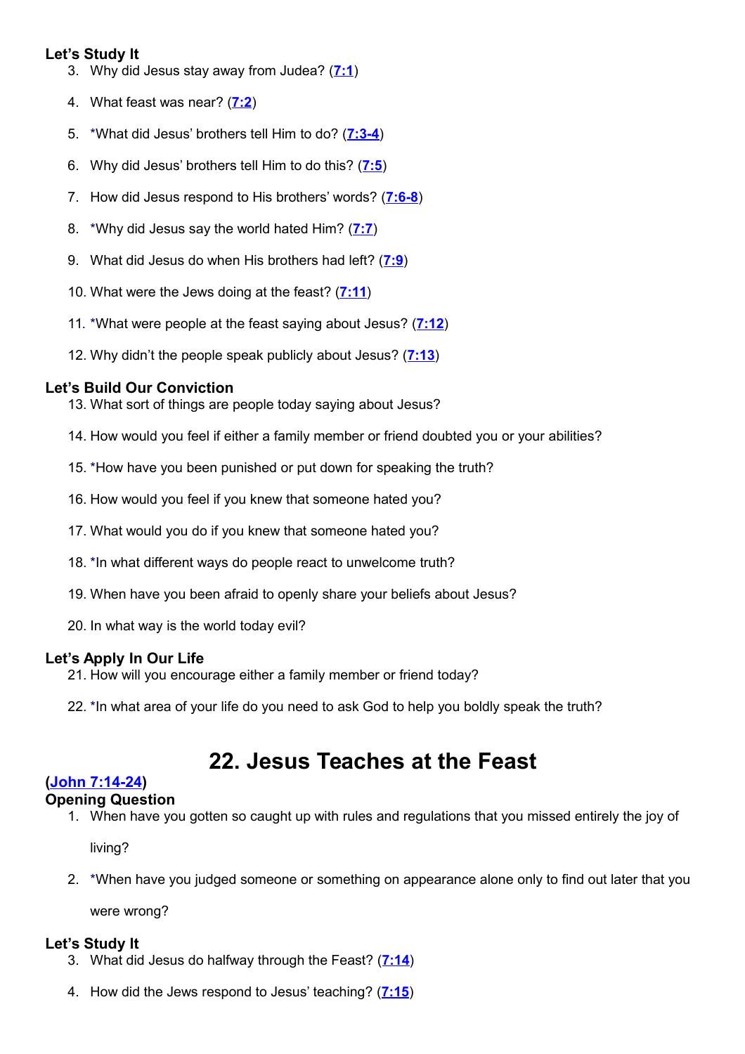### Let's Study It

3. Why did Jesus stay away from Judea? (7:1)
4. What feast was near? (7:2)
5. *What did Jesus' brothers tell Him to do? (7:3-4)
6. Why did Jesus' brothers tell Him to do this? (7:5)
7. How did Jesus respond to His brothers' words? (7:6-8)
8. *Why did Jesus say the world hated Him? (7:7)
9. What did Jesus do when His brothers had left? (7:9)
10. What were the Jews doing at the feast? (7:11)
11. *What were people at the feast saying about Jesus? (7:12)
12. Why didn't the people speak publicly about Jesus? (7:13)

### Let's Build Our Conviction

13. What sort of things are people today saying about Jesus?
14. How would you feel if either a family member or friend doubted you or your abilities?
15. *How have you been punished or put down for speaking the truth?
16. How would you feel if you knew that someone hated you?
17. What would you do if you knew that someone hated you?
18. *In what different ways do people react to unwelcome truth?
19. When have you been afraid to openly share your beliefs about Jesus?
20. In what way is the world today evil?

### Let's Apply In Our Life

21. How will you encourage either a family member or friend today?
22. *In what area of your life do you need to ask God to help you boldly speak the truth?

# 22. Jesus Teaches at the Feast

**(John 7:14-24)**

### Opening Question

1. When have you gotten so caught up with rules and regulations that you missed entirely the joy of living?
2. *When have you judged someone or something on appearance alone only to find out later that you were wrong?

### Let's Study It

3. What did Jesus do halfway through the Feast? (7:14)
4. How did the Jews respond to Jesus' teaching? (7:15)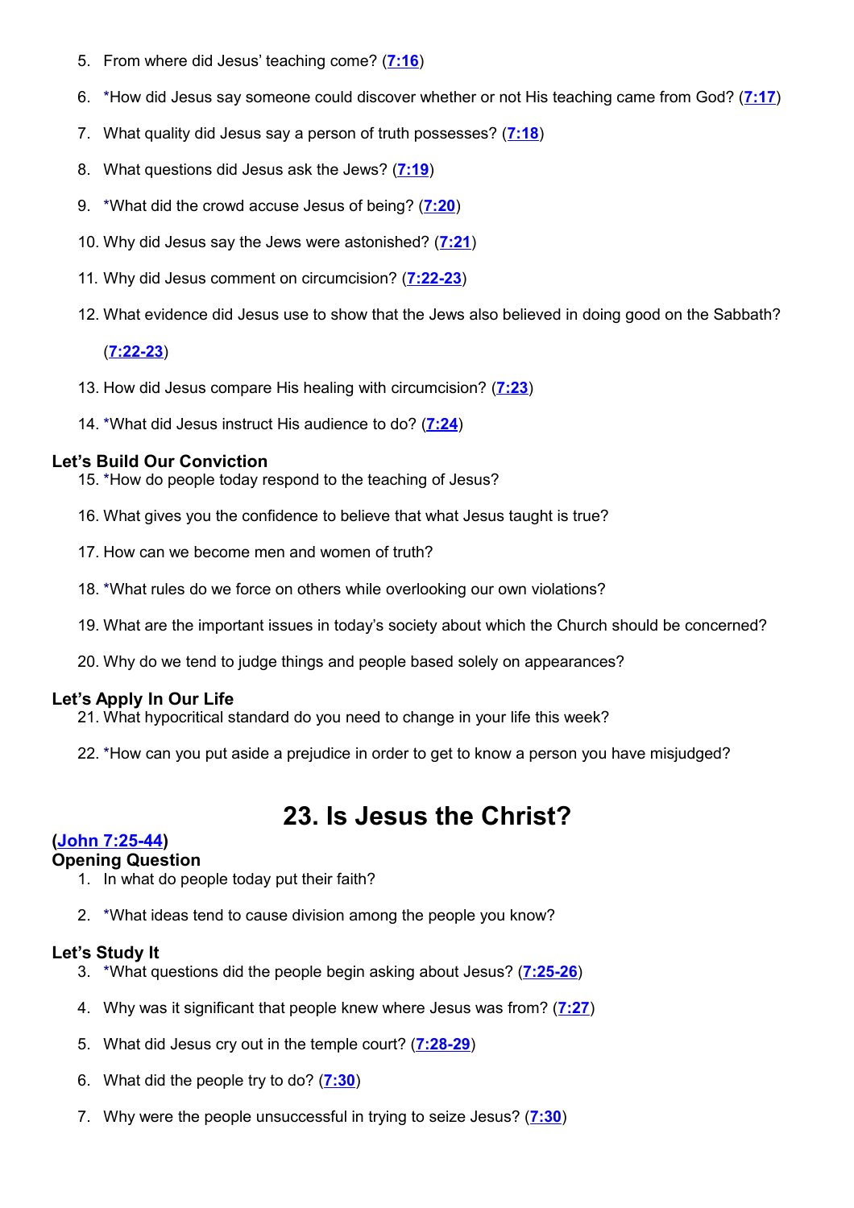5. From where did Jesus' teaching come? (7:16)

6. *How did Jesus say someone could discover whether or not His teaching came from God? (7:17)

7. What quality did Jesus say a person of truth possesses? (7:18)

8. What questions did Jesus ask the Jews? (7:19)

9. *What did the crowd accuse Jesus of being? (7:20)

10. Why did Jesus say the Jews were astonished? (7:21)

11. Why did Jesus comment on circumcision? (7:22-23)

12. What evidence did Jesus use to show that the Jews also believed in doing good on the Sabbath? (7:22-23)

13. How did Jesus compare His healing with circumcision? (7:23)

14. *What did Jesus instruct His audience to do? (7:24)

**Let's Build Our Conviction**

15. *How do people today respond to the teaching of Jesus?

16. What gives you the confidence to believe that what Jesus taught is true?

17. How can we become men and women of truth?

18. *What rules do we force on others while overlooking our own violations?

19. What are the important issues in today's society about which the Church should be concerned?

20. Why do we tend to judge things and people based solely on appearances?

**Let's Apply In Our Life**

21. What hypocritical standard do you need to change in your life this week?

22. *How can you put aside a prejudice in order to get to know a person you have misjudged?

# 23. Is Jesus the Christ?

**(John 7:25-44)**

**Opening Question**

1. In what do people today put their faith?

2. *What ideas tend to cause division among the people you know?

**Let's Study It**

3. *What questions did the people begin asking about Jesus? (7:25-26)

4. Why was it significant that people knew where Jesus was from? (7:27)

5. What did Jesus cry out in the temple court? (7:28-29)

6. What did the people try to do? (7:30)

7. Why were the people unsuccessful in trying to seize Jesus? (7:30)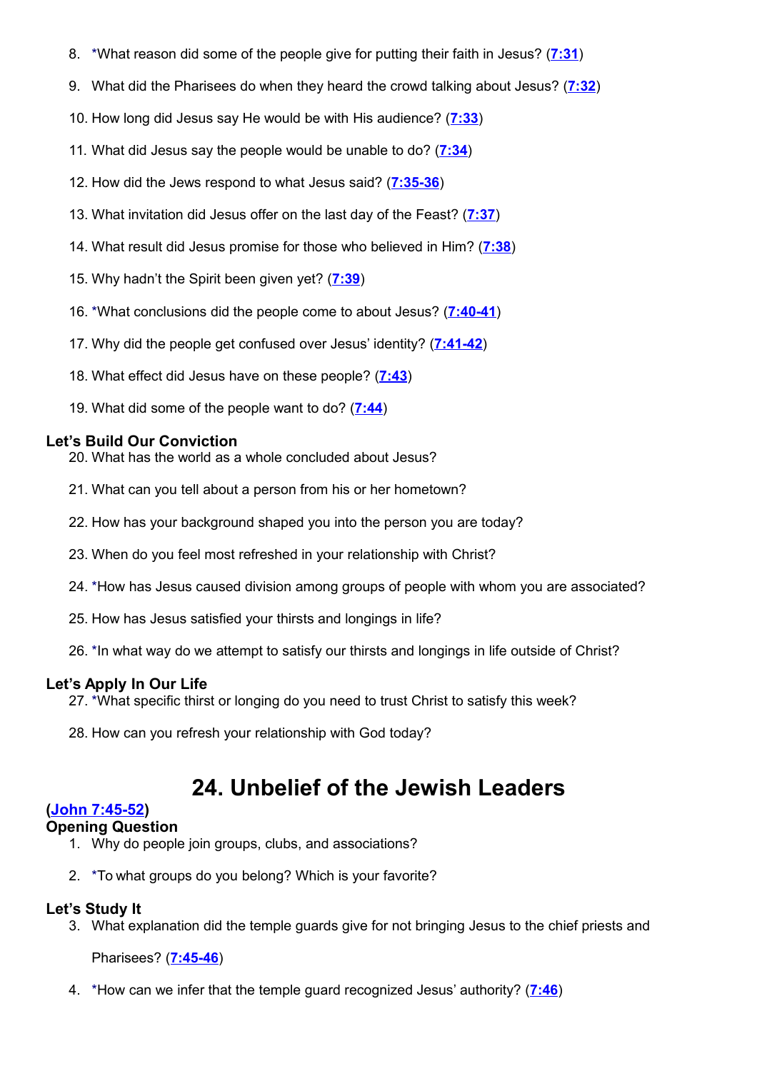8. *What reason did some of the people give for putting their faith in Jesus? (7:31)

9. What did the Pharisees do when they heard the crowd talking about Jesus? (7:32)

10. How long did Jesus say He would be with His audience? (7:33)

11. What did Jesus say the people would be unable to do? (7:34)

12. How did the Jews respond to what Jesus said? (7:35-36)

13. What invitation did Jesus offer on the last day of the Feast? (7:37)

14. What result did Jesus promise for those who believed in Him? (7:38)

15. Why hadn't the Spirit been given yet? (7:39)

16. *What conclusions did the people come to about Jesus? (7:40-41)

17. Why did the people get confused over Jesus' identity? (7:41-42)

18. What effect did Jesus have on these people? (7:43)

19. What did some of the people want to do? (7:44)

### Let's Build Our Conviction

20. What has the world as a whole concluded about Jesus?

21. What can you tell about a person from his or her hometown?

22. How has your background shaped you into the person you are today?

23. When do you feel most refreshed in your relationship with Christ?

24. *How has Jesus caused division among groups of people with whom you are associated?

25. How has Jesus satisfied your thirsts and longings in life?

26. *In what way do we attempt to satisfy our thirsts and longings in life outside of Christ?

### Let's Apply In Our Life

27. *What specific thirst or longing do you need to trust Christ to satisfy this week?

28. How can you refresh your relationship with God today?

# 24. Unbelief of the Jewish Leaders

**(John 7:45-52)**

### Opening Question

1. Why do people join groups, clubs, and associations?

2. *To what groups do you belong? Which is your favorite?

### Let's Study It

3. What explanation did the temple guards give for not bringing Jesus to the chief priests and Pharisees? (7:45-46)

4. *How can we infer that the temple guard recognized Jesus' authority? (7:46)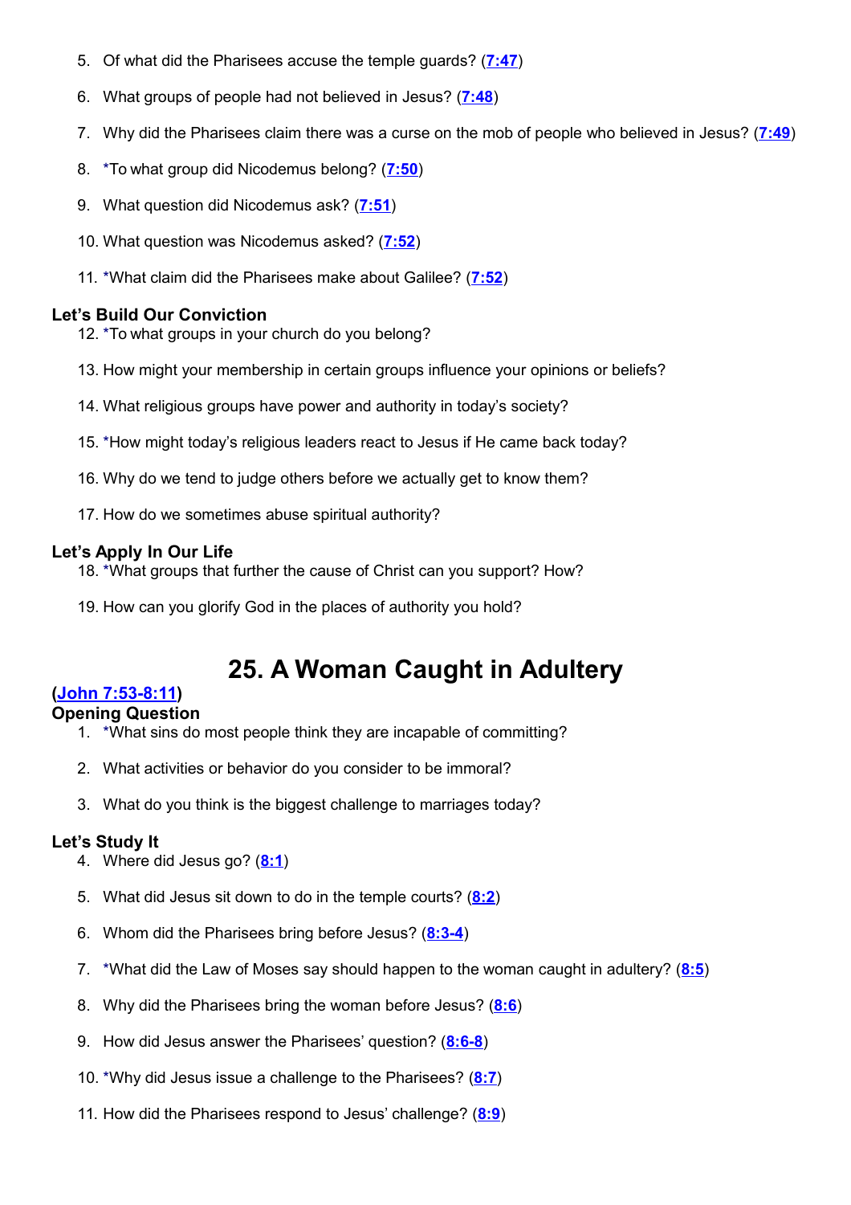5. Of what did the Pharisees accuse the temple guards? (7:47)

6. What groups of people had not believed in Jesus? (7:48)

7. Why did the Pharisees claim there was a curse on the mob of people who believed in Jesus? (7:49)

8. *To what group did Nicodemus belong? (7:50)

9. What question did Nicodemus ask? (7:51)

10. What question was Nicodemus asked? (7:52)

11. *What claim did the Pharisees make about Galilee? (7:52)

### Let's Build Our Conviction

12. *To what groups in your church do you belong?

13. How might your membership in certain groups influence your opinions or beliefs?

14. What religious groups have power and authority in today's society?

15. *How might today's religious leaders react to Jesus if He came back today?

16. Why do we tend to judge others before we actually get to know them?

17. How do we sometimes abuse spiritual authority?

### Let's Apply In Our Life

18. *What groups that further the cause of Christ can you support? How?

19. How can you glorify God in the places of authority you hold?

# 25. A Woman Caught in Adultery

**(John 7:53-8:11)**

### Opening Question

1. *What sins do most people think they are incapable of committing?

2. What activities or behavior do you consider to be immoral?

3. What do you think is the biggest challenge to marriages today?

### Let's Study It

4. Where did Jesus go? (8:1)

5. What did Jesus sit down to do in the temple courts? (8:2)

6. Whom did the Pharisees bring before Jesus? (8:3-4)

7. *What did the Law of Moses say should happen to the woman caught in adultery? (8:5)

8. Why did the Pharisees bring the woman before Jesus? (8:6)

9. How did Jesus answer the Pharisees' question? (8:6-8)

10. *Why did Jesus issue a challenge to the Pharisees? (8:7)

11. How did the Pharisees respond to Jesus' challenge? (8:9)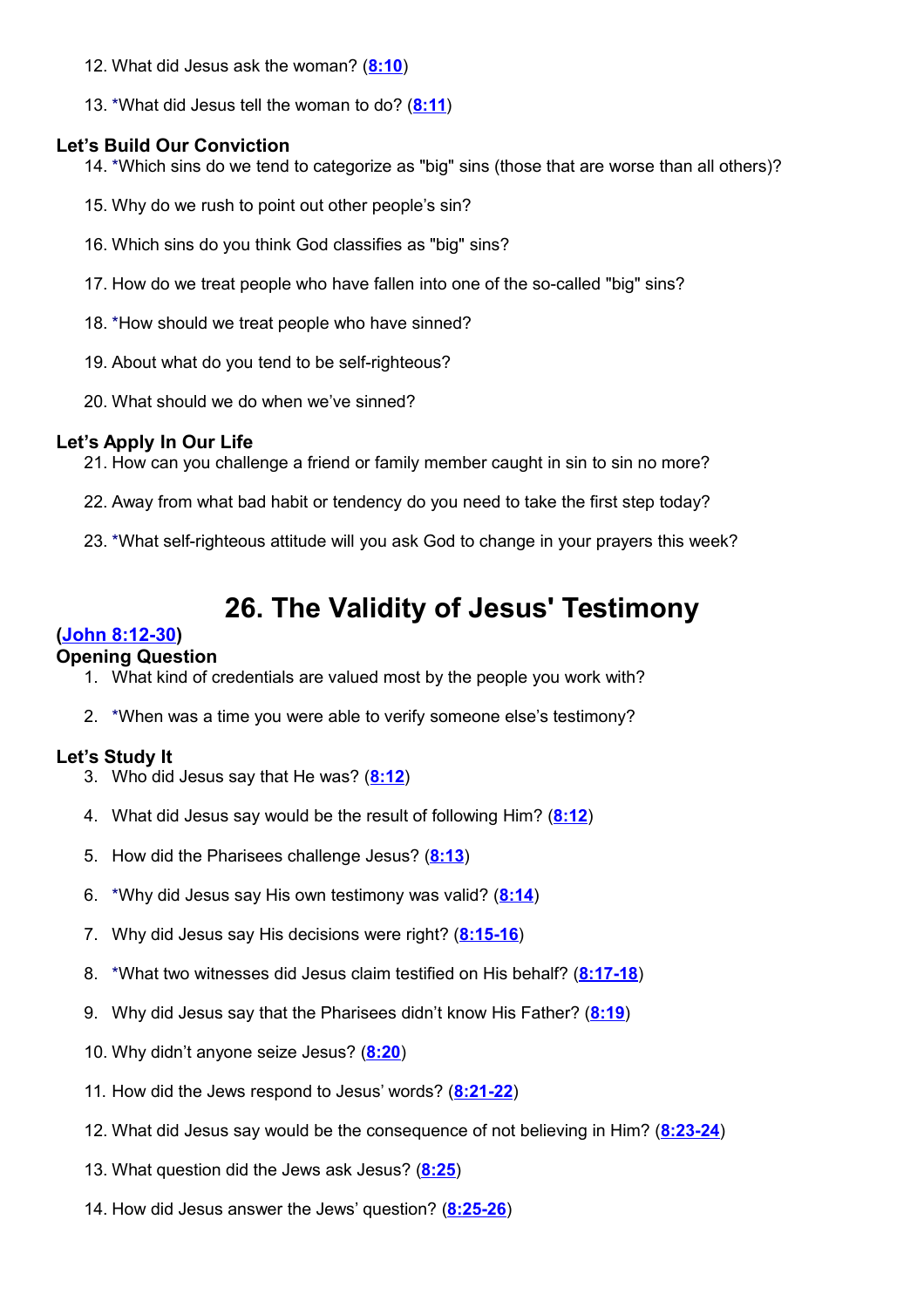12. What did Jesus ask the woman? (8:10)

13. *What did Jesus tell the woman to do? (8:11)

### Let's Build Our Conviction

14. *Which sins do we tend to categorize as "big" sins (those that are worse than all others)?

15. Why do we rush to point out other people's sin?

16. Which sins do you think God classifies as "big" sins?

17. How do we treat people who have fallen into one of the so-called "big" sins?

18. *How should we treat people who have sinned?

19. About what do you tend to be self-righteous?

20. What should we do when we've sinned?

### Let's Apply In Our Life

21. How can you challenge a friend or family member caught in sin to sin no more?

22. Away from what bad habit or tendency do you need to take the first step today?

23. *What self-righteous attitude will you ask God to change in your prayers this week?

# 26. The Validity of Jesus' Testimony

**(John 8:12-30)**

### Opening Question

1. What kind of credentials are valued most by the people you work with?

2. *When was a time you were able to verify someone else's testimony?

### Let's Study It

3. Who did Jesus say that He was? (8:12)

4. What did Jesus say would be the result of following Him? (8:12)

5. How did the Pharisees challenge Jesus? (8:13)

6. *Why did Jesus say His own testimony was valid? (8:14)

7. Why did Jesus say His decisions were right? (8:15-16)

8. *What two witnesses did Jesus claim testified on His behalf? (8:17-18)

9. Why did Jesus say that the Pharisees didn't know His Father? (8:19)

10. Why didn't anyone seize Jesus? (8:20)

11. How did the Jews respond to Jesus' words? (8:21-22)

12. What did Jesus say would be the consequence of not believing in Him? (8:23-24)

13. What question did the Jews ask Jesus? (8:25)

14. How did Jesus answer the Jews' question? (8:25-26)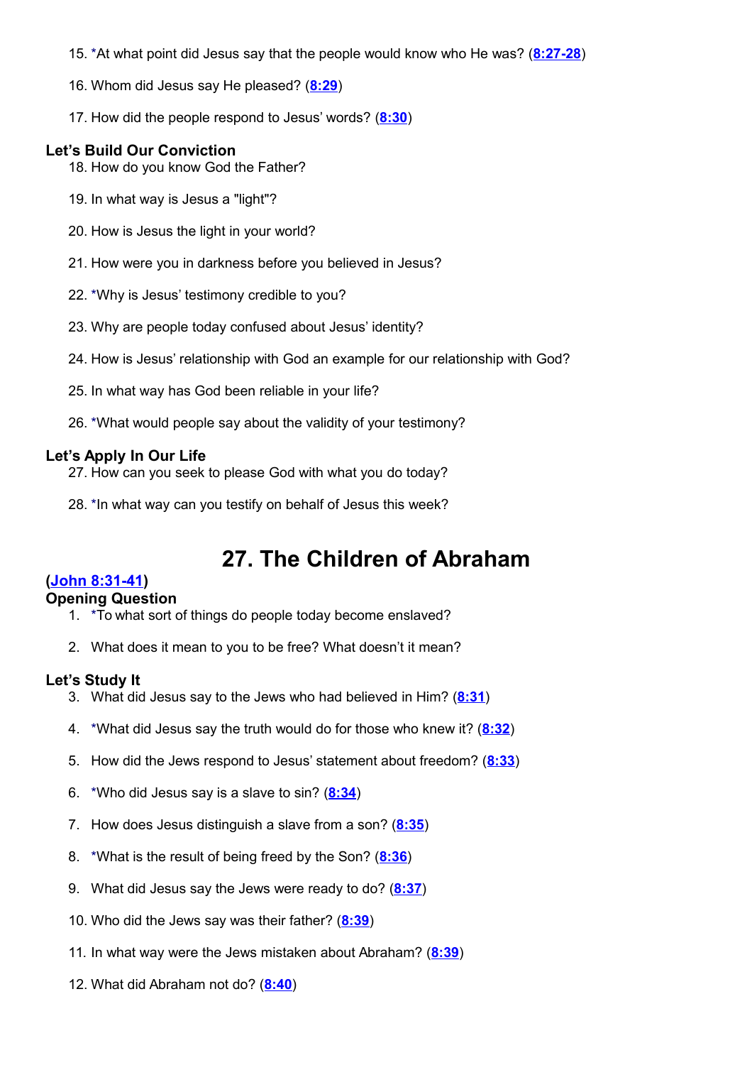15. *At what point did Jesus say that the people would know who He was? (8:27-28)

16. Whom did Jesus say He pleased? (8:29)

17. How did the people respond to Jesus' words? (8:30)

### Let's Build Our Conviction

18. How do you know God the Father?

19. In what way is Jesus a "light"?

20. How is Jesus the light in your world?

21. How were you in darkness before you believed in Jesus?

22. *Why is Jesus' testimony credible to you?

23. Why are people today confused about Jesus' identity?

24. How is Jesus' relationship with God an example for our relationship with God?

25. In what way has God been reliable in your life?

26. *What would people say about the validity of your testimony?

### Let's Apply In Our Life

27. How can you seek to please God with what you do today?

28. *In what way can you testify on behalf of Jesus this week?

# 27. The Children of Abraham

**(John 8:31-41)**

### Opening Question

1. *To what sort of things do people today become enslaved?

2. What does it mean to you to be free? What doesn't it mean?

### Let's Study It

3. What did Jesus say to the Jews who had believed in Him? (8:31)

4. *What did Jesus say the truth would do for those who knew it? (8:32)

5. How did the Jews respond to Jesus' statement about freedom? (8:33)

6. *Who did Jesus say is a slave to sin? (8:34)

7. How does Jesus distinguish a slave from a son? (8:35)

8. *What is the result of being freed by the Son? (8:36)

9. What did Jesus say the Jews were ready to do? (8:37)

10. Who did the Jews say was their father? (8:39)

11. In what way were the Jews mistaken about Abraham? (8:39)

12. What did Abraham not do? (8:40)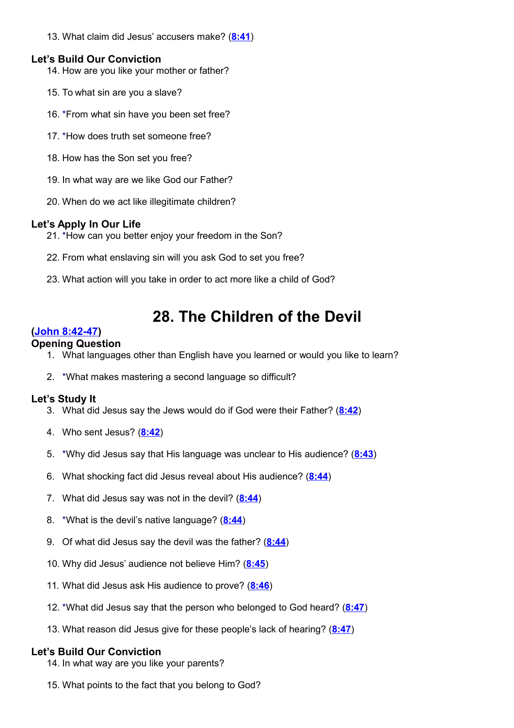13. What claim did Jesus' accusers make? (8:41)

### Let's Build Our Conviction

14. How are you like your mother or father?

15. To what sin are you a slave?

16. *From what sin have you been set free?

17. *How does truth set someone free?

18. How has the Son set you free?

19. In what way are we like God our Father?

20. When do we act like illegitimate children?

### Let's Apply In Our Life

21. *How can you better enjoy your freedom in the Son?

22. From what enslaving sin will you ask God to set you free?

23. What action will you take in order to act more like a child of God?

## 28. The Children of the Devil

**(John 8:42-47)**

### Opening Question

1. What languages other than English have you learned or would you like to learn?

2. *What makes mastering a second language so difficult?

### Let's Study It

3. What did Jesus say the Jews would do if God were their Father? (8:42)

4. Who sent Jesus? (8:42)

5. *Why did Jesus say that His language was unclear to His audience? (8:43)

6. What shocking fact did Jesus reveal about His audience? (8:44)

7. What did Jesus say was not in the devil? (8:44)

8. *What is the devil's native language? (8:44)

9. Of what did Jesus say the devil was the father? (8:44)

10. Why did Jesus' audience not believe Him? (8:45)

11. What did Jesus ask His audience to prove? (8:46)

12. *What did Jesus say that the person who belonged to God heard? (8:47)

13. What reason did Jesus give for these people's lack of hearing? (8:47)

### Let's Build Our Conviction

14. In what way are you like your parents?

15. What points to the fact that you belong to God?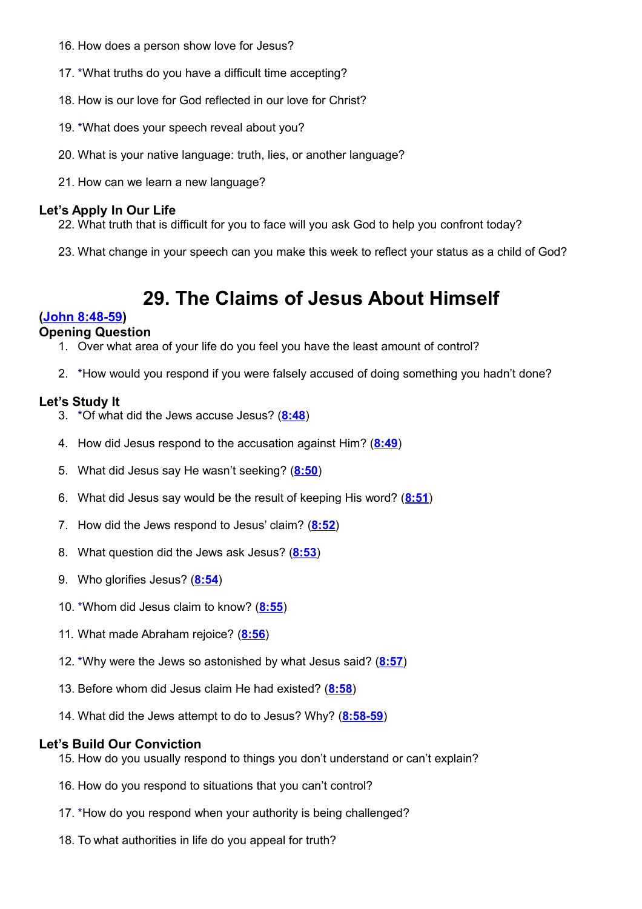16. How does a person show love for Jesus?

17. *What truths do you have a difficult time accepting?

18. How is our love for God reflected in our love for Christ?

19. *What does your speech reveal about you?

20. What is your native language: truth, lies, or another language?

21. How can we learn a new language?

### Let's Apply In Our Life

22. What truth that is difficult for you to face will you ask God to help you confront today?

23. What change in your speech can you make this week to reflect your status as a child of God?

# 29. The Claims of Jesus About Himself

**([John 8:48-59](#))**

### Opening Question

1. Over what area of your life do you feel you have the least amount of control?

2. *How would you respond if you were falsely accused of doing something you hadn't done?

### Let's Study It

3. *Of what did the Jews accuse Jesus? (**8:48**)

4. How did Jesus respond to the accusation against Him? (**8:49**)

5. What did Jesus say He wasn't seeking? (**8:50**)

6. What did Jesus say would be the result of keeping His word? (**8:51**)

7. How did the Jews respond to Jesus' claim? (**8:52**)

8. What question did the Jews ask Jesus? (**8:53**)

9. Who glorifies Jesus? (**8:54**)

10. *Whom did Jesus claim to know? (**8:55**)

11. What made Abraham rejoice? (**8:56**)

12. *Why were the Jews so astonished by what Jesus said? (**8:57**)

13. Before whom did Jesus claim He had existed? (**8:58**)

14. What did the Jews attempt to do to Jesus? Why? (**8:58-59**)

### Let's Build Our Conviction

15. How do you usually respond to things you don't understand or can't explain?

16. How do you respond to situations that you can't control?

17. *How do you respond when your authority is being challenged?

18. To what authorities in life do you appeal for truth?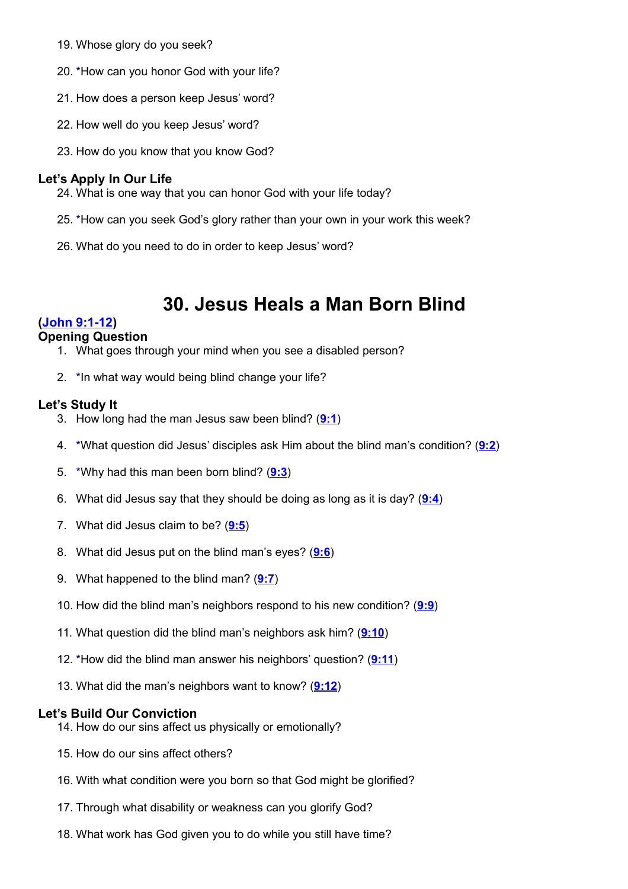19. Whose glory do you seek?

20. *How can you honor God with your life?

21. How does a person keep Jesus' word?

22. How well do you keep Jesus' word?

23. How do you know that you know God?

### Let's Apply In Our Life

24. What is one way that you can honor God with your life today?

25. *How can you seek God's glory rather than your own in your work this week?

26. What do you need to do in order to keep Jesus' word?

# 30. Jesus Heals a Man Born Blind

**(John 9:1-12)**

### Opening Question

1. What goes through your mind when you see a disabled person?

2. *In what way would being blind change your life?

### Let's Study It

3. How long had the man Jesus saw been blind? (**9:1**)

4. *What question did Jesus' disciples ask Him about the blind man's condition? (**9:2**)

5. *Why had this man been born blind? (**9:3**)

6. What did Jesus say that they should be doing as long as it is day? (**9:4**)

7. What did Jesus claim to be? (**9:5**)

8. What did Jesus put on the blind man's eyes? (**9:6**)

9. What happened to the blind man? (**9:7**)

10. How did the blind man's neighbors respond to his new condition? (**9:9**)

11. What question did the blind man's neighbors ask him? (**9:10**)

12. *How did the blind man answer his neighbors' question? (**9:11**)

13. What did the man's neighbors want to know? (**9:12**)

### Let's Build Our Conviction

14. How do our sins affect us physically or emotionally?

15. How do our sins affect others?

16. With what condition were you born so that God might be glorified?

17. Through what disability or weakness can you glorify God?

18. What work has God given you to do while you still have time?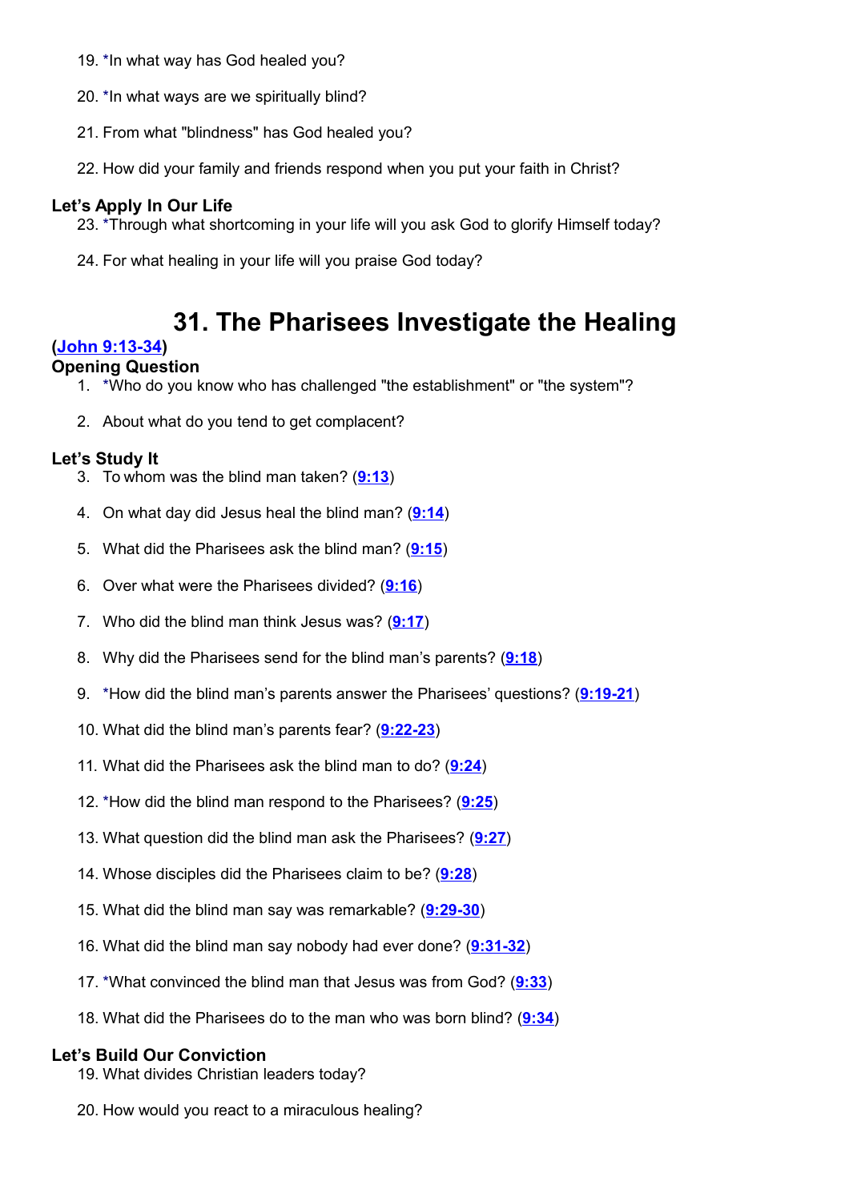19. *In what way has God healed you?

20. *In what ways are we spiritually blind?

21. From what "blindness" has God healed you?

22. How did your family and friends respond when you put your faith in Christ?

**Let's Apply In Our Life**

23. *Through what shortcoming in your life will you ask God to glorify Himself today?

24. For what healing in your life will you praise God today?

# 31. The Pharisees Investigate the Healing

**(John 9:13-34)**

**Opening Question**

1. *Who do you know who has challenged "the establishment" or "the system"?

2. About what do you tend to get complacent?

**Let's Study It**

3. To whom was the blind man taken? (**9:13**)

4. On what day did Jesus heal the blind man? (**9:14**)

5. What did the Pharisees ask the blind man? (**9:15**)

6. Over what were the Pharisees divided? (**9:16**)

7. Who did the blind man think Jesus was? (**9:17**)

8. Why did the Pharisees send for the blind man's parents? (**9:18**)

9. *How did the blind man's parents answer the Pharisees' questions? (**9:19-21**)

10. What did the blind man's parents fear? (**9:22-23**)

11. What did the Pharisees ask the blind man to do? (**9:24**)

12. *How did the blind man respond to the Pharisees? (**9:25**)

13. What question did the blind man ask the Pharisees? (**9:27**)

14. Whose disciples did the Pharisees claim to be? (**9:28**)

15. What did the blind man say was remarkable? (**9:29-30**)

16. What did the blind man say nobody had ever done? (**9:31-32**)

17. *What convinced the blind man that Jesus was from God? (**9:33**)

18. What did the Pharisees do to the man who was born blind? (**9:34**)

**Let's Build Our Conviction**

19. What divides Christian leaders today?

20. How would you react to a miraculous healing?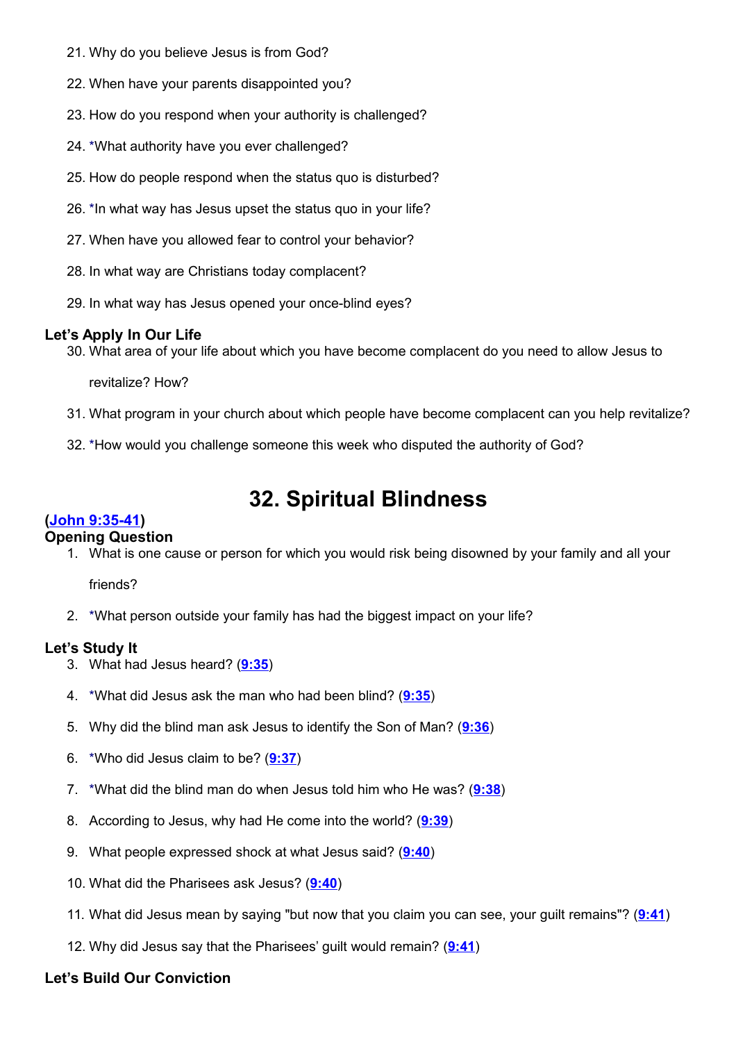21. Why do you believe Jesus is from God?
22. When have your parents disappointed you?
23. How do you respond when your authority is challenged?
24. *What authority have you ever challenged?
25. How do people respond when the status quo is disturbed?
26. *In what way has Jesus upset the status quo in your life?
27. When have you allowed fear to control your behavior?
28. In what way are Christians today complacent?
29. In what way has Jesus opened your once-blind eyes?

**Let's Apply In Our Life**

30. What area of your life about which you have become complacent do you need to allow Jesus to revitalize? How?
31. What program in your church about which people have become complacent can you help revitalize?
32. *How would you challenge someone this week who disputed the authority of God?

# 32. Spiritual Blindness

**(John 9:35-41)**

**Opening Question**

1. What is one cause or person for which you would risk being disowned by your family and all your friends?
2. *What person outside your family has had the biggest impact on your life?

**Let's Study It**

3. What had Jesus heard? (**9:35**)
4. *What did Jesus ask the man who had been blind? (**9:35**)
5. Why did the blind man ask Jesus to identify the Son of Man? (**9:36**)
6. *Who did Jesus claim to be? (**9:37**)
7. *What did the blind man do when Jesus told him who He was? (**9:38**)
8. According to Jesus, why had He come into the world? (**9:39**)
9. What people expressed shock at what Jesus said? (**9:40**)
10. What did the Pharisees ask Jesus? (**9:40**)
11. What did Jesus mean by saying "but now that you claim you can see, your guilt remains"? (**9:41**)
12. Why did Jesus say that the Pharisees' guilt would remain? (**9:41**)

**Let's Build Our Conviction**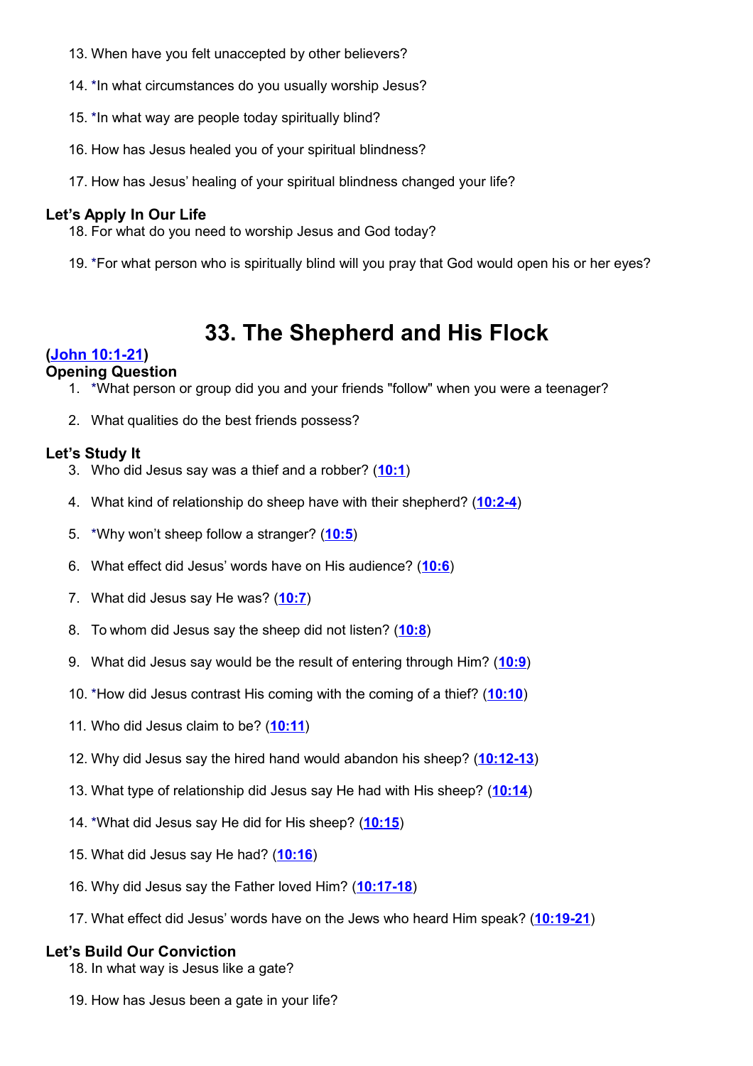13. When have you felt unaccepted by other believers?

14. *In what circumstances do you usually worship Jesus?

15. *In what way are people today spiritually blind?

16. How has Jesus healed you of your spiritual blindness?

17. How has Jesus' healing of your spiritual blindness changed your life?

### Let's Apply In Our Life

18. For what do you need to worship Jesus and God today?

19. *For what person who is spiritually blind will you pray that God would open his or her eyes?

# 33. The Shepherd and His Flock

**(John 10:1-21)**

### Opening Question

1. *What person or group did you and your friends "follow" when you were a teenager?

2. What qualities do the best friends possess?

### Let's Study It

3. Who did Jesus say was a thief and a robber? (**10:1**)

4. What kind of relationship do sheep have with their shepherd? (**10:2-4**)

5. *Why won't sheep follow a stranger? (**10:5**)

6. What effect did Jesus' words have on His audience? (**10:6**)

7. What did Jesus say He was? (**10:7**)

8. To whom did Jesus say the sheep did not listen? (**10:8**)

9. What did Jesus say would be the result of entering through Him? (**10:9**)

10. *How did Jesus contrast His coming with the coming of a thief? (**10:10**)

11. Who did Jesus claim to be? (**10:11**)

12. Why did Jesus say the hired hand would abandon his sheep? (**10:12-13**)

13. What type of relationship did Jesus say He had with His sheep? (**10:14**)

14. *What did Jesus say He did for His sheep? (**10:15**)

15. What did Jesus say He had? (**10:16**)

16. Why did Jesus say the Father loved Him? (**10:17-18**)

17. What effect did Jesus' words have on the Jews who heard Him speak? (**10:19-21**)

### Let's Build Our Conviction

18. In what way is Jesus like a gate?

19. How has Jesus been a gate in your life?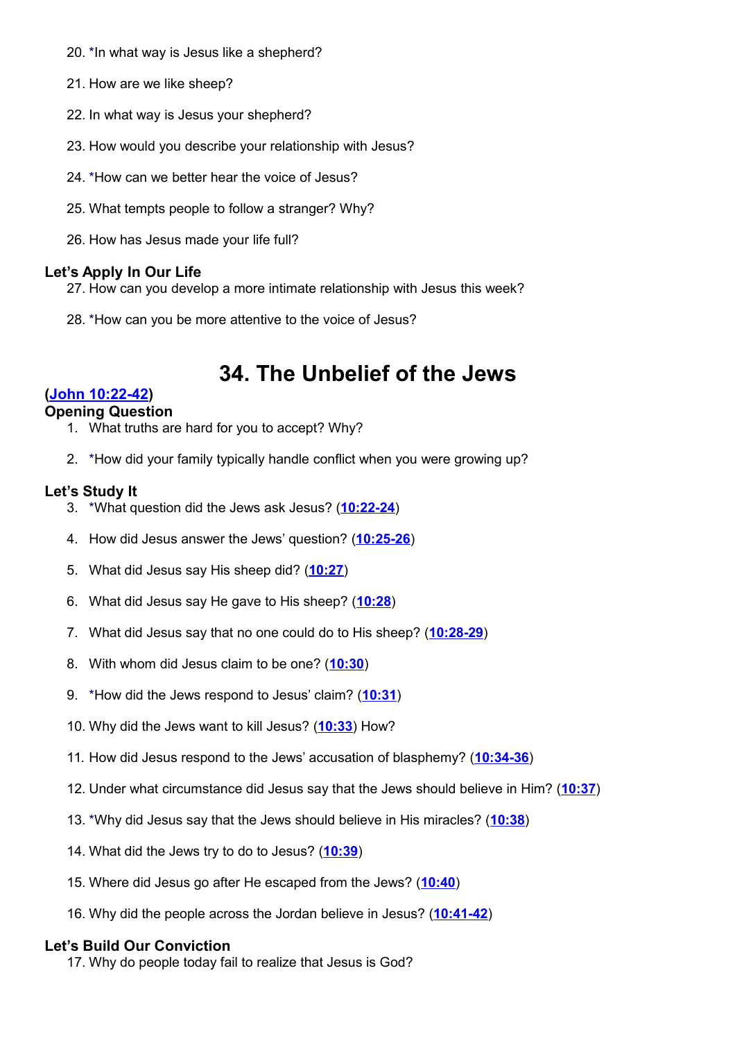20. *In what way is Jesus like a shepherd?

21. How are we like sheep?

22. In what way is Jesus your shepherd?

23. How would you describe your relationship with Jesus?

24. *How can we better hear the voice of Jesus?

25. What tempts people to follow a stranger? Why?

26. How has Jesus made your life full?

**Let's Apply In Our Life**

27. How can you develop a more intimate relationship with Jesus this week?

28. *How can you be more attentive to the voice of Jesus?

# 34. The Unbelief of the Jews

**(John 10:22-42)**

**Opening Question**

1. What truths are hard for you to accept? Why?

2. *How did your family typically handle conflict when you were growing up?

**Let's Study It**

3. *What question did the Jews ask Jesus? (**10:22-24**)

4. How did Jesus answer the Jews' question? (**10:25-26**)

5. What did Jesus say His sheep did? (**10:27**)

6. What did Jesus say He gave to His sheep? (**10:28**)

7. What did Jesus say that no one could do to His sheep? (**10:28-29**)

8. With whom did Jesus claim to be one? (**10:30**)

9. *How did the Jews respond to Jesus' claim? (**10:31**)

10. Why did the Jews want to kill Jesus? (**10:33**) How?

11. How did Jesus respond to the Jews' accusation of blasphemy? (**10:34-36**)

12. Under what circumstance did Jesus say that the Jews should believe in Him? (**10:37**)

13. *Why did Jesus say that the Jews should believe in His miracles? (**10:38**)

14. What did the Jews try to do to Jesus? (**10:39**)

15. Where did Jesus go after He escaped from the Jews? (**10:40**)

16. Why did the people across the Jordan believe in Jesus? (**10:41-42**)

**Let's Build Our Conviction**

17. Why do people today fail to realize that Jesus is God?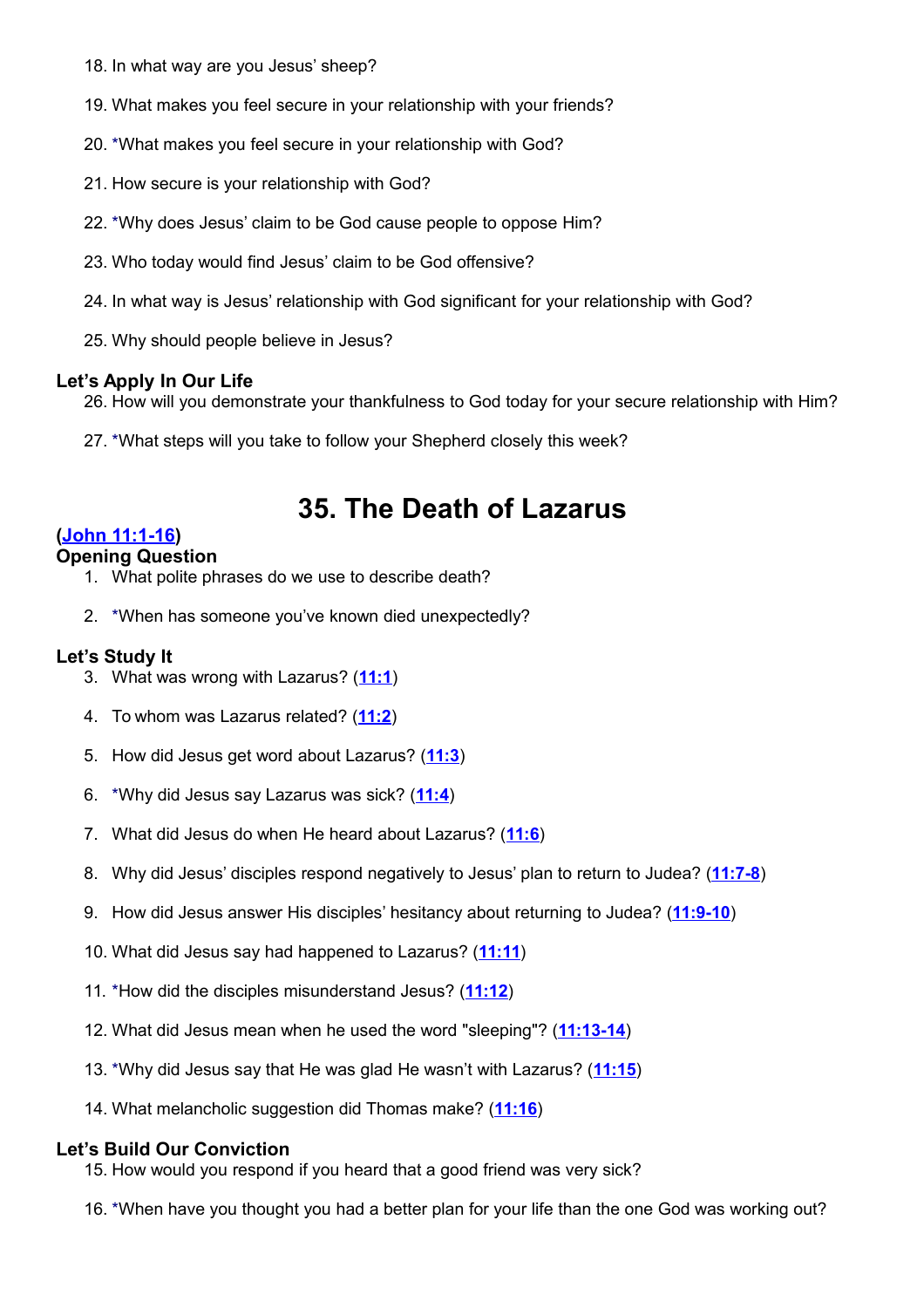18. In what way are you Jesus' sheep?

19. What makes you feel secure in your relationship with your friends?

20. *What makes you feel secure in your relationship with God?

21. How secure is your relationship with God?

22. *Why does Jesus' claim to be God cause people to oppose Him?

23. Who today would find Jesus' claim to be God offensive?

24. In what way is Jesus' relationship with God significant for your relationship with God?

25. Why should people believe in Jesus?

**Let's Apply In Our Life**

26. How will you demonstrate your thankfulness to God today for your secure relationship with Him?

27. *What steps will you take to follow your Shepherd closely this week?

# 35. The Death of Lazarus

**(John 11:1-16)**

**Opening Question**

1. What polite phrases do we use to describe death?

2. *When has someone you've known died unexpectedly?

**Let's Study It**

3. What was wrong with Lazarus? (**11:1**)

4. To whom was Lazarus related? (**11:2**)

5. How did Jesus get word about Lazarus? (**11:3**)

6. *Why did Jesus say Lazarus was sick? (**11:4**)

7. What did Jesus do when He heard about Lazarus? (**11:6**)

8. Why did Jesus' disciples respond negatively to Jesus' plan to return to Judea? (**11:7-8**)

9. How did Jesus answer His disciples' hesitancy about returning to Judea? (**11:9-10**)

10. What did Jesus say had happened to Lazarus? (**11:11**)

11. *How did the disciples misunderstand Jesus? (**11:12**)

12. What did Jesus mean when he used the word "sleeping"? (**11:13-14**)

13. *Why did Jesus say that He was glad He wasn't with Lazarus? (**11:15**)

14. What melancholic suggestion did Thomas make? (**11:16**)

**Let's Build Our Conviction**

15. How would you respond if you heard that a good friend was very sick?

16. *When have you thought you had a better plan for your life than the one God was working out?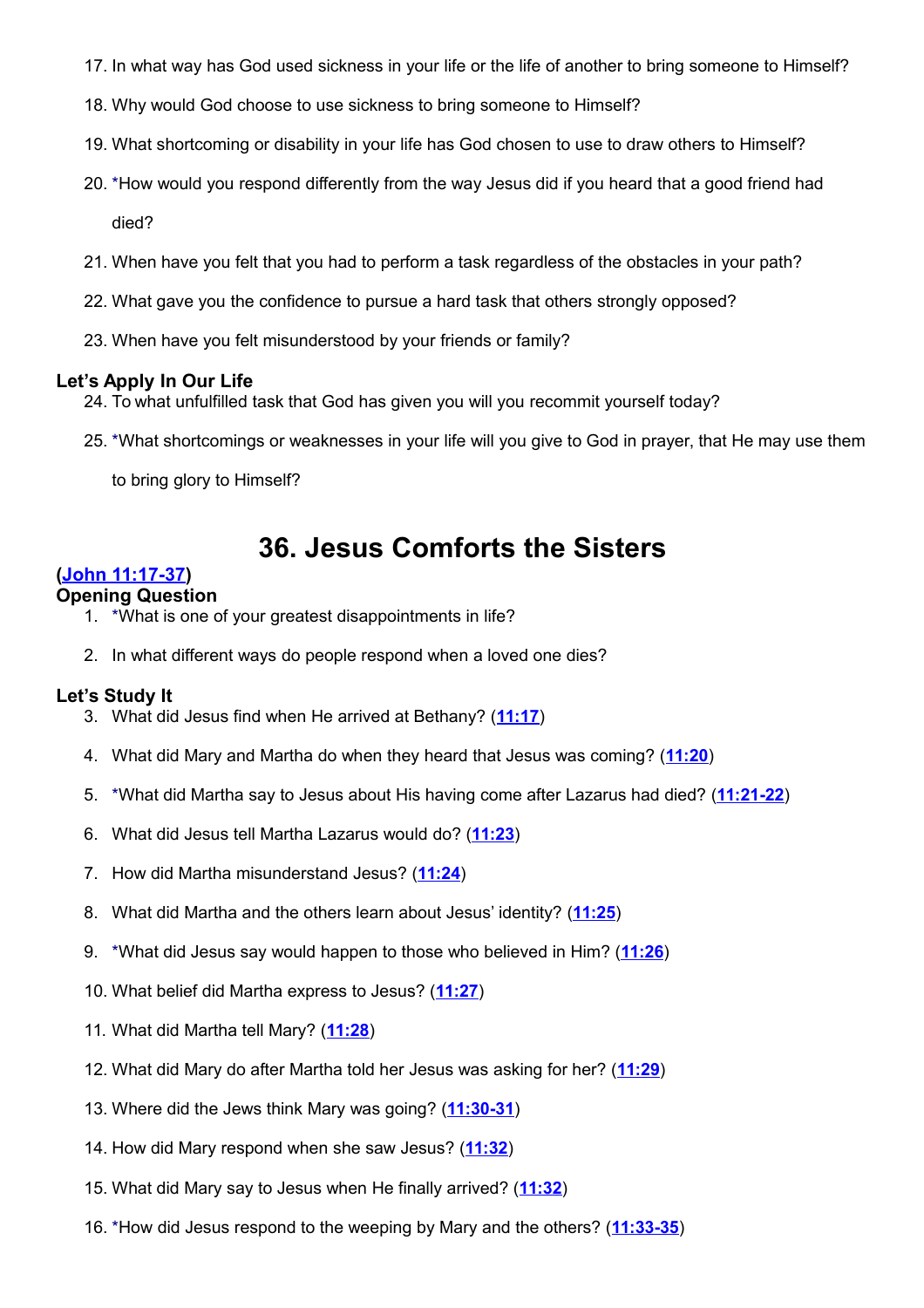17. In what way has God used sickness in your life or the life of another to bring someone to Himself?
18. Why would God choose to use sickness to bring someone to Himself?
19. What shortcoming or disability in your life has God chosen to use to draw others to Himself?
20. *How would you respond differently from the way Jesus did if you heard that a good friend had died?
21. When have you felt that you had to perform a task regardless of the obstacles in your path?
22. What gave you the confidence to pursue a hard task that others strongly opposed?
23. When have you felt misunderstood by your friends or family?

### Let's Apply In Our Life

24. To what unfulfilled task that God has given you will you recommit yourself today?
25. *What shortcomings or weaknesses in your life will you give to God in prayer, that He may use them to bring glory to Himself?

# 36. Jesus Comforts the Sisters

**(John 11:17-37)**

### Opening Question

1. *What is one of your greatest disappointments in life?
2. In what different ways do people respond when a loved one dies?

### Let's Study It

3. What did Jesus find when He arrived at Bethany? (**11:17**)
4. What did Mary and Martha do when they heard that Jesus was coming? (**11:20**)
5. *What did Martha say to Jesus about His having come after Lazarus had died? (**11:21-22**)
6. What did Jesus tell Martha Lazarus would do? (**11:23**)
7. How did Martha misunderstand Jesus? (**11:24**)
8. What did Martha and the others learn about Jesus' identity? (**11:25**)
9. *What did Jesus say would happen to those who believed in Him? (**11:26**)
10. What belief did Martha express to Jesus? (**11:27**)
11. What did Martha tell Mary? (**11:28**)
12. What did Mary do after Martha told her Jesus was asking for her? (**11:29**)
13. Where did the Jews think Mary was going? (**11:30-31**)
14. How did Mary respond when she saw Jesus? (**11:32**)
15. What did Mary say to Jesus when He finally arrived? (**11:32**)
16. *How did Jesus respond to the weeping by Mary and the others? (**11:33-35**)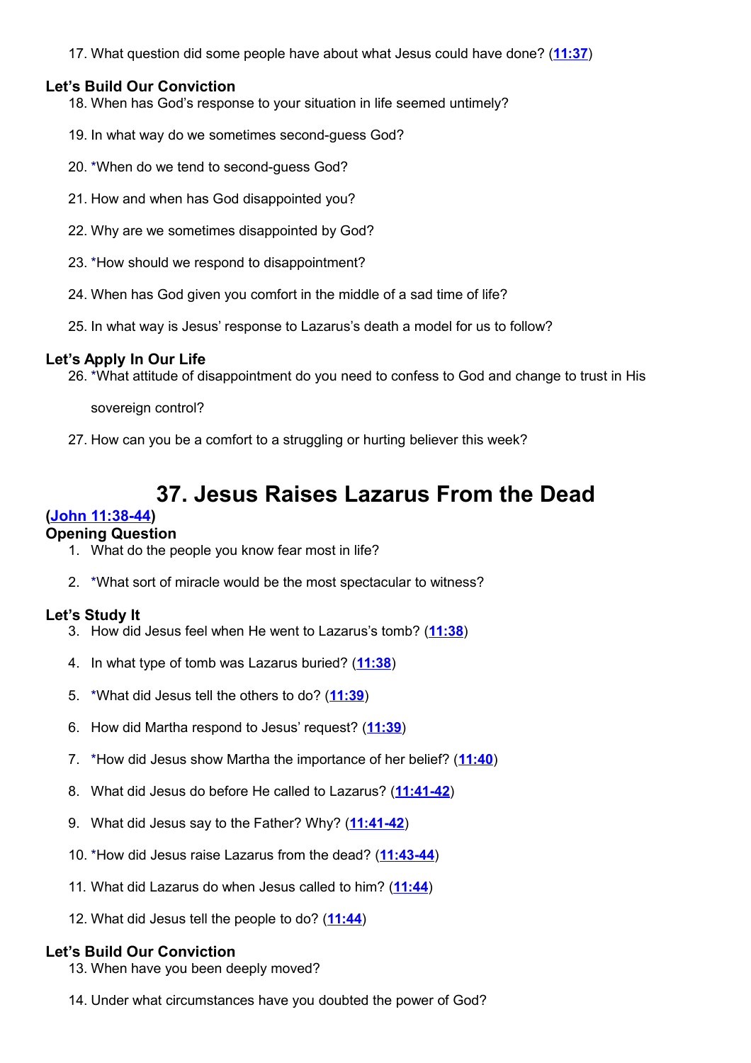17. What question did some people have about what Jesus could have done? (11:37)

### Let's Build Our Conviction

18. When has God's response to your situation in life seemed untimely?

19. In what way do we sometimes second-guess God?

20. *When do we tend to second-guess God?

21. How and when has God disappointed you?

22. Why are we sometimes disappointed by God?

23. *How should we respond to disappointment?

24. When has God given you comfort in the middle of a sad time of life?

25. In what way is Jesus' response to Lazarus's death a model for us to follow?

### Let's Apply In Our Life

26. *What attitude of disappointment do you need to confess to God and change to trust in His sovereign control?

27. How can you be a comfort to a struggling or hurting believer this week?

# 37. Jesus Raises Lazarus From the Dead

**(John 11:38-44)**

### Opening Question

1. What do the people you know fear most in life?

2. *What sort of miracle would be the most spectacular to witness?

### Let's Study It

3. How did Jesus feel when He went to Lazarus's tomb? (11:38)

4. In what type of tomb was Lazarus buried? (11:38)

5. *What did Jesus tell the others to do? (11:39)

6. How did Martha respond to Jesus' request? (11:39)

7. *How did Jesus show Martha the importance of her belief? (11:40)

8. What did Jesus do before He called to Lazarus? (11:41-42)

9. What did Jesus say to the Father? Why? (11:41-42)

10. *How did Jesus raise Lazarus from the dead? (11:43-44)

11. What did Lazarus do when Jesus called to him? (11:44)

12. What did Jesus tell the people to do? (11:44)

### Let's Build Our Conviction

13. When have you been deeply moved?

14. Under what circumstances have you doubted the power of God?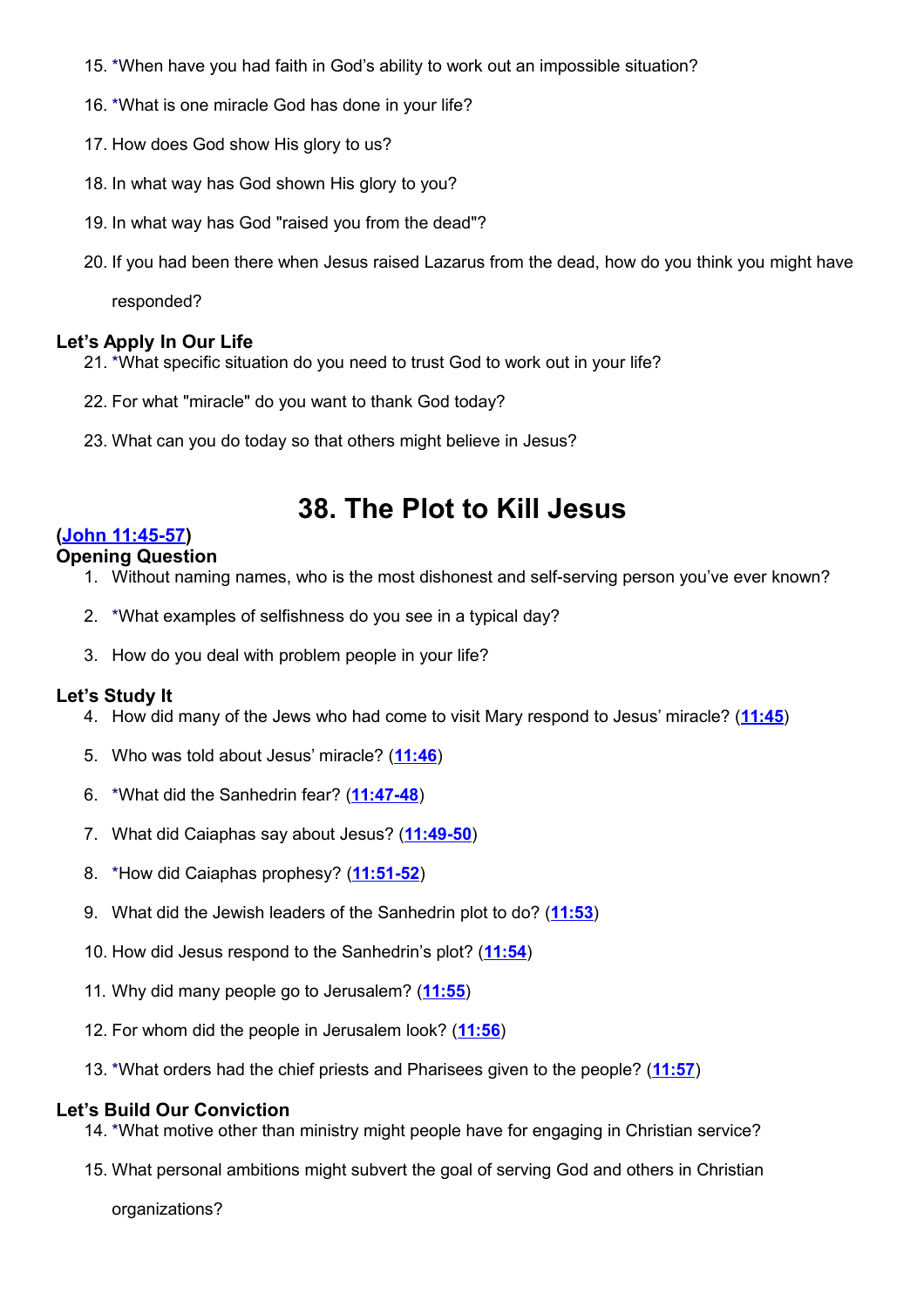15. *When have you had faith in God's ability to work out an impossible situation?

16. *What is one miracle God has done in your life?

17. How does God show His glory to us?

18. In what way has God shown His glory to you?

19. In what way has God "raised you from the dead"?

20. If you had been there when Jesus raised Lazarus from the dead, how do you think you might have responded?

### Let's Apply In Our Life

21. *What specific situation do you need to trust God to work out in your life?

22. For what "miracle" do you want to thank God today?

23. What can you do today so that others might believe in Jesus?

# 38. The Plot to Kill Jesus

**(John 11:45-57)**

### Opening Question

1. Without naming names, who is the most dishonest and self-serving person you've ever known?

2. *What examples of selfishness do you see in a typical day?

3. How do you deal with problem people in your life?

### Let's Study It

4. How did many of the Jews who had come to visit Mary respond to Jesus' miracle? (**11:45**)

5. Who was told about Jesus' miracle? (**11:46**)

6. *What did the Sanhedrin fear? (**11:47-48**)

7. What did Caiaphas say about Jesus? (**11:49-50**)

8. *How did Caiaphas prophesy? (**11:51-52**)

9. What did the Jewish leaders of the Sanhedrin plot to do? (**11:53**)

10. How did Jesus respond to the Sanhedrin's plot? (**11:54**)

11. Why did many people go to Jerusalem? (**11:55**)

12. For whom did the people in Jerusalem look? (**11:56**)

13. *What orders had the chief priests and Pharisees given to the people? (**11:57**)

### Let's Build Our Conviction

14. *What motive other than ministry might people have for engaging in Christian service?

15. What personal ambitions might subvert the goal of serving God and others in Christian organizations?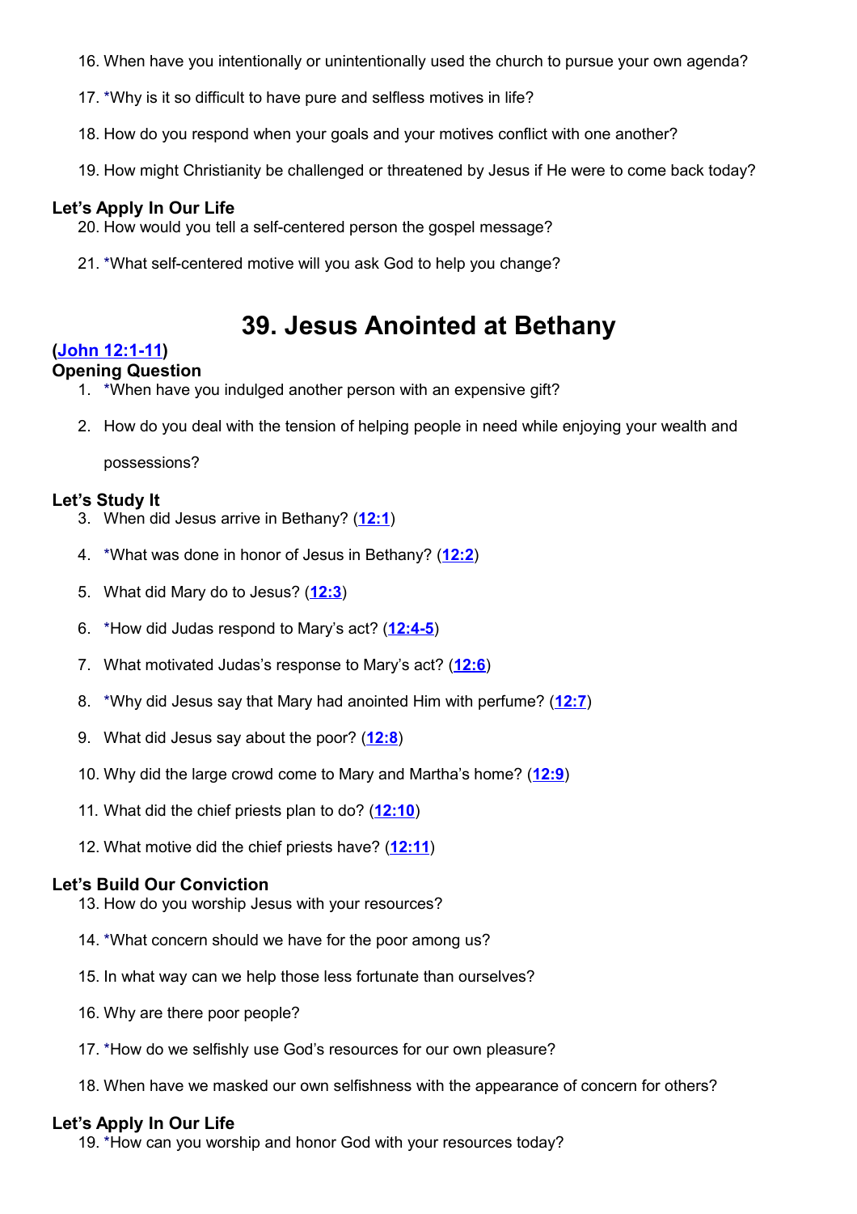16. When have you intentionally or unintentionally used the church to pursue your own agenda?

17. *Why is it so difficult to have pure and selfless motives in life?

18. How do you respond when your goals and your motives conflict with one another?

19. How might Christianity be challenged or threatened by Jesus if He were to come back today?

**Let's Apply In Our Life**

20. How would you tell a self-centered person the gospel message?

21. *What self-centered motive will you ask God to help you change?

# 39. Jesus Anointed at Bethany

**(John 12:1-11)**

**Opening Question**

1. *When have you indulged another person with an expensive gift?

2. How do you deal with the tension of helping people in need while enjoying your wealth and possessions?

**Let's Study It**

3. When did Jesus arrive in Bethany? (12:1)

4. *What was done in honor of Jesus in Bethany? (12:2)

5. What did Mary do to Jesus? (12:3)

6. *How did Judas respond to Mary's act? (12:4-5)

7. What motivated Judas's response to Mary's act? (12:6)

8. *Why did Jesus say that Mary had anointed Him with perfume? (12:7)

9. What did Jesus say about the poor? (12:8)

10. Why did the large crowd come to Mary and Martha's home? (12:9)

11. What did the chief priests plan to do? (12:10)

12. What motive did the chief priests have? (12:11)

**Let's Build Our Conviction**

13. How do you worship Jesus with your resources?

14. *What concern should we have for the poor among us?

15. In what way can we help those less fortunate than ourselves?

16. Why are there poor people?

17. *How do we selfishly use God's resources for our own pleasure?

18. When have we masked our own selfishness with the appearance of concern for others?

**Let's Apply In Our Life**

19. *How can you worship and honor God with your resources today?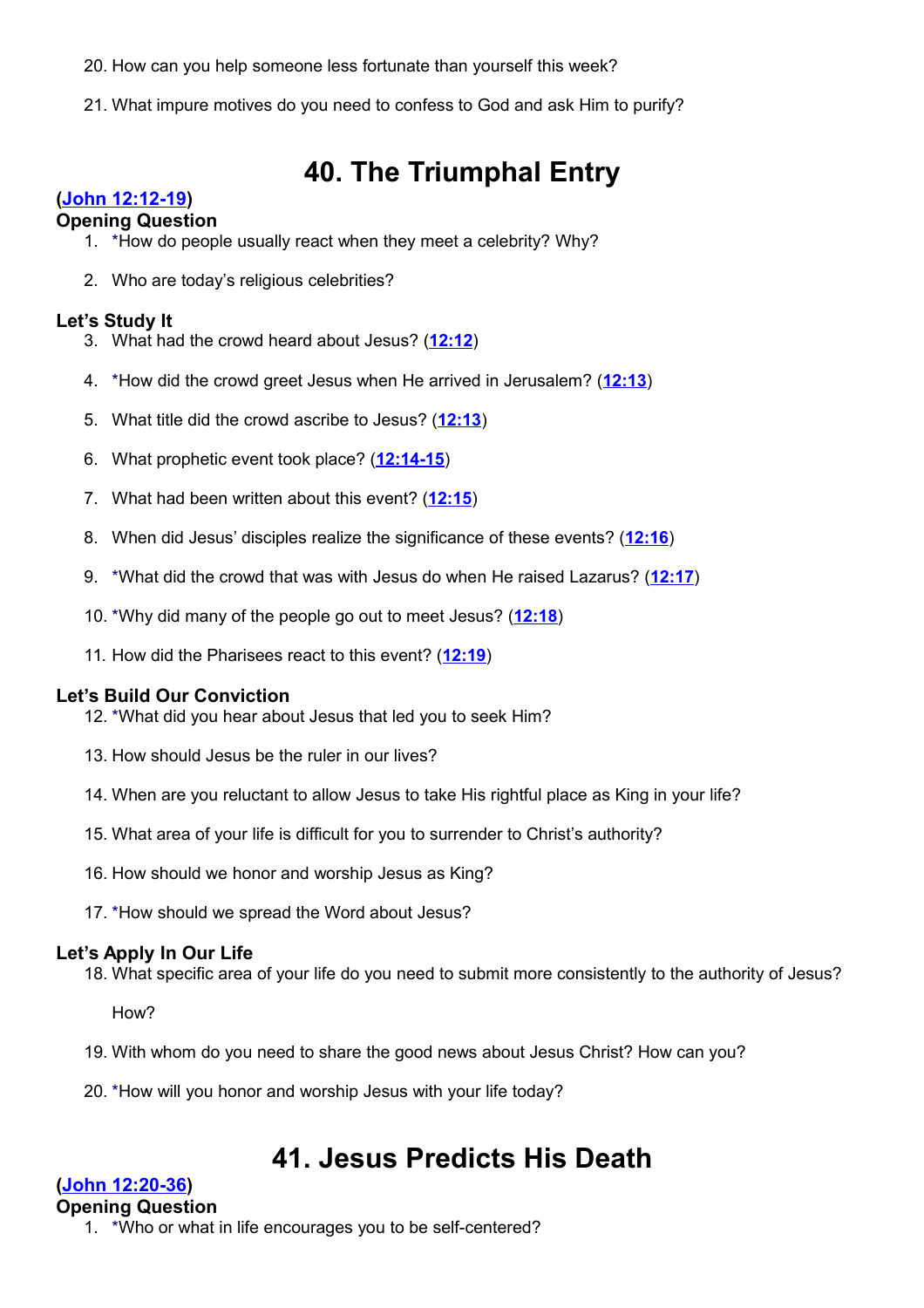20. How can you help someone less fortunate than yourself this week?

21. What impure motives do you need to confess to God and ask Him to purify?

# 40. The Triumphal Entry

**(John 12:12-19)**

**Opening Question**

1. *How do people usually react when they meet a celebrity? Why?

2. Who are today's religious celebrities?

**Let's Study It**

3. What had the crowd heard about Jesus? (**12:12**)

4. *How did the crowd greet Jesus when He arrived in Jerusalem? (**12:13**)

5. What title did the crowd ascribe to Jesus? (**12:13**)

6. What prophetic event took place? (**12:14-15**)

7. What had been written about this event? (**12:15**)

8. When did Jesus' disciples realize the significance of these events? (**12:16**)

9. *What did the crowd that was with Jesus do when He raised Lazarus? (**12:17**)

10. *Why did many of the people go out to meet Jesus? (**12:18**)

11. How did the Pharisees react to this event? (**12:19**)

**Let's Build Our Conviction**

12. *What did you hear about Jesus that led you to seek Him?

13. How should Jesus be the ruler in our lives?

14. When are you reluctant to allow Jesus to take His rightful place as King in your life?

15. What area of your life is difficult for you to surrender to Christ's authority?

16. How should we honor and worship Jesus as King?

17. *How should we spread the Word about Jesus?

**Let's Apply In Our Life**

18. What specific area of your life do you need to submit more consistently to the authority of Jesus?

    How?

19. With whom do you need to share the good news about Jesus Christ? How can you?

20. *How will you honor and worship Jesus with your life today?

# 41. Jesus Predicts His Death

**(John 12:20-36)**

**Opening Question**

1. *Who or what in life encourages you to be self-centered?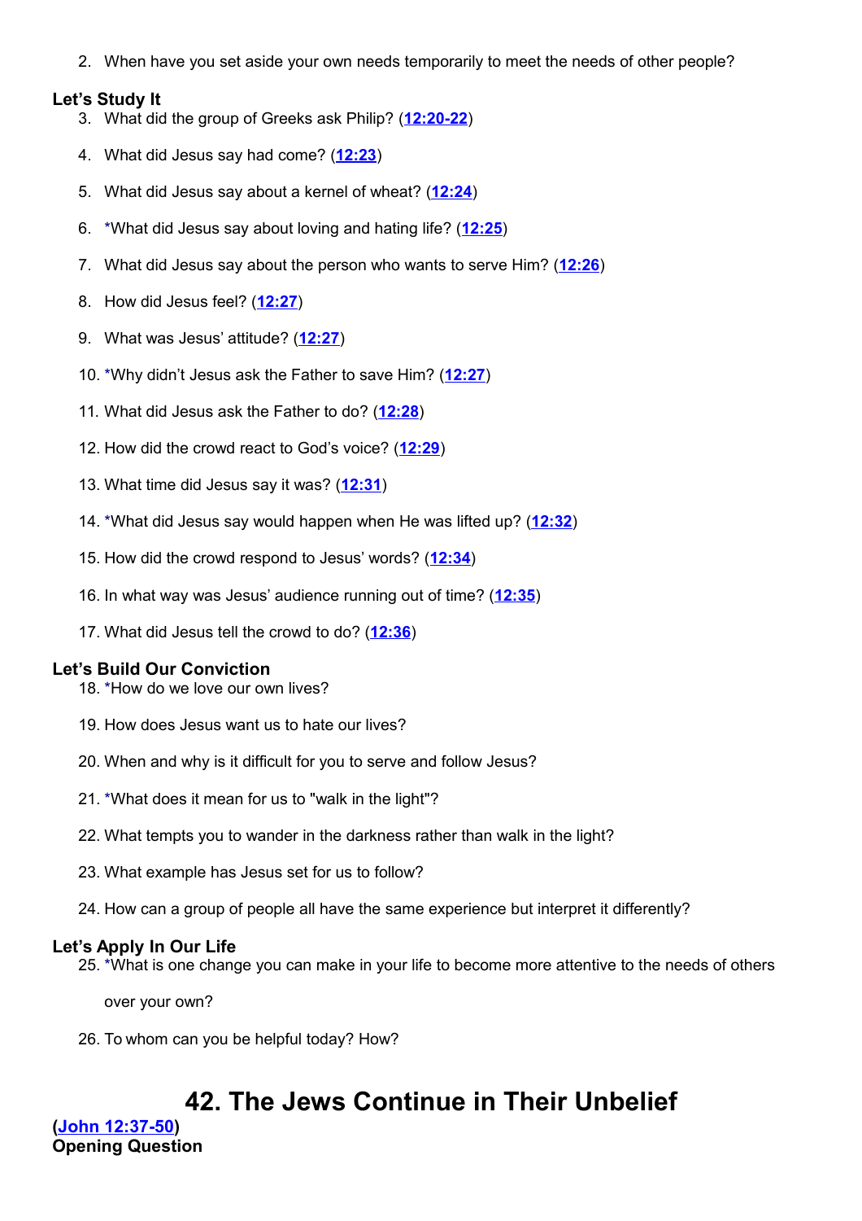2. When have you set aside your own needs temporarily to meet the needs of other people?

**Let's Study It**

3. What did the group of Greeks ask Philip? (**12:20-22**)
4. What did Jesus say had come? (**12:23**)
5. What did Jesus say about a kernel of wheat? (**12:24**)
6. *What did Jesus say about loving and hating life? (**12:25**)
7. What did Jesus say about the person who wants to serve Him? (**12:26**)
8. How did Jesus feel? (**12:27**)
9. What was Jesus' attitude? (**12:27**)
10. *Why didn't Jesus ask the Father to save Him? (**12:27**)
11. What did Jesus ask the Father to do? (**12:28**)
12. How did the crowd react to God's voice? (**12:29**)
13. What time did Jesus say it was? (**12:31**)
14. *What did Jesus say would happen when He was lifted up? (**12:32**)
15. How did the crowd respond to Jesus' words? (**12:34**)
16. In what way was Jesus' audience running out of time? (**12:35**)
17. What did Jesus tell the crowd to do? (**12:36**)

**Let's Build Our Conviction**

18. *How do we love our own lives?
19. How does Jesus want us to hate our lives?
20. When and why is it difficult for you to serve and follow Jesus?
21. *What does it mean for us to "walk in the light"?
22. What tempts you to wander in the darkness rather than walk in the light?
23. What example has Jesus set for us to follow?
24. How can a group of people all have the same experience but interpret it differently?

**Let's Apply In Our Life**

25. *What is one change you can make in your life to become more attentive to the needs of others over your own?
26. To whom can you be helpful today? How?

# 42. The Jews Continue in Their Unbelief

**(John 12:37-50)**

**Opening Question**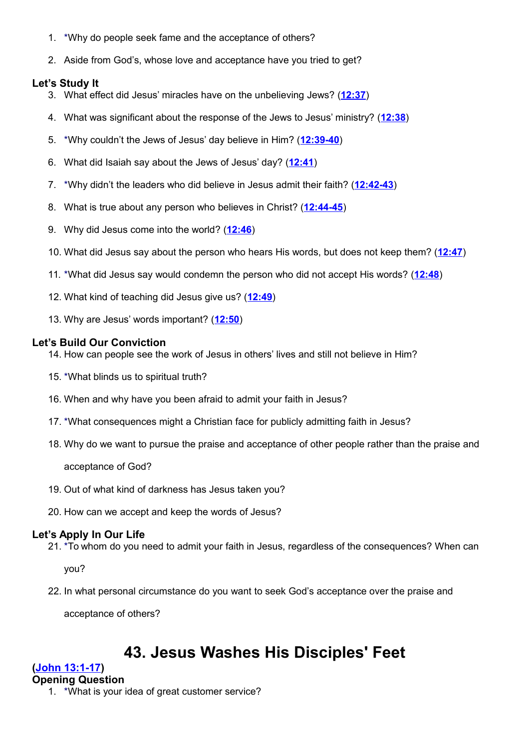1. *Why do people seek fame and the acceptance of others?

2. Aside from God's, whose love and acceptance have you tried to get?

### Let's Study It

3. What effect did Jesus' miracles have on the unbelieving Jews? (**12:37**)

4. What was significant about the response of the Jews to Jesus' ministry? (**12:38**)

5. *Why couldn't the Jews of Jesus' day believe in Him? (**12:39-40**)

6. What did Isaiah say about the Jews of Jesus' day? (**12:41**)

7. *Why didn't the leaders who did believe in Jesus admit their faith? (**12:42-43**)

8. What is true about any person who believes in Christ? (**12:44-45**)

9. Why did Jesus come into the world? (**12:46**)

10. What did Jesus say about the person who hears His words, but does not keep them? (**12:47**)

11. *What did Jesus say would condemn the person who did not accept His words? (**12:48**)

12. What kind of teaching did Jesus give us? (**12:49**)

13. Why are Jesus' words important? (**12:50**)

### Let's Build Our Conviction

14. How can people see the work of Jesus in others' lives and still not believe in Him?

15. *What blinds us to spiritual truth?

16. When and why have you been afraid to admit your faith in Jesus?

17. *What consequences might a Christian face for publicly admitting faith in Jesus?

18. Why do we want to pursue the praise and acceptance of other people rather than the praise and acceptance of God?

19. Out of what kind of darkness has Jesus taken you?

20. How can we accept and keep the words of Jesus?

### Let's Apply In Our Life

21. *To whom do you need to admit your faith in Jesus, regardless of the consequences? When can you?

22. In what personal circumstance do you want to seek God's acceptance over the praise and acceptance of others?

# 43. Jesus Washes His Disciples' Feet

(**John 13:1-17**)

### Opening Question

1. *What is your idea of great customer service?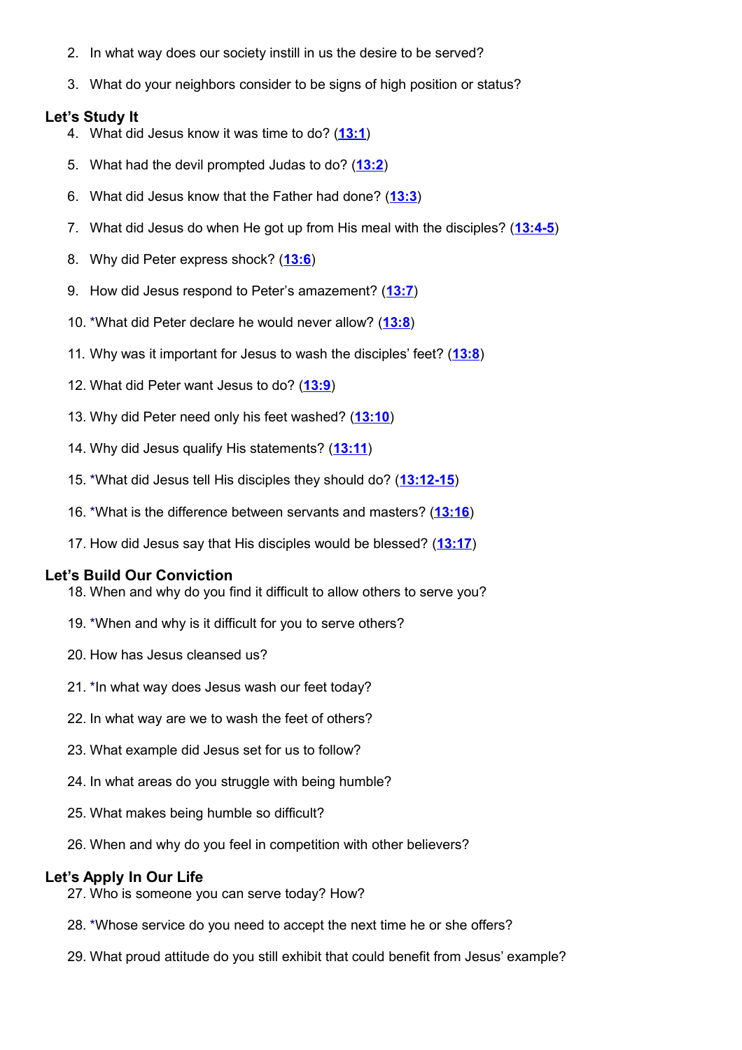2. In what way does our society instill in us the desire to be served?

3. What do your neighbors consider to be signs of high position or status?

### Let's Study It

4. What did Jesus know it was time to do? (**13:1**)

5. What had the devil prompted Judas to do? (**13:2**)

6. What did Jesus know that the Father had done? (**13:3**)

7. What did Jesus do when He got up from His meal with the disciples? (**13:4-5**)

8. Why did Peter express shock? (**13:6**)

9. How did Jesus respond to Peter's amazement? (**13:7**)

10. *What did Peter declare he would never allow? (**13:8**)

11. Why was it important for Jesus to wash the disciples' feet? (**13:8**)

12. What did Peter want Jesus to do? (**13:9**)

13. Why did Peter need only his feet washed? (**13:10**)

14. Why did Jesus qualify His statements? (**13:11**)

15. *What did Jesus tell His disciples they should do? (**13:12-15**)

16. *What is the difference between servants and masters? (**13:16**)

17. How did Jesus say that His disciples would be blessed? (**13:17**)

### Let's Build Our Conviction

18. When and why do you find it difficult to allow others to serve you?

19. *When and why is it difficult for you to serve others?

20. How has Jesus cleansed us?

21. *In what way does Jesus wash our feet today?

22. In what way are we to wash the feet of others?

23. What example did Jesus set for us to follow?

24. In what areas do you struggle with being humble?

25. What makes being humble so difficult?

26. When and why do you feel in competition with other believers?

### Let's Apply In Our Life

27. Who is someone you can serve today? How?

28. *Whose service do you need to accept the next time he or she offers?

29. What proud attitude do you still exhibit that could benefit from Jesus' example?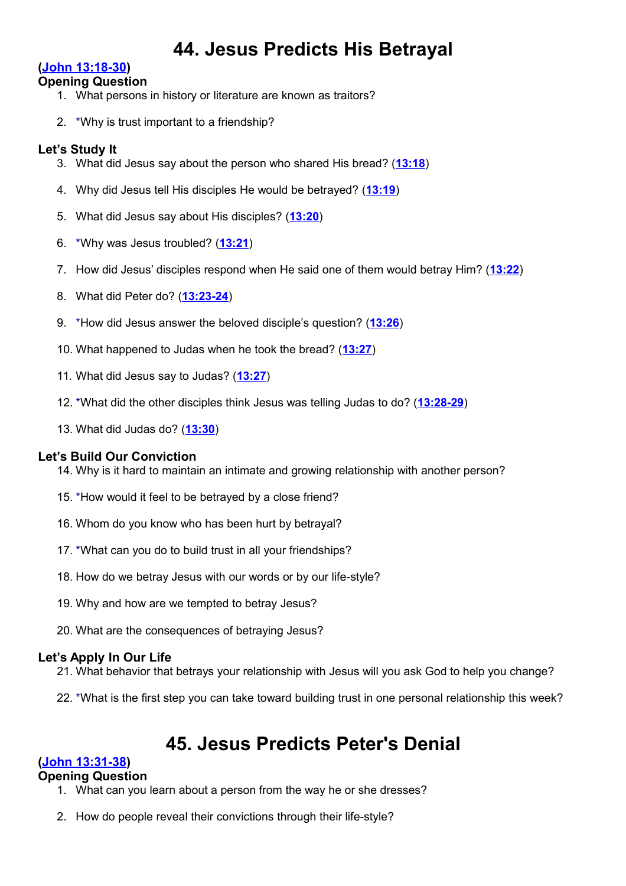# 44. Jesus Predicts His Betrayal

**(John 13:18-30)**

### Opening Question

1. What persons in history or literature are known as traitors?
2. *Why is trust important to a friendship?

### Let's Study It

3. What did Jesus say about the person who shared His bread? (**13:18**)
4. Why did Jesus tell His disciples He would be betrayed? (**13:19**)
5. What did Jesus say about His disciples? (**13:20**)
6. *Why was Jesus troubled? (**13:21**)
7. How did Jesus' disciples respond when He said one of them would betray Him? (**13:22**)
8. What did Peter do? (**13:23-24**)
9. *How did Jesus answer the beloved disciple's question? (**13:26**)
10. What happened to Judas when he took the bread? (**13:27**)
11. What did Jesus say to Judas? (**13:27**)
12. *What did the other disciples think Jesus was telling Judas to do? (**13:28-29**)
13. What did Judas do? (**13:30**)

### Let's Build Our Conviction

14. Why is it hard to maintain an intimate and growing relationship with another person?
15. *How would it feel to be betrayed by a close friend?
16. Whom do you know who has been hurt by betrayal?
17. *What can you do to build trust in all your friendships?
18. How do we betray Jesus with our words or by our life-style?
19. Why and how are we tempted to betray Jesus?
20. What are the consequences of betraying Jesus?

### Let's Apply In Our Life

21. What behavior that betrays your relationship with Jesus will you ask God to help you change?
22. *What is the first step you can take toward building trust in one personal relationship this week?

# 45. Jesus Predicts Peter's Denial

**(John 13:31-38)**

### Opening Question

1. What can you learn about a person from the way he or she dresses?
2. How do people reveal their convictions through their life-style?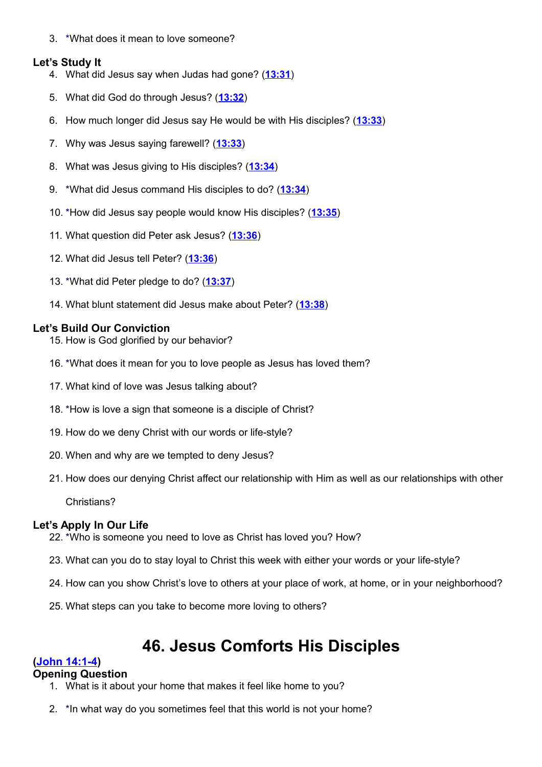3. *What does it mean to love someone?

**Let's Study It**

4. What did Jesus say when Judas had gone? (**13:31**)
5. What did God do through Jesus? (**13:32**)
6. How much longer did Jesus say He would be with His disciples? (**13:33**)
7. Why was Jesus saying farewell? (**13:33**)
8. What was Jesus giving to His disciples? (**13:34**)
9. *What did Jesus command His disciples to do? (**13:34**)
10. *How did Jesus say people would know His disciples? (**13:35**)
11. What question did Peter ask Jesus? (**13:36**)
12. What did Jesus tell Peter? (**13:36**)
13. *What did Peter pledge to do? (**13:37**)
14. What blunt statement did Jesus make about Peter? (**13:38**)

**Let's Build Our Conviction**

15. How is God glorified by our behavior?
16. *What does it mean for you to love people as Jesus has loved them?
17. What kind of love was Jesus talking about?
18. *How is love a sign that someone is a disciple of Christ?
19. How do we deny Christ with our words or life-style?
20. When and why are we tempted to deny Jesus?
21. How does our denying Christ affect our relationship with Him as well as our relationships with other Christians?

**Let's Apply In Our Life**

22. *Who is someone you need to love as Christ has loved you? How?
23. What can you do to stay loyal to Christ this week with either your words or your life-style?
24. How can you show Christ's love to others at your place of work, at home, or in your neighborhood?
25. What steps can you take to become more loving to others?

# 46. Jesus Comforts His Disciples

**(John 14:1-4)**

**Opening Question**

1. What is it about your home that makes it feel like home to you?
2. *In what way do you sometimes feel that this world is not your home?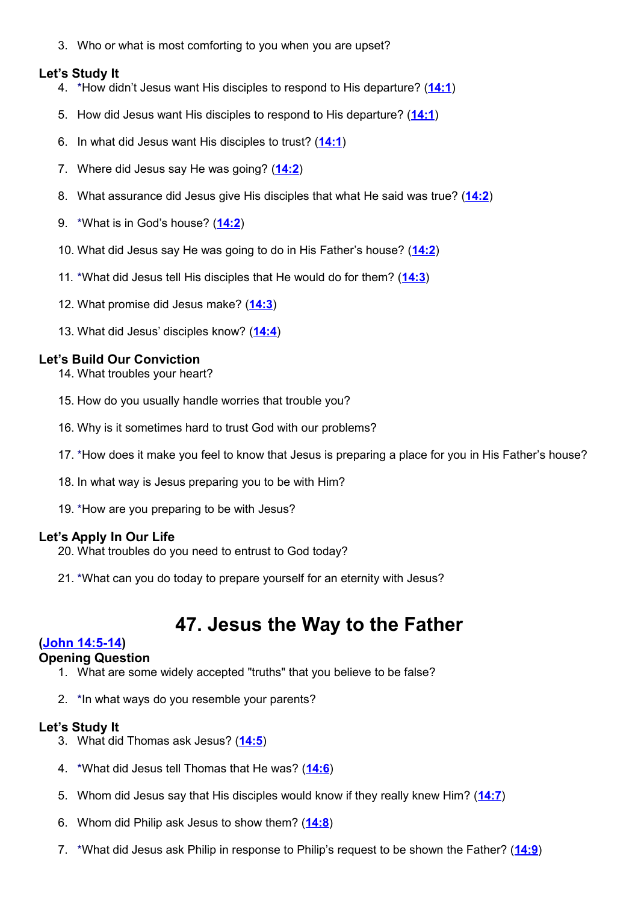3. Who or what is most comforting to you when you are upset?

**Let's Study It**

4. *How didn't Jesus want His disciples to respond to His departure? (**14:1**)

5. How did Jesus want His disciples to respond to His departure? (**14:1**)

6. In what did Jesus want His disciples to trust? (**14:1**)

7. Where did Jesus say He was going? (**14:2**)

8. What assurance did Jesus give His disciples that what He said was true? (**14:2**)

9. *What is in God's house? (**14:2**)

10. What did Jesus say He was going to do in His Father's house? (**14:2**)

11. *What did Jesus tell His disciples that He would do for them? (**14:3**)

12. What promise did Jesus make? (**14:3**)

13. What did Jesus' disciples know? (**14:4**)

**Let's Build Our Conviction**

14. What troubles your heart?

15. How do you usually handle worries that trouble you?

16. Why is it sometimes hard to trust God with our problems?

17. *How does it make you feel to know that Jesus is preparing a place for you in His Father's house?

18. In what way is Jesus preparing you to be with Him?

19. *How are you preparing to be with Jesus?

**Let's Apply In Our Life**

20. What troubles do you need to entrust to God today?

21. *What can you do today to prepare yourself for an eternity with Jesus?

# 47. Jesus the Way to the Father

(**John 14:5-14**)

**Opening Question**

1. What are some widely accepted "truths" that you believe to be false?

2. *In what ways do you resemble your parents?

**Let's Study It**

3. What did Thomas ask Jesus? (**14:5**)

4. *What did Jesus tell Thomas that He was? (**14:6**)

5. Whom did Jesus say that His disciples would know if they really knew Him? (**14:7**)

6. Whom did Philip ask Jesus to show them? (**14:8**)

7. *What did Jesus ask Philip in response to Philip's request to be shown the Father? (**14:9**)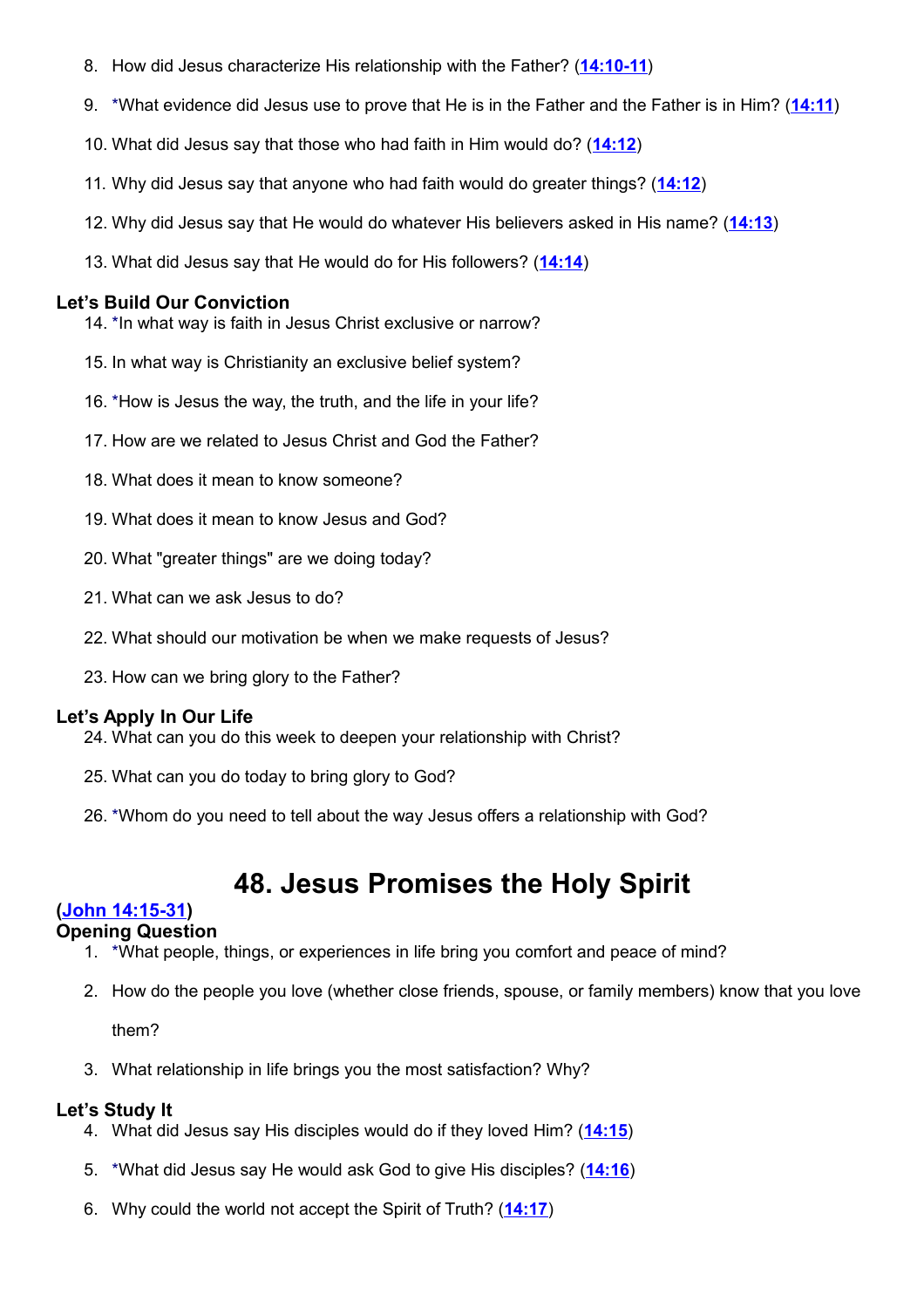8. How did Jesus characterize His relationship with the Father? (**14:10-11**)

9. *What evidence did Jesus use to prove that He is in the Father and the Father is in Him? (**14:11**)

10. What did Jesus say that those who had faith in Him would do? (**14:12**)

11. Why did Jesus say that anyone who had faith would do greater things? (**14:12**)

12. Why did Jesus say that He would do whatever His believers asked in His name? (**14:13**)

13. What did Jesus say that He would do for His followers? (**14:14**)

### Let's Build Our Conviction

14. *In what way is faith in Jesus Christ exclusive or narrow?

15. In what way is Christianity an exclusive belief system?

16. *How is Jesus the way, the truth, and the life in your life?

17. How are we related to Jesus Christ and God the Father?

18. What does it mean to know someone?

19. What does it mean to know Jesus and God?

20. What "greater things" are we doing today?

21. What can we ask Jesus to do?

22. What should our motivation be when we make requests of Jesus?

23. How can we bring glory to the Father?

### Let's Apply In Our Life

24. What can you do this week to deepen your relationship with Christ?

25. What can you do today to bring glory to God?

26. *Whom do you need to tell about the way Jesus offers a relationship with God?

# 48. Jesus Promises the Holy Spirit

**(John 14:15-31)**

### Opening Question

1. *What people, things, or experiences in life bring you comfort and peace of mind?

2. How do the people you love (whether close friends, spouse, or family members) know that you love them?

3. What relationship in life brings you the most satisfaction? Why?

### Let's Study It

4. What did Jesus say His disciples would do if they loved Him? (**14:15**)

5. *What did Jesus say He would ask God to give His disciples? (**14:16**)

6. Why could the world not accept the Spirit of Truth? (**14:17**)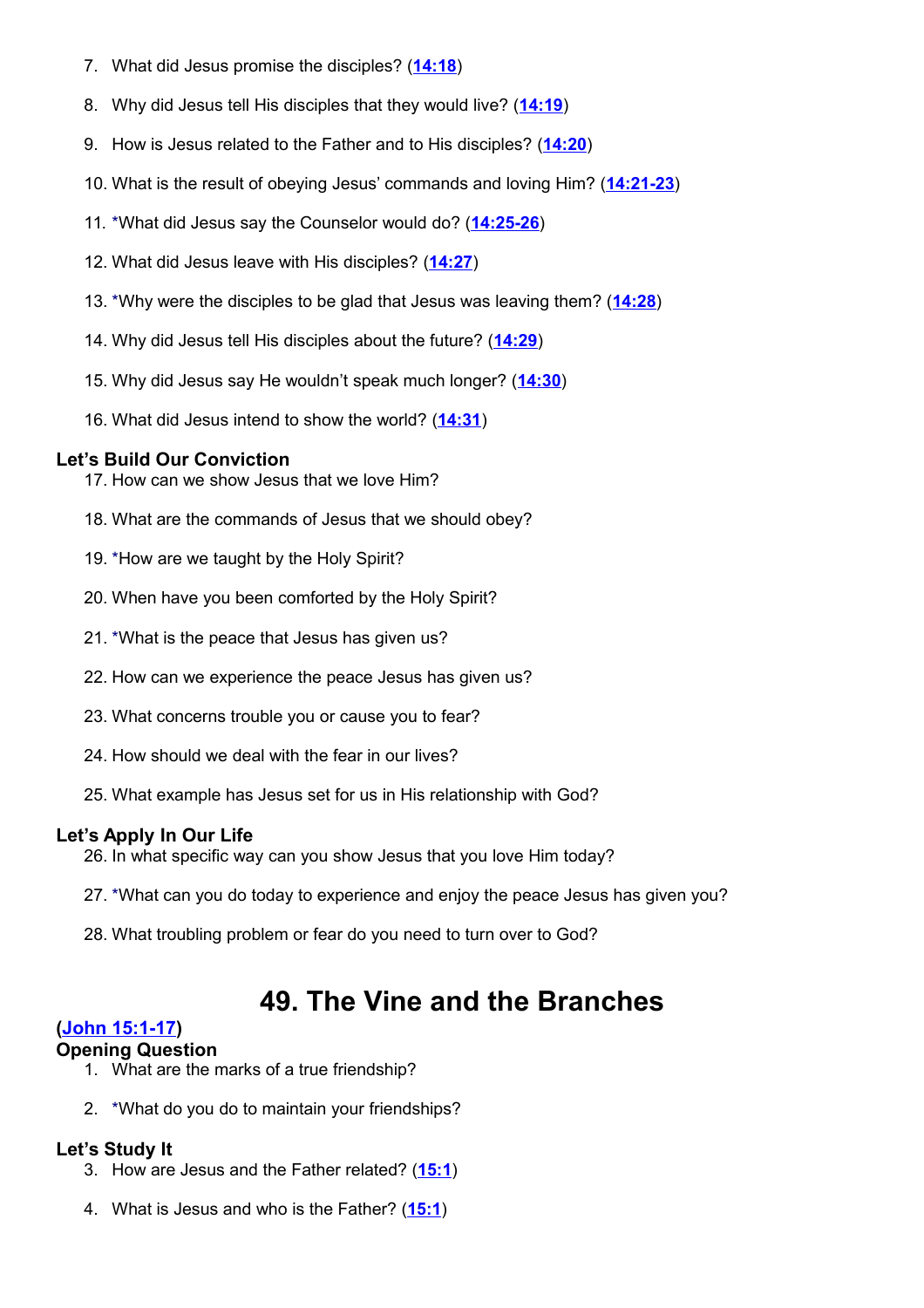7. What did Jesus promise the disciples? (**14:18**)

8. Why did Jesus tell His disciples that they would live? (**14:19**)

9. How is Jesus related to the Father and to His disciples? (**14:20**)

10. What is the result of obeying Jesus' commands and loving Him? (**14:21-23**)

11. *What did Jesus say the Counselor would do? (**14:25-26**)

12. What did Jesus leave with His disciples? (**14:27**)

13. *Why were the disciples to be glad that Jesus was leaving them? (**14:28**)

14. Why did Jesus tell His disciples about the future? (**14:29**)

15. Why did Jesus say He wouldn't speak much longer? (**14:30**)

16. What did Jesus intend to show the world? (**14:31**)

### Let's Build Our Conviction

17. How can we show Jesus that we love Him?

18. What are the commands of Jesus that we should obey?

19. *How are we taught by the Holy Spirit?

20. When have you been comforted by the Holy Spirit?

21. *What is the peace that Jesus has given us?

22. How can we experience the peace Jesus has given us?

23. What concerns trouble you or cause you to fear?

24. How should we deal with the fear in our lives?

25. What example has Jesus set for us in His relationship with God?

### Let's Apply In Our Life

26. In what specific way can you show Jesus that you love Him today?

27. *What can you do today to experience and enjoy the peace Jesus has given you?

28. What troubling problem or fear do you need to turn over to God?

# 49. The Vine and the Branches

**(John 15:1-17)**

### Opening Question

1. What are the marks of a true friendship?

2. *What do you do to maintain your friendships?

### Let's Study It

3. How are Jesus and the Father related? (**15:1**)

4. What is Jesus and who is the Father? (**15:1**)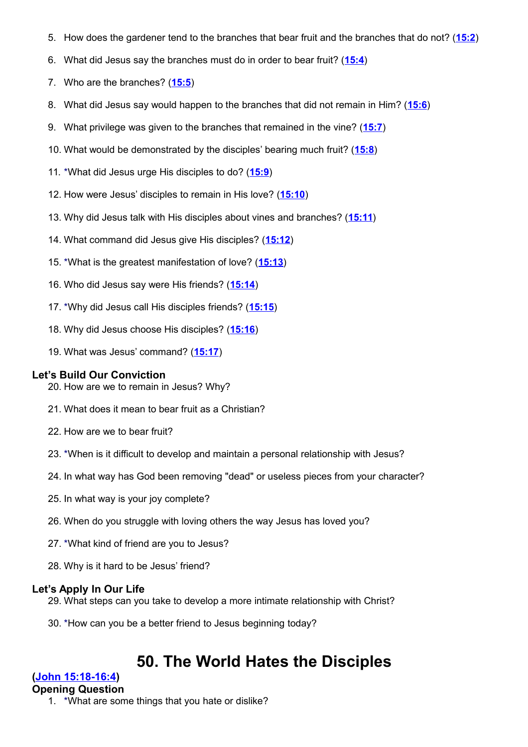5. How does the gardener tend to the branches that bear fruit and the branches that do not? (15:2)

6. What did Jesus say the branches must do in order to bear fruit? (15:4)

7. Who are the branches? (15:5)

8. What did Jesus say would happen to the branches that did not remain in Him? (15:6)

9. What privilege was given to the branches that remained in the vine? (15:7)

10. What would be demonstrated by the disciples' bearing much fruit? (15:8)

11. *What did Jesus urge His disciples to do? (15:9)

12. How were Jesus' disciples to remain in His love? (15:10)

13. Why did Jesus talk with His disciples about vines and branches? (15:11)

14. What command did Jesus give His disciples? (15:12)

15. *What is the greatest manifestation of love? (15:13)

16. Who did Jesus say were His friends? (15:14)

17. *Why did Jesus call His disciples friends? (15:15)

18. Why did Jesus choose His disciples? (15:16)

19. What was Jesus' command? (15:17)

### Let's Build Our Conviction

20. How are we to remain in Jesus? Why?

21. What does it mean to bear fruit as a Christian?

22. How are we to bear fruit?

23. *When is it difficult to develop and maintain a personal relationship with Jesus?

24. In what way has God been removing "dead" or useless pieces from your character?

25. In what way is your joy complete?

26. When do you struggle with loving others the way Jesus has loved you?

27. *What kind of friend are you to Jesus?

28. Why is it hard to be Jesus' friend?

### Let's Apply In Our Life

29. What steps can you take to develop a more intimate relationship with Christ?

30. *How can you be a better friend to Jesus beginning today?

## 50. The World Hates the Disciples

**(John 15:18-16:4)**

### Opening Question

1. *What are some things that you hate or dislike?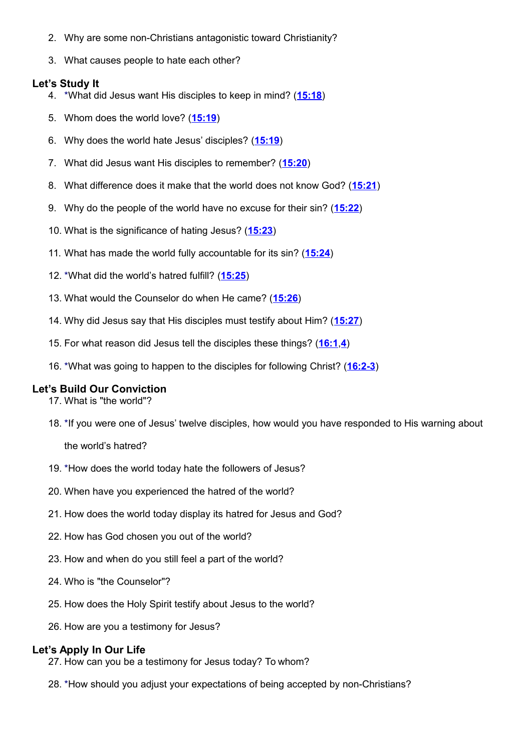2. Why are some non-Christians antagonistic toward Christianity?

3. What causes people to hate each other?

### Let's Study It

4. *What did Jesus want His disciples to keep in mind? (**15:18**)

5. Whom does the world love? (**15:19**)

6. Why does the world hate Jesus' disciples? (**15:19**)

7. What did Jesus want His disciples to remember? (**15:20**)

8. What difference does it make that the world does not know God? (**15:21**)

9. Why do the people of the world have no excuse for their sin? (**15:22**)

10. What is the significance of hating Jesus? (**15:23**)

11. What has made the world fully accountable for its sin? (**15:24**)

12. *What did the world's hatred fulfill? (**15:25**)

13. What would the Counselor do when He came? (**15:26**)

14. Why did Jesus say that His disciples must testify about Him? (**15:27**)

15. For what reason did Jesus tell the disciples these things? (**16:1**,**4**)

16. *What was going to happen to the disciples for following Christ? (**16:2-3**)

### Let's Build Our Conviction

17. What is "the world"?

18. *If you were one of Jesus' twelve disciples, how would you have responded to His warning about the world's hatred?

19. *How does the world today hate the followers of Jesus?

20. When have you experienced the hatred of the world?

21. How does the world today display its hatred for Jesus and God?

22. How has God chosen you out of the world?

23. How and when do you still feel a part of the world?

24. Who is "the Counselor"?

25. How does the Holy Spirit testify about Jesus to the world?

26. How are you a testimony for Jesus?

### Let's Apply In Our Life

27. How can you be a testimony for Jesus today? To whom?

28. *How should you adjust your expectations of being accepted by non-Christians?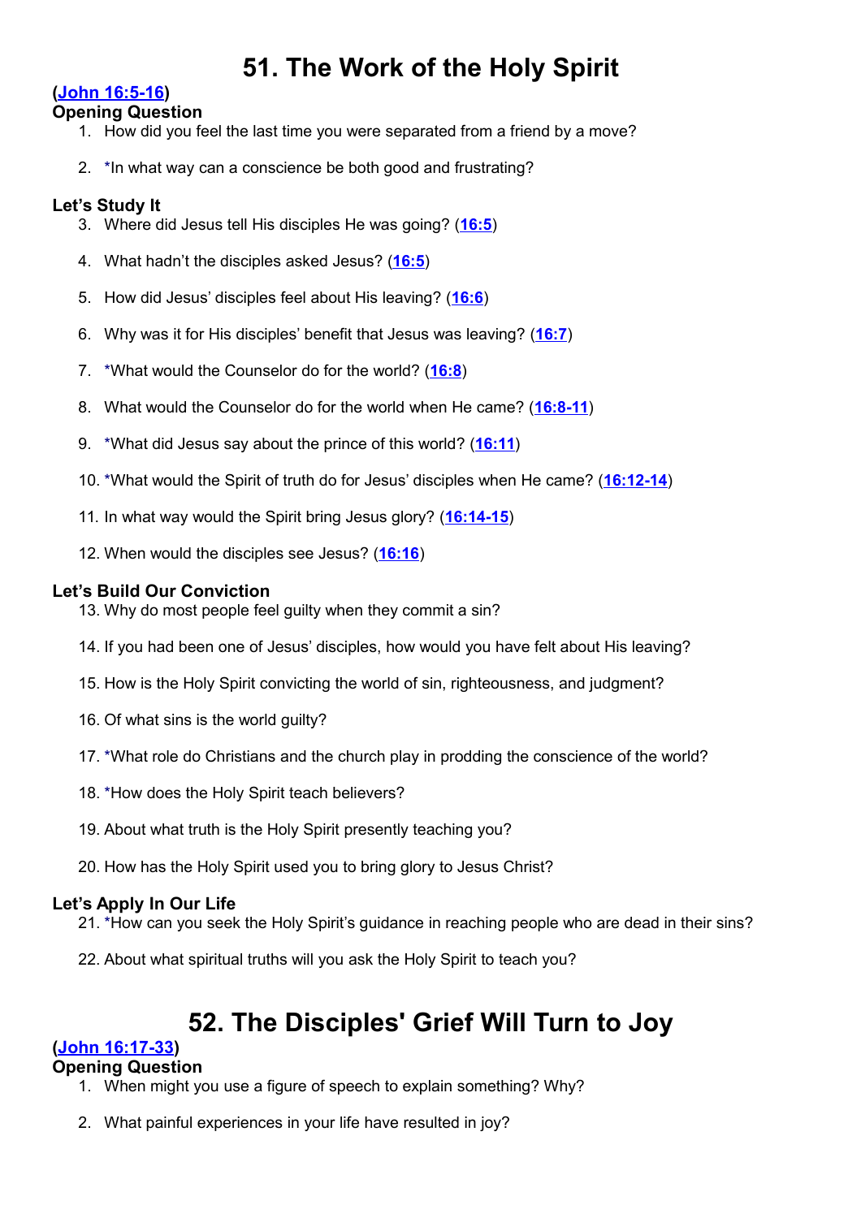# 51. The Work of the Holy Spirit

**(John 16:5-16)**

### Opening Question

1. How did you feel the last time you were separated from a friend by a move?
2. *In what way can a conscience be both good and frustrating?

### Let's Study It

3. Where did Jesus tell His disciples He was going? (16:5)
4. What hadn't the disciples asked Jesus? (16:5)
5. How did Jesus' disciples feel about His leaving? (16:6)
6. Why was it for His disciples' benefit that Jesus was leaving? (16:7)
7. *What would the Counselor do for the world? (16:8)
8. What would the Counselor do for the world when He came? (16:8-11)
9. *What did Jesus say about the prince of this world? (16:11)
10. *What would the Spirit of truth do for Jesus' disciples when He came? (16:12-14)
11. In what way would the Spirit bring Jesus glory? (16:14-15)
12. When would the disciples see Jesus? (16:16)

### Let's Build Our Conviction

13. Why do most people feel guilty when they commit a sin?
14. If you had been one of Jesus' disciples, how would you have felt about His leaving?
15. How is the Holy Spirit convicting the world of sin, righteousness, and judgment?
16. Of what sins is the world guilty?
17. *What role do Christians and the church play in prodding the conscience of the world?
18. *How does the Holy Spirit teach believers?
19. About what truth is the Holy Spirit presently teaching you?
20. How has the Holy Spirit used you to bring glory to Jesus Christ?

### Let's Apply In Our Life

21. *How can you seek the Holy Spirit's guidance in reaching people who are dead in their sins?
22. About what spiritual truths will you ask the Holy Spirit to teach you?

# 52. The Disciples' Grief Will Turn to Joy

**(John 16:17-33)**

### Opening Question

1. When might you use a figure of speech to explain something? Why?
2. What painful experiences in your life have resulted in joy?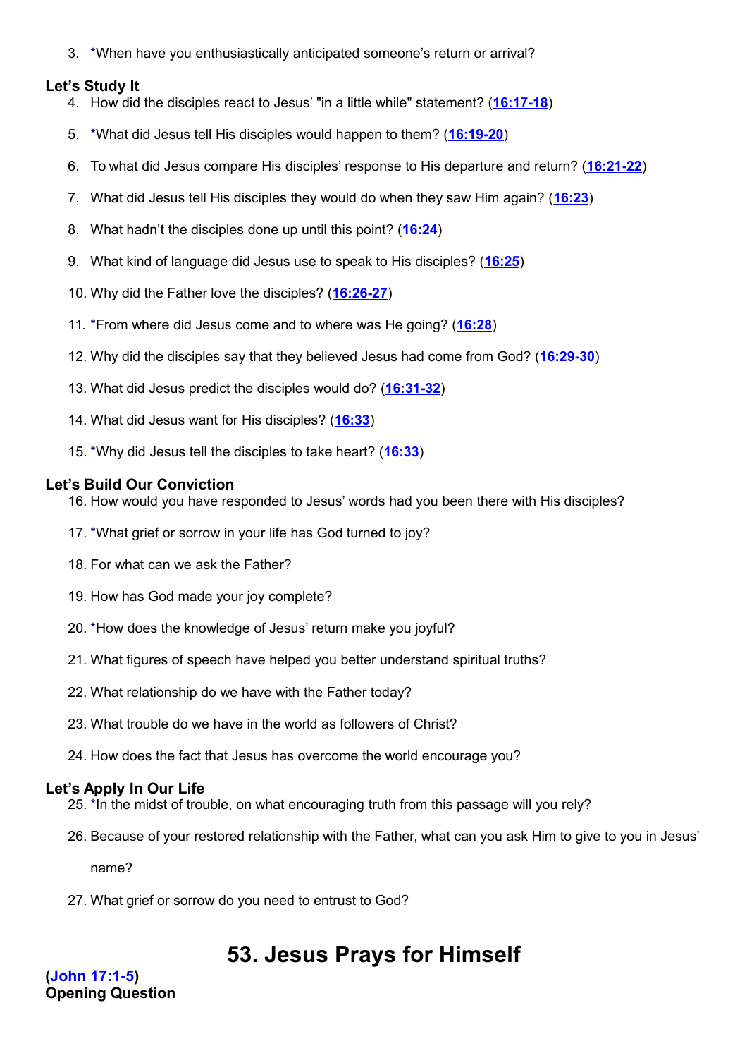3. *When have you enthusiastically anticipated someone's return or arrival?

### Let's Study It

4. How did the disciples react to Jesus' "in a little while" statement? (**16:17-18**)
5. *What did Jesus tell His disciples would happen to them? (**16:19-20**)
6. To what did Jesus compare His disciples' response to His departure and return? (**16:21-22**)
7. What did Jesus tell His disciples they would do when they saw Him again? (**16:23**)
8. What hadn't the disciples done up until this point? (**16:24**)
9. What kind of language did Jesus use to speak to His disciples? (**16:25**)
10. Why did the Father love the disciples? (**16:26-27**)
11. *From where did Jesus come and to where was He going? (**16:28**)
12. Why did the disciples say that they believed Jesus had come from God? (**16:29-30**)
13. What did Jesus predict the disciples would do? (**16:31-32**)
14. What did Jesus want for His disciples? (**16:33**)
15. *Why did Jesus tell the disciples to take heart? (**16:33**)

### Let's Build Our Conviction

16. How would you have responded to Jesus' words had you been there with His disciples?
17. *What grief or sorrow in your life has God turned to joy?
18. For what can we ask the Father?
19. How has God made your joy complete?
20. *How does the knowledge of Jesus' return make you joyful?
21. What figures of speech have helped you better understand spiritual truths?
22. What relationship do we have with the Father today?
23. What trouble do we have in the world as followers of Christ?
24. How does the fact that Jesus has overcome the world encourage you?

### Let's Apply In Our Life

25. *In the midst of trouble, on what encouraging truth from this passage will you rely?
26. Because of your restored relationship with the Father, what can you ask Him to give to you in Jesus' name?
27. What grief or sorrow do you need to entrust to God?

# 53. Jesus Prays for Himself

(**John 17:1-5**)

### Opening Question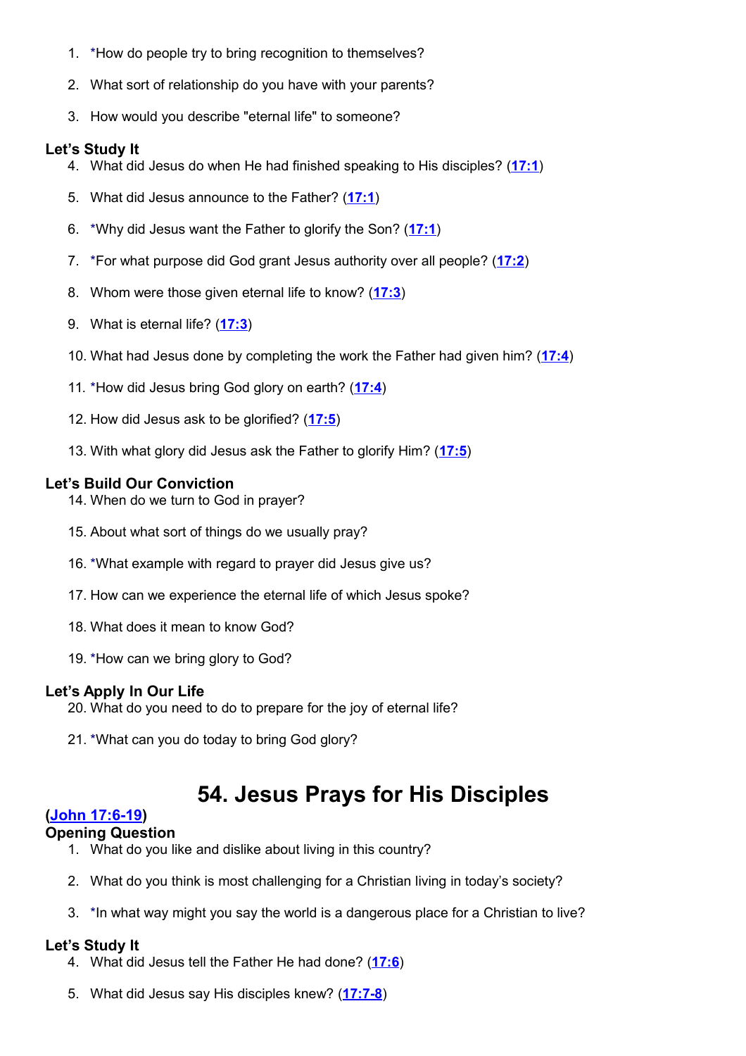1. *How do people try to bring recognition to themselves?

2. What sort of relationship do you have with your parents?

3. How would you describe "eternal life" to someone?

**Let's Study It**

4. What did Jesus do when He had finished speaking to His disciples? (17:1)

5. What did Jesus announce to the Father? (17:1)

6. *Why did Jesus want the Father to glorify the Son? (17:1)

7. *For what purpose did God grant Jesus authority over all people? (17:2)

8. Whom were those given eternal life to know? (17:3)

9. What is eternal life? (17:3)

10. What had Jesus done by completing the work the Father had given him? (17:4)

11. *How did Jesus bring God glory on earth? (17:4)

12. How did Jesus ask to be glorified? (17:5)

13. With what glory did Jesus ask the Father to glorify Him? (17:5)

**Let's Build Our Conviction**

14. When do we turn to God in prayer?

15. About what sort of things do we usually pray?

16. *What example with regard to prayer did Jesus give us?

17. How can we experience the eternal life of which Jesus spoke?

18. What does it mean to know God?

19. *How can we bring glory to God?

**Let's Apply In Our Life**

20. What do you need to do to prepare for the joy of eternal life?

21. *What can you do today to bring God glory?

# 54. Jesus Prays for His Disciples

**(John 17:6-19)**

**Opening Question**

1. What do you like and dislike about living in this country?

2. What do you think is most challenging for a Christian living in today's society?

3. *In what way might you say the world is a dangerous place for a Christian to live?

**Let's Study It**

4. What did Jesus tell the Father He had done? (17:6)

5. What did Jesus say His disciples knew? (17:7-8)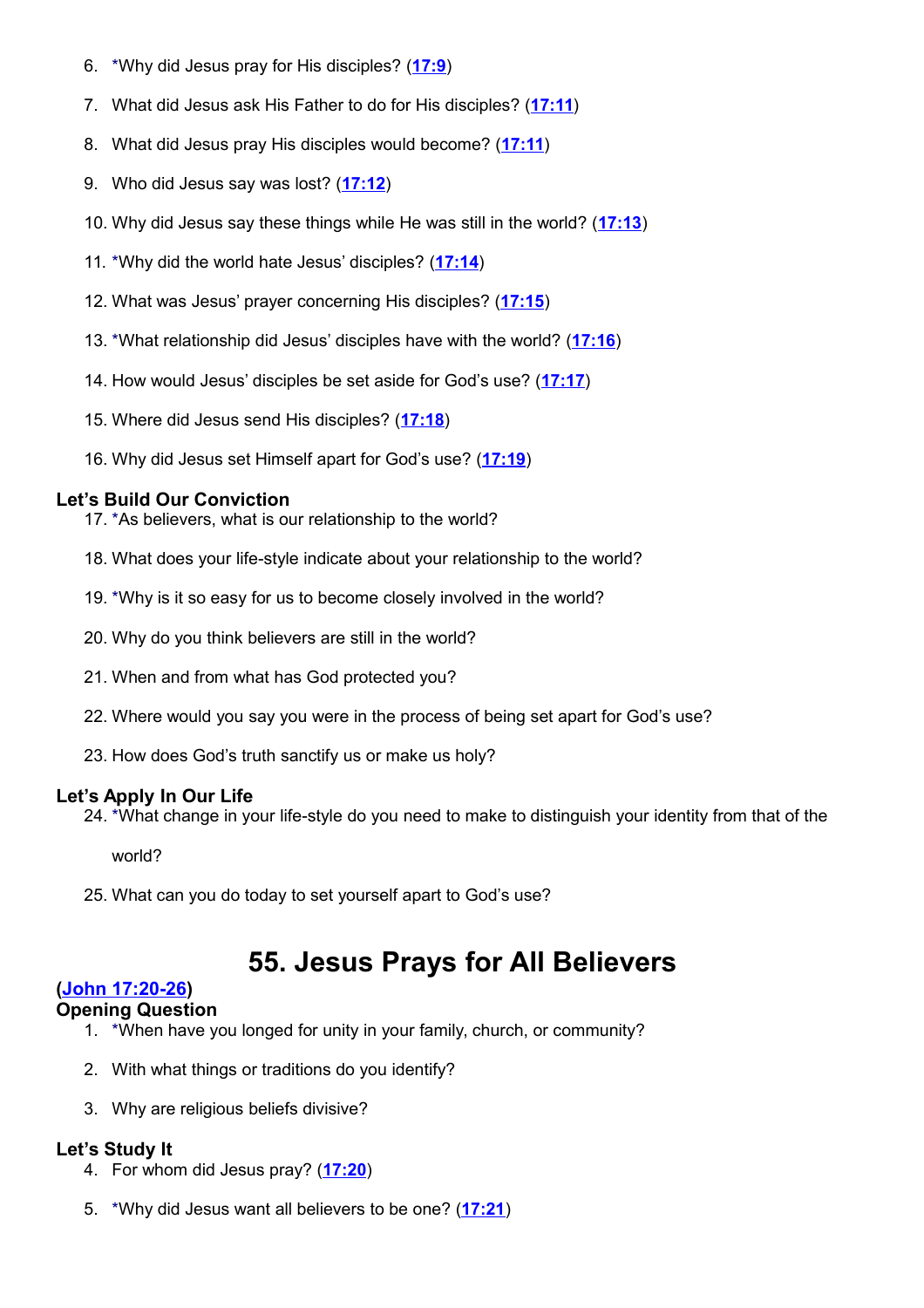6. *Why did Jesus pray for His disciples? (17:9)

7. What did Jesus ask His Father to do for His disciples? (17:11)

8. What did Jesus pray His disciples would become? (17:11)

9. Who did Jesus say was lost? (17:12)

10. Why did Jesus say these things while He was still in the world? (17:13)

11. *Why did the world hate Jesus' disciples? (17:14)

12. What was Jesus' prayer concerning His disciples? (17:15)

13. *What relationship did Jesus' disciples have with the world? (17:16)

14. How would Jesus' disciples be set aside for God's use? (17:17)

15. Where did Jesus send His disciples? (17:18)

16. Why did Jesus set Himself apart for God's use? (17:19)

**Let's Build Our Conviction**

17. *As believers, what is our relationship to the world?

18. What does your life-style indicate about your relationship to the world?

19. *Why is it so easy for us to become closely involved in the world?

20. Why do you think believers are still in the world?

21. When and from what has God protected you?

22. Where would you say you were in the process of being set apart for God's use?

23. How does God's truth sanctify us or make us holy?

**Let's Apply In Our Life**

24. *What change in your life-style do you need to make to distinguish your identity from that of the world?

25. What can you do today to set yourself apart to God's use?

# 55. Jesus Prays for All Believers

**(John 17:20-26)**

**Opening Question**

1. *When have you longed for unity in your family, church, or community?

2. With what things or traditions do you identify?

3. Why are religious beliefs divisive?

**Let's Study It**

4. For whom did Jesus pray? (17:20)

5. *Why did Jesus want all believers to be one? (17:21)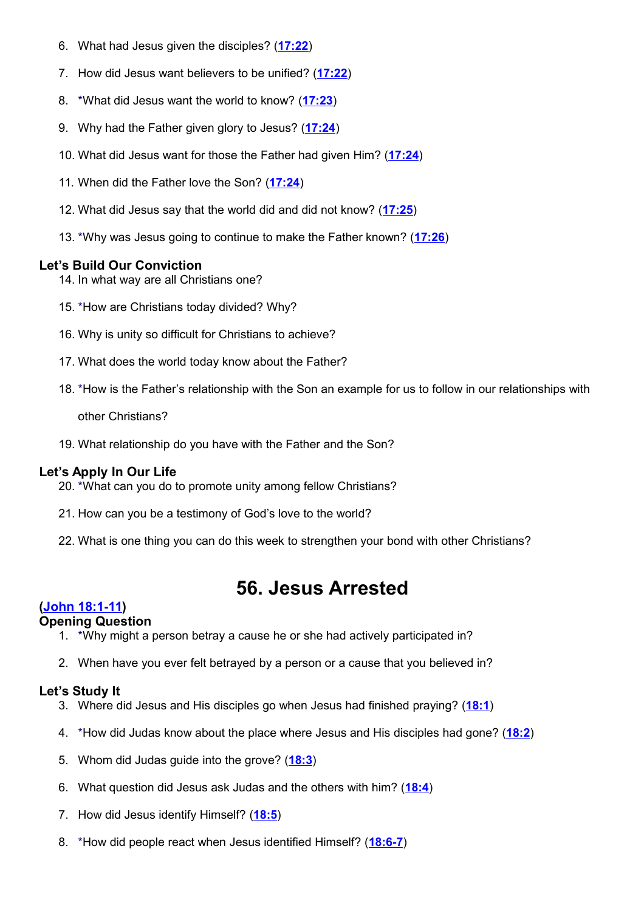6. What had Jesus given the disciples? (17:22)

7. How did Jesus want believers to be unified? (17:22)

8. *What did Jesus want the world to know? (17:23)

9. Why had the Father given glory to Jesus? (17:24)

10. What did Jesus want for those the Father had given Him? (17:24)

11. When did the Father love the Son? (17:24)

12. What did Jesus say that the world did and did not know? (17:25)

13. *Why was Jesus going to continue to make the Father known? (17:26)

**Let's Build Our Conviction**

14. In what way are all Christians one?

15. *How are Christians today divided? Why?

16. Why is unity so difficult for Christians to achieve?

17. What does the world today know about the Father?

18. *How is the Father's relationship with the Son an example for us to follow in our relationships with other Christians?

19. What relationship do you have with the Father and the Son?

**Let's Apply In Our Life**

20. *What can you do to promote unity among fellow Christians?

21. How can you be a testimony of God's love to the world?

22. What is one thing you can do this week to strengthen your bond with other Christians?

# 56. Jesus Arrested

**(John 18:1-11)**

**Opening Question**

1. *Why might a person betray a cause he or she had actively participated in?

2. When have you ever felt betrayed by a person or a cause that you believed in?

**Let's Study It**

3. Where did Jesus and His disciples go when Jesus had finished praying? (18:1)

4. *How did Judas know about the place where Jesus and His disciples had gone? (18:2)

5. Whom did Judas guide into the grove? (18:3)

6. What question did Jesus ask Judas and the others with him? (18:4)

7. How did Jesus identify Himself? (18:5)

8. *How did people react when Jesus identified Himself? (18:6-7)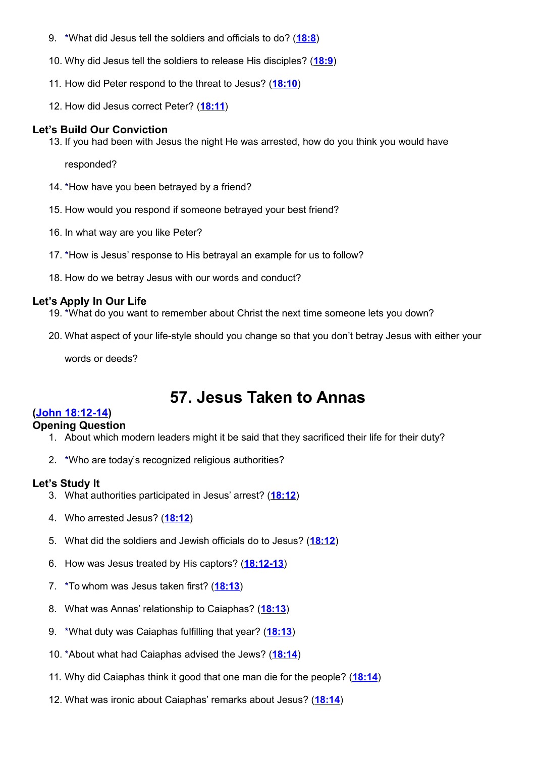9. *What did Jesus tell the soldiers and officials to do? (**18:8**)

10. Why did Jesus tell the soldiers to release His disciples? (**18:9**)

11. How did Peter respond to the threat to Jesus? (**18:10**)

12. How did Jesus correct Peter? (**18:11**)

### Let's Build Our Conviction

13. If you had been with Jesus the night He was arrested, how do you think you would have responded?

14. *How have you been betrayed by a friend?

15. How would you respond if someone betrayed your best friend?

16. In what way are you like Peter?

17. *How is Jesus' response to His betrayal an example for us to follow?

18. How do we betray Jesus with our words and conduct?

### Let's Apply In Our Life

19. *What do you want to remember about Christ the next time someone lets you down?

20. What aspect of your life-style should you change so that you don't betray Jesus with either your words or deeds?

# 57. Jesus Taken to Annas

**(John 18:12-14)**

### Opening Question

1. About which modern leaders might it be said that they sacrificed their life for their duty?

2. *Who are today's recognized religious authorities?

### Let's Study It

3. What authorities participated in Jesus' arrest? (**18:12**)

4. Who arrested Jesus? (**18:12**)

5. What did the soldiers and Jewish officials do to Jesus? (**18:12**)

6. How was Jesus treated by His captors? (**18:12-13**)

7. *To whom was Jesus taken first? (**18:13**)

8. What was Annas' relationship to Caiaphas? (**18:13**)

9. *What duty was Caiaphas fulfilling that year? (**18:13**)

10. *About what had Caiaphas advised the Jews? (**18:14**)

11. Why did Caiaphas think it good that one man die for the people? (**18:14**)

12. What was ironic about Caiaphas' remarks about Jesus? (**18:14**)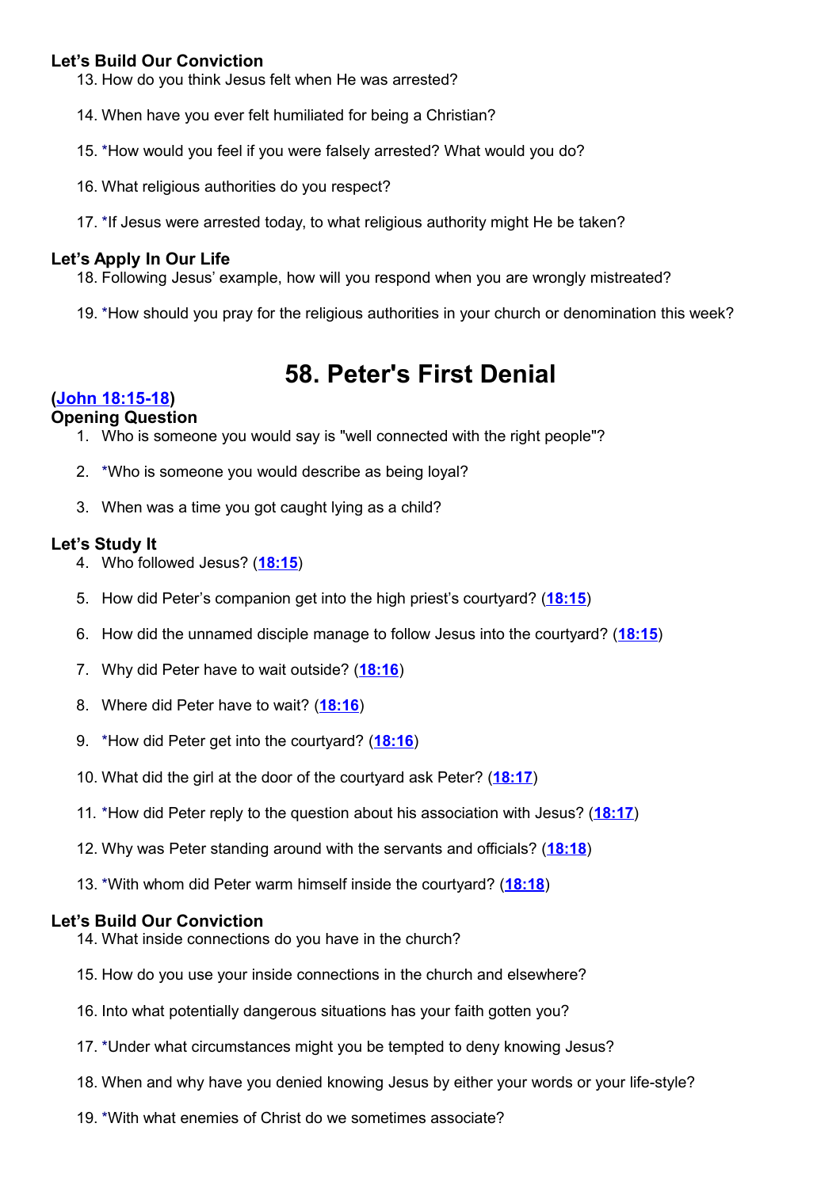### Let's Build Our Conviction

13. How do you think Jesus felt when He was arrested?
14. When have you ever felt humiliated for being a Christian?
15. *How would you feel if you were falsely arrested? What would you do?
16. What religious authorities do you respect?
17. *If Jesus were arrested today, to what religious authority might He be taken?

### Let's Apply In Our Life

18. Following Jesus' example, how will you respond when you are wrongly mistreated?
19. *How should you pray for the religious authorities in your church or denomination this week?

# 58. Peter's First Denial

**(John 18:15-18)**

### Opening Question

1. Who is someone you would say is "well connected with the right people"?
2. *Who is someone you would describe as being loyal?
3. When was a time you got caught lying as a child?

### Let's Study It

4. Who followed Jesus? (18:15)
5. How did Peter's companion get into the high priest's courtyard? (18:15)
6. How did the unnamed disciple manage to follow Jesus into the courtyard? (18:15)
7. Why did Peter have to wait outside? (18:16)
8. Where did Peter have to wait? (18:16)
9. *How did Peter get into the courtyard? (18:16)
10. What did the girl at the door of the courtyard ask Peter? (18:17)
11. *How did Peter reply to the question about his association with Jesus? (18:17)
12. Why was Peter standing around with the servants and officials? (18:18)
13. *With whom did Peter warm himself inside the courtyard? (18:18)

### Let's Build Our Conviction

14. What inside connections do you have in the church?
15. How do you use your inside connections in the church and elsewhere?
16. Into what potentially dangerous situations has your faith gotten you?
17. *Under what circumstances might you be tempted to deny knowing Jesus?
18. When and why have you denied knowing Jesus by either your words or your life-style?
19. *With what enemies of Christ do we sometimes associate?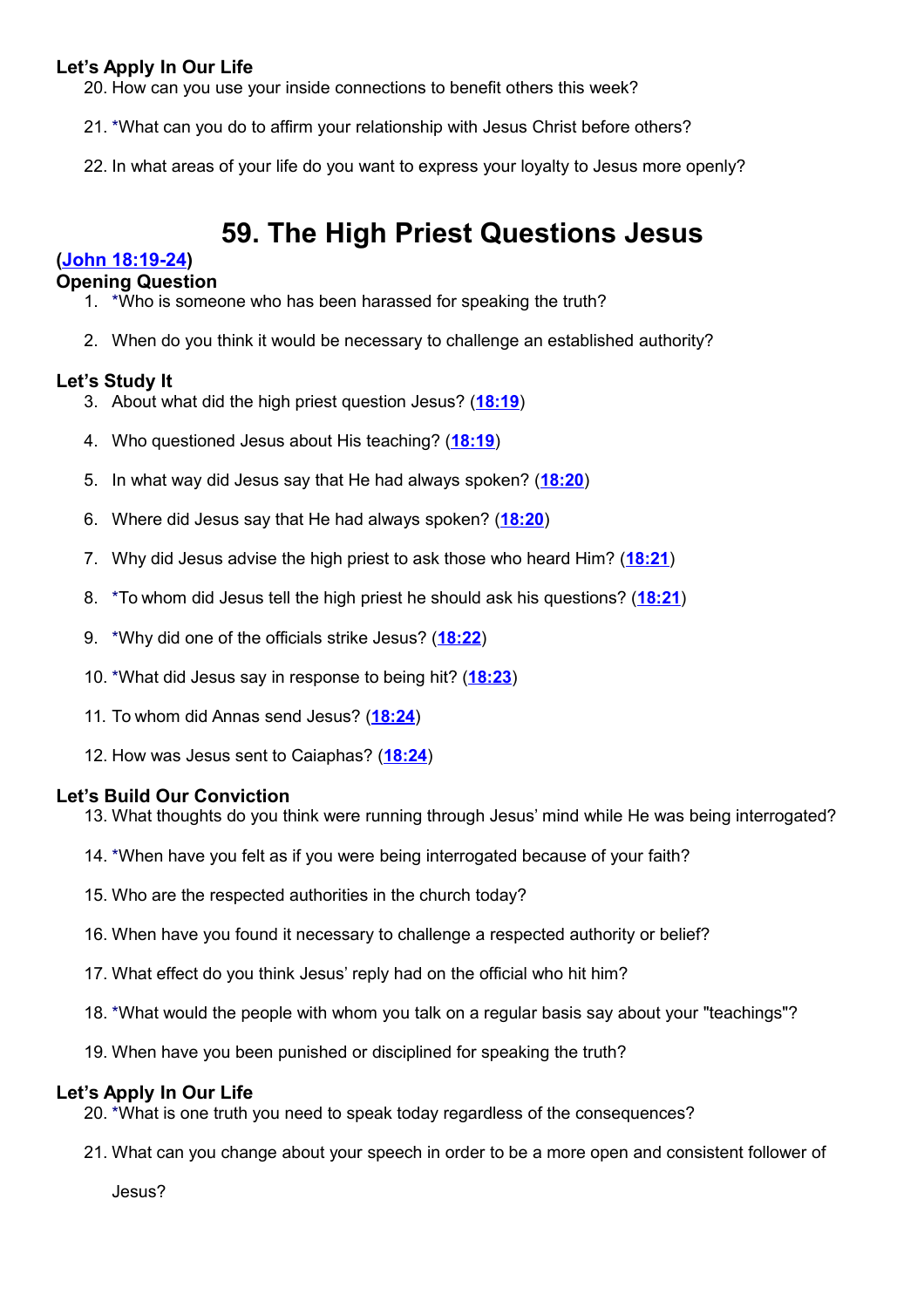### Let's Apply In Our Life

20. How can you use your inside connections to benefit others this week?

21. *What can you do to affirm your relationship with Jesus Christ before others?

22. In what areas of your life do you want to express your loyalty to Jesus more openly?

# 59. The High Priest Questions Jesus

**(John 18:19-24)**

### Opening Question

1. *Who is someone who has been harassed for speaking the truth?

2. When do you think it would be necessary to challenge an established authority?

### Let's Study It

3. About what did the high priest question Jesus? (**18:19**)

4. Who questioned Jesus about His teaching? (**18:19**)

5. In what way did Jesus say that He had always spoken? (**18:20**)

6. Where did Jesus say that He had always spoken? (**18:20**)

7. Why did Jesus advise the high priest to ask those who heard Him? (**18:21**)

8. *To whom did Jesus tell the high priest he should ask his questions? (**18:21**)

9. *Why did one of the officials strike Jesus? (**18:22**)

10. *What did Jesus say in response to being hit? (**18:23**)

11. To whom did Annas send Jesus? (**18:24**)

12. How was Jesus sent to Caiaphas? (**18:24**)

### Let's Build Our Conviction

13. What thoughts do you think were running through Jesus' mind while He was being interrogated?

14. *When have you felt as if you were being interrogated because of your faith?

15. Who are the respected authorities in the church today?

16. When have you found it necessary to challenge a respected authority or belief?

17. What effect do you think Jesus' reply had on the official who hit him?

18. *What would the people with whom you talk on a regular basis say about your "teachings"?

19. When have you been punished or disciplined for speaking the truth?

### Let's Apply In Our Life

20. *What is one truth you need to speak today regardless of the consequences?

21. What can you change about your speech in order to be a more open and consistent follower of Jesus?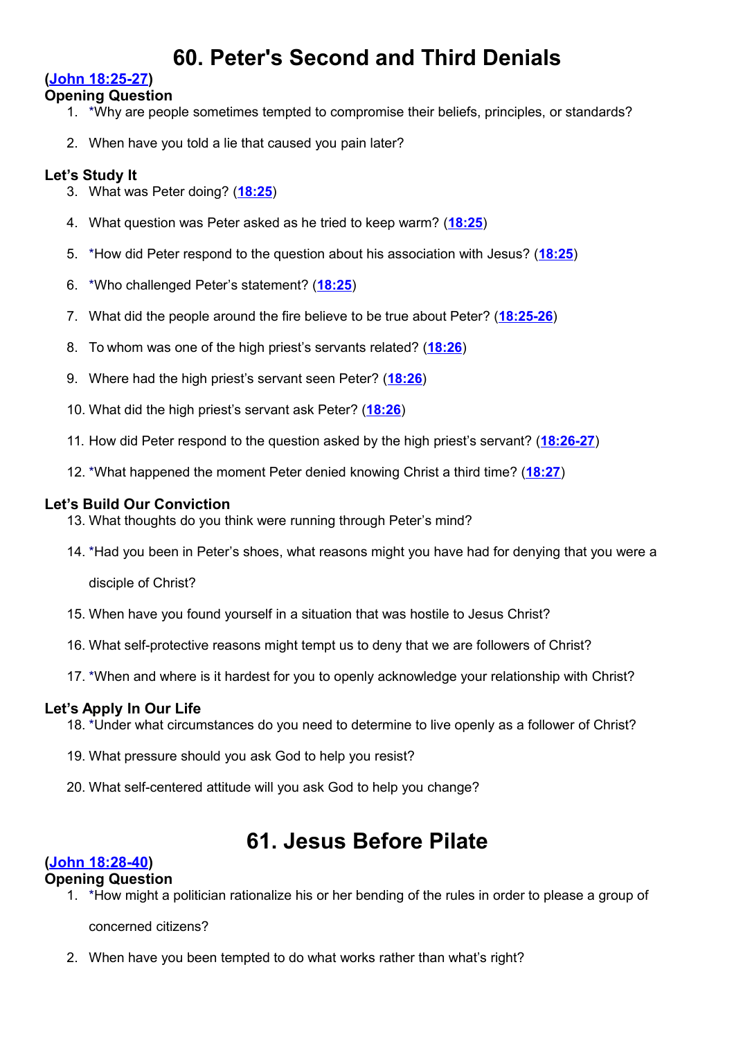# 60. Peter's Second and Third Denials

**([John 18:25-27](#))**

**Opening Question**

1. *Why are people sometimes tempted to compromise their beliefs, principles, or standards?
2. When have you told a lie that caused you pain later?

**Let's Study It**

3. What was Peter doing? (**18:25**)
4. What question was Peter asked as he tried to keep warm? (**18:25**)
5. *How did Peter respond to the question about his association with Jesus? (**18:25**)
6. *Who challenged Peter's statement? (**18:25**)
7. What did the people around the fire believe to be true about Peter? (**18:25-26**)
8. To whom was one of the high priest's servants related? (**18:26**)
9. Where had the high priest's servant seen Peter? (**18:26**)
10. What did the high priest's servant ask Peter? (**18:26**)
11. How did Peter respond to the question asked by the high priest's servant? (**18:26-27**)
12. *What happened the moment Peter denied knowing Christ a third time? (**18:27**)

**Let's Build Our Conviction**

13. What thoughts do you think were running through Peter's mind?
14. *Had you been in Peter's shoes, what reasons might you have had for denying that you were a disciple of Christ?
15. When have you found yourself in a situation that was hostile to Jesus Christ?
16. What self-protective reasons might tempt us to deny that we are followers of Christ?
17. *When and where is it hardest for you to openly acknowledge your relationship with Christ?

**Let's Apply In Our Life**

18. *Under what circumstances do you need to determine to live openly as a follower of Christ?
19. What pressure should you ask God to help you resist?
20. What self-centered attitude will you ask God to help you change?

# 61. Jesus Before Pilate

**([John 18:28-40](#))**

**Opening Question**

1. *How might a politician rationalize his or her bending of the rules in order to please a group of concerned citizens?
2. When have you been tempted to do what works rather than what's right?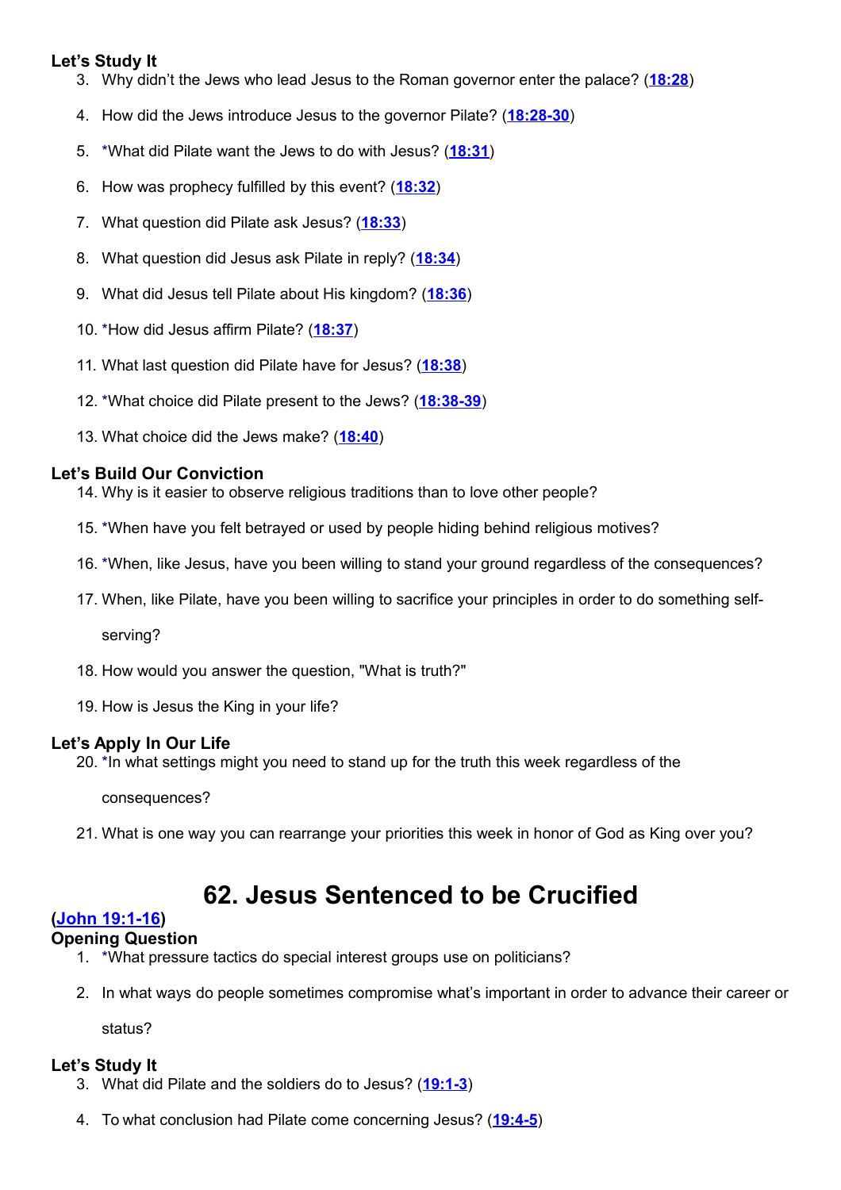### Let's Study It

3. Why didn't the Jews who lead Jesus to the Roman governor enter the palace? (**18:28**)
4. How did the Jews introduce Jesus to the governor Pilate? (**18:28-30**)
5. *What did Pilate want the Jews to do with Jesus? (**18:31**)
6. How was prophecy fulfilled by this event? (**18:32**)
7. What question did Pilate ask Jesus? (**18:33**)
8. What question did Jesus ask Pilate in reply? (**18:34**)
9. What did Jesus tell Pilate about His kingdom? (**18:36**)
10. *How did Jesus affirm Pilate? (**18:37**)
11. What last question did Pilate have for Jesus? (**18:38**)
12. *What choice did Pilate present to the Jews? (**18:38-39**)
13. What choice did the Jews make? (**18:40**)

### Let's Build Our Conviction

14. Why is it easier to observe religious traditions than to love other people?
15. *When have you felt betrayed or used by people hiding behind religious motives?
16. *When, like Jesus, have you been willing to stand your ground regardless of the consequences?
17. When, like Pilate, have you been willing to sacrifice your principles in order to do something self-serving?
18. How would you answer the question, "What is truth?"
19. How is Jesus the King in your life?

### Let's Apply In Our Life

20. *In what settings might you need to stand up for the truth this week regardless of the consequences?
21. What is one way you can rearrange your priorities this week in honor of God as King over you?

# 62. Jesus Sentenced to be Crucified

**(John 19:1-16)**

### Opening Question

1. *What pressure tactics do special interest groups use on politicians?
2. In what ways do people sometimes compromise what's important in order to advance their career or status?

### Let's Study It

3. What did Pilate and the soldiers do to Jesus? (**19:1-3**)
4. To what conclusion had Pilate come concerning Jesus? (**19:4-5**)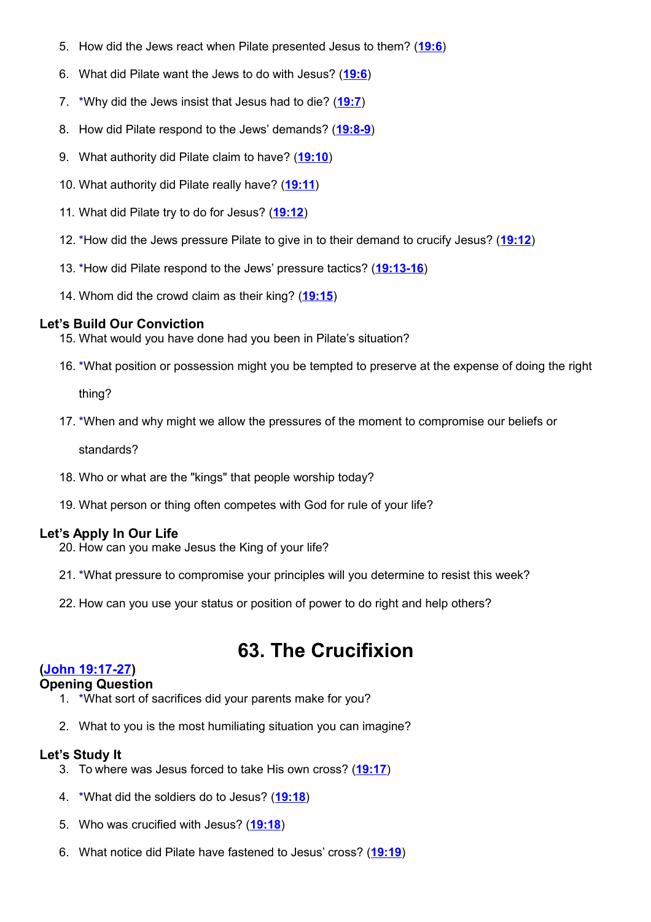5. How did the Jews react when Pilate presented Jesus to them? (**19:6**)
6. What did Pilate want the Jews to do with Jesus? (**19:6**)
7. *Why did the Jews insist that Jesus had to die? (**19:7**)
8. How did Pilate respond to the Jews' demands? (**19:8-9**)
9. What authority did Pilate claim to have? (**19:10**)
10. What authority did Pilate really have? (**19:11**)
11. What did Pilate try to do for Jesus? (**19:12**)
12. *How did the Jews pressure Pilate to give in to their demand to crucify Jesus? (**19:12**)
13. *How did Pilate respond to the Jews' pressure tactics? (**19:13-16**)
14. Whom did the crowd claim as their king? (**19:15**)

### Let's Build Our Conviction

15. What would you have done had you been in Pilate's situation?
16. *What position or possession might you be tempted to preserve at the expense of doing the right thing?
17. *When and why might we allow the pressures of the moment to compromise our beliefs or standards?
18. Who or what are the "kings" that people worship today?
19. What person or thing often competes with God for rule of your life?

### Let's Apply In Our Life

20. How can you make Jesus the King of your life?
21. *What pressure to compromise your principles will you determine to resist this week?
22. How can you use your status or position of power to do right and help others?

# 63. The Crucifixion

**(John 19:17-27)**

### Opening Question

1. *What sort of sacrifices did your parents make for you?
2. What to you is the most humiliating situation you can imagine?

### Let's Study It

3. To where was Jesus forced to take His own cross? (**19:17**)
4. *What did the soldiers do to Jesus? (**19:18**)
5. Who was crucified with Jesus? (**19:18**)
6. What notice did Pilate have fastened to Jesus' cross? (**19:19**)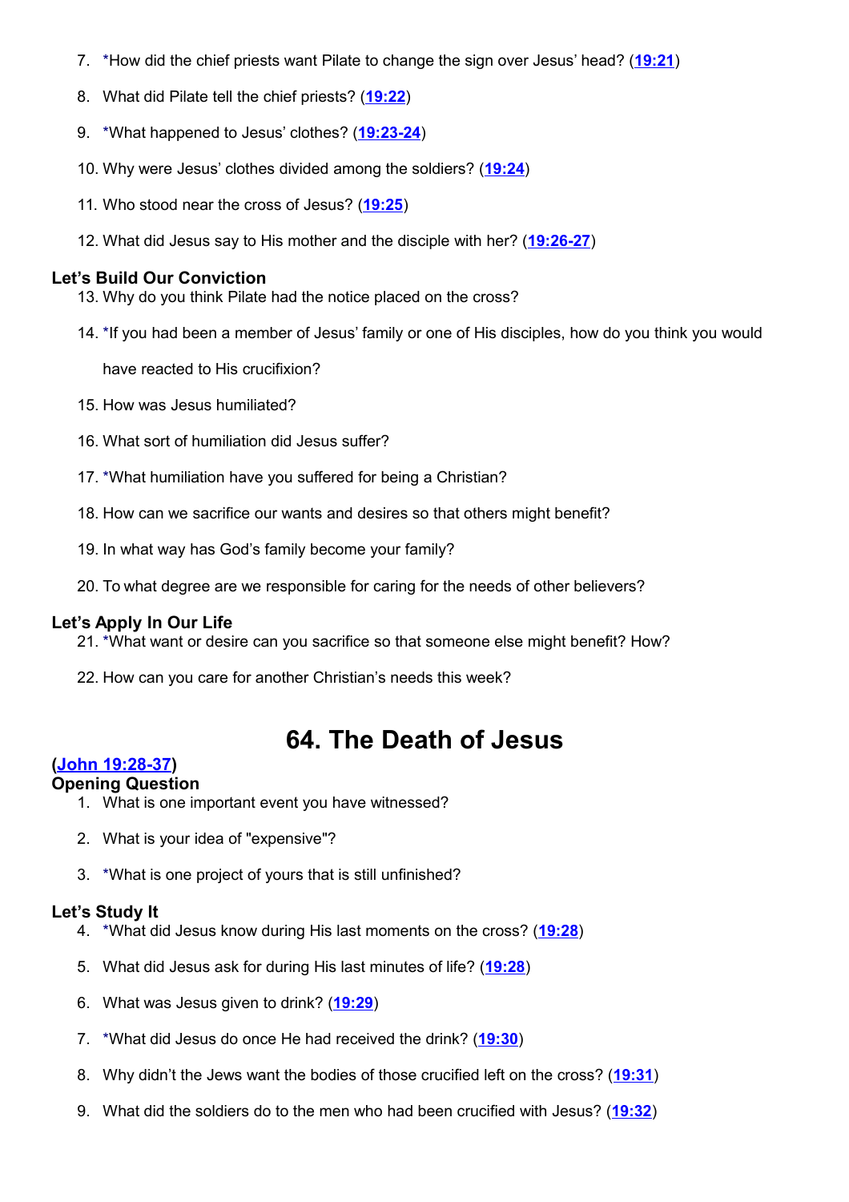7. *How did the chief priests want Pilate to change the sign over Jesus' head? (19:21)

8. What did Pilate tell the chief priests? (19:22)

9. *What happened to Jesus' clothes? (19:23-24)

10. Why were Jesus' clothes divided among the soldiers? (19:24)

11. Who stood near the cross of Jesus? (19:25)

12. What did Jesus say to His mother and the disciple with her? (19:26-27)

### Let's Build Our Conviction

13. Why do you think Pilate had the notice placed on the cross?

14. *If you had been a member of Jesus' family or one of His disciples, how do you think you would have reacted to His crucifixion?

15. How was Jesus humiliated?

16. What sort of humiliation did Jesus suffer?

17. *What humiliation have you suffered for being a Christian?

18. How can we sacrifice our wants and desires so that others might benefit?

19. In what way has God's family become your family?

20. To what degree are we responsible for caring for the needs of other believers?

### Let's Apply In Our Life

21. *What want or desire can you sacrifice so that someone else might benefit? How?

22. How can you care for another Christian's needs this week?

# 64. The Death of Jesus

**(John 19:28-37)**

### Opening Question

1. What is one important event you have witnessed?

2. What is your idea of "expensive"?

3. *What is one project of yours that is still unfinished?

### Let's Study It

4. *What did Jesus know during His last moments on the cross? (19:28)

5. What did Jesus ask for during His last minutes of life? (19:28)

6. What was Jesus given to drink? (19:29)

7. *What did Jesus do once He had received the drink? (19:30)

8. Why didn't the Jews want the bodies of those crucified left on the cross? (19:31)

9. What did the soldiers do to the men who had been crucified with Jesus? (19:32)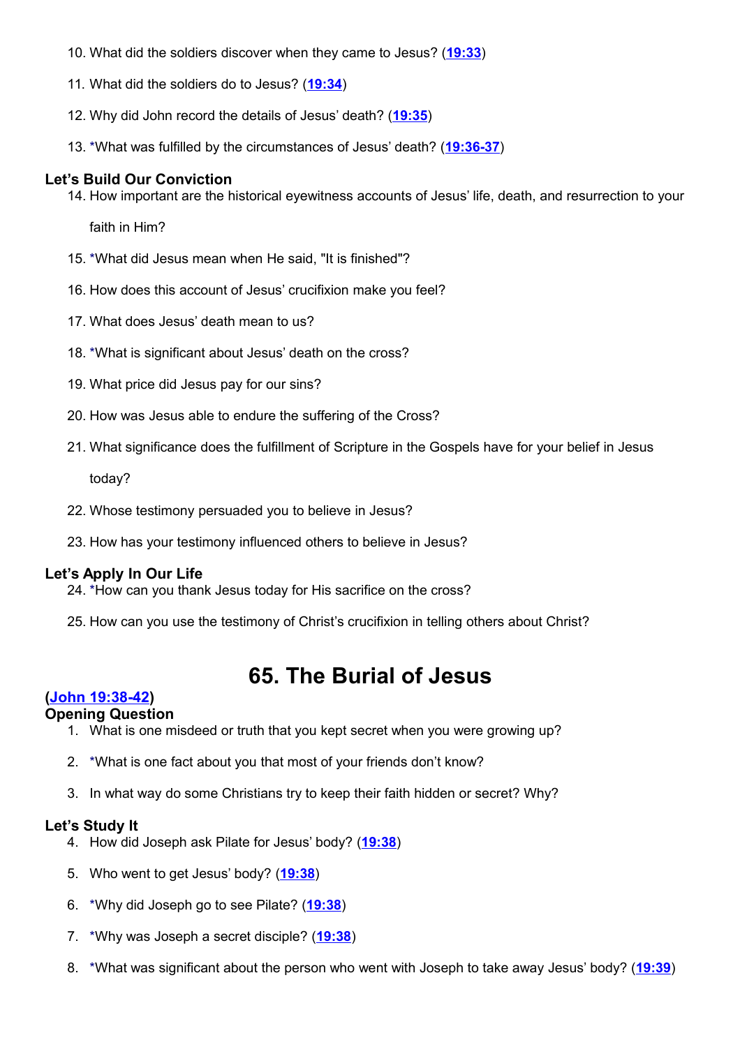10. What did the soldiers discover when they came to Jesus? (**19:33**)

11. What did the soldiers do to Jesus? (**19:34**)

12. Why did John record the details of Jesus' death? (**19:35**)

13. *What was fulfilled by the circumstances of Jesus' death? (**19:36-37**)

### Let's Build Our Conviction

14. How important are the historical eyewitness accounts of Jesus' life, death, and resurrection to your faith in Him?

15. *What did Jesus mean when He said, "It is finished"?

16. How does this account of Jesus' crucifixion make you feel?

17. What does Jesus' death mean to us?

18. *What is significant about Jesus' death on the cross?

19. What price did Jesus pay for our sins?

20. How was Jesus able to endure the suffering of the Cross?

21. What significance does the fulfillment of Scripture in the Gospels have for your belief in Jesus today?

22. Whose testimony persuaded you to believe in Jesus?

23. How has your testimony influenced others to believe in Jesus?

### Let's Apply In Our Life

24. *How can you thank Jesus today for His sacrifice on the cross?

25. How can you use the testimony of Christ's crucifixion in telling others about Christ?

# 65. The Burial of Jesus

**(John 19:38-42)**

### Opening Question

1. What is one misdeed or truth that you kept secret when you were growing up?

2. *What is one fact about you that most of your friends don't know?

3. In what way do some Christians try to keep their faith hidden or secret? Why?

### Let's Study It

4. How did Joseph ask Pilate for Jesus' body? (**19:38**)

5. Who went to get Jesus' body? (**19:38**)

6. *Why did Joseph go to see Pilate? (**19:38**)

7. *Why was Joseph a secret disciple? (**19:38**)

8. *What was significant about the person who went with Joseph to take away Jesus' body? (**19:39**)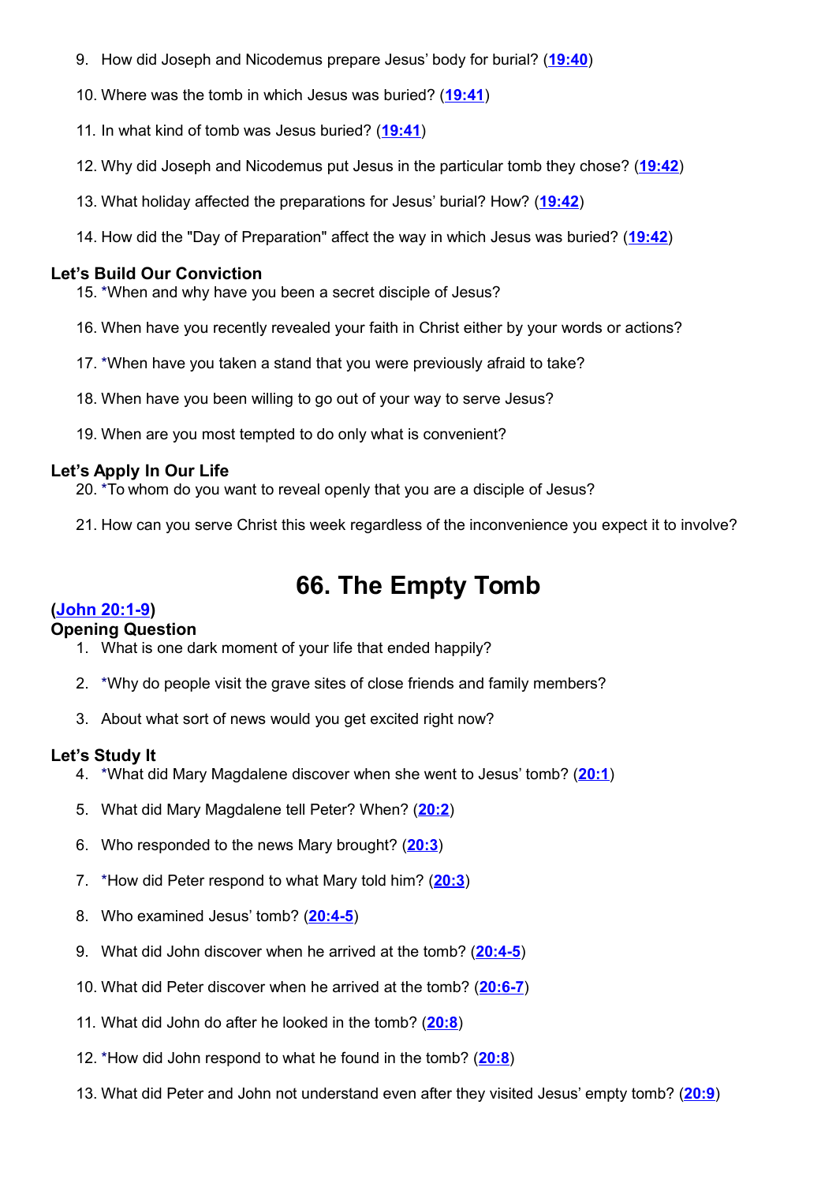9. How did Joseph and Nicodemus prepare Jesus' body for burial? (**19:40**)

10. Where was the tomb in which Jesus was buried? (**19:41**)

11. In what kind of tomb was Jesus buried? (**19:41**)

12. Why did Joseph and Nicodemus put Jesus in the particular tomb they chose? (**19:42**)

13. What holiday affected the preparations for Jesus' burial? How? (**19:42**)

14. How did the "Day of Preparation" affect the way in which Jesus was buried? (**19:42**)

### Let's Build Our Conviction

15. *When and why have you been a secret disciple of Jesus?

16. When have you recently revealed your faith in Christ either by your words or actions?

17. *When have you taken a stand that you were previously afraid to take?

18. When have you been willing to go out of your way to serve Jesus?

19. When are you most tempted to do only what is convenient?

### Let's Apply In Our Life

20. *To whom do you want to reveal openly that you are a disciple of Jesus?

21. How can you serve Christ this week regardless of the inconvenience you expect it to involve?

# 66. The Empty Tomb

**(John 20:1-9)**

### Opening Question

1. What is one dark moment of your life that ended happily?

2. *Why do people visit the grave sites of close friends and family members?

3. About what sort of news would you get excited right now?

### Let's Study It

4. *What did Mary Magdalene discover when she went to Jesus' tomb? (**20:1**)

5. What did Mary Magdalene tell Peter? When? (**20:2**)

6. Who responded to the news Mary brought? (**20:3**)

7. *How did Peter respond to what Mary told him? (**20:3**)

8. Who examined Jesus' tomb? (**20:4-5**)

9. What did John discover when he arrived at the tomb? (**20:4-5**)

10. What did Peter discover when he arrived at the tomb? (**20:6-7**)

11. What did John do after he looked in the tomb? (**20:8**)

12. *How did John respond to what he found in the tomb? (**20:8**)

13. What did Peter and John not understand even after they visited Jesus' empty tomb? (**20:9**)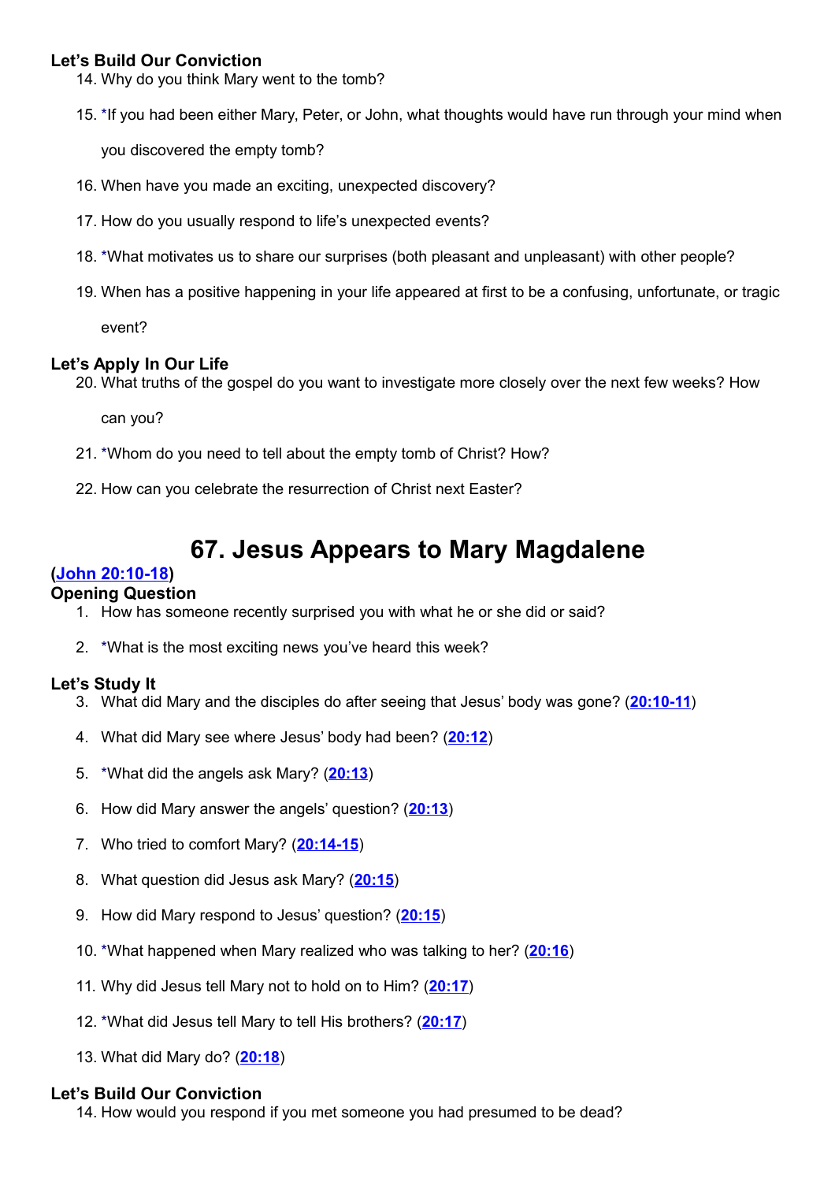### Let's Build Our Conviction

14. Why do you think Mary went to the tomb?
15. *If you had been either Mary, Peter, or John, what thoughts would have run through your mind when you discovered the empty tomb?
16. When have you made an exciting, unexpected discovery?
17. How do you usually respond to life's unexpected events?
18. *What motivates us to share our surprises (both pleasant and unpleasant) with other people?
19. When has a positive happening in your life appeared at first to be a confusing, unfortunate, or tragic event?

### Let's Apply In Our Life

20. What truths of the gospel do you want to investigate more closely over the next few weeks? How can you?
21. *Whom do you need to tell about the empty tomb of Christ? How?
22. How can you celebrate the resurrection of Christ next Easter?

# 67. Jesus Appears to Mary Magdalene

**(John 20:10-18)**

### Opening Question

1. How has someone recently surprised you with what he or she did or said?
2. *What is the most exciting news you've heard this week?

### Let's Study It

3. What did Mary and the disciples do after seeing that Jesus' body was gone? (**20:10-11**)
4. What did Mary see where Jesus' body had been? (**20:12**)
5. *What did the angels ask Mary? (**20:13**)
6. How did Mary answer the angels' question? (**20:13**)
7. Who tried to comfort Mary? (**20:14-15**)
8. What question did Jesus ask Mary? (**20:15**)
9. How did Mary respond to Jesus' question? (**20:15**)
10. *What happened when Mary realized who was talking to her? (**20:16**)
11. Why did Jesus tell Mary not to hold on to Him? (**20:17**)
12. *What did Jesus tell Mary to tell His brothers? (**20:17**)
13. What did Mary do? (**20:18**)

### Let's Build Our Conviction

14. How would you respond if you met someone you had presumed to be dead?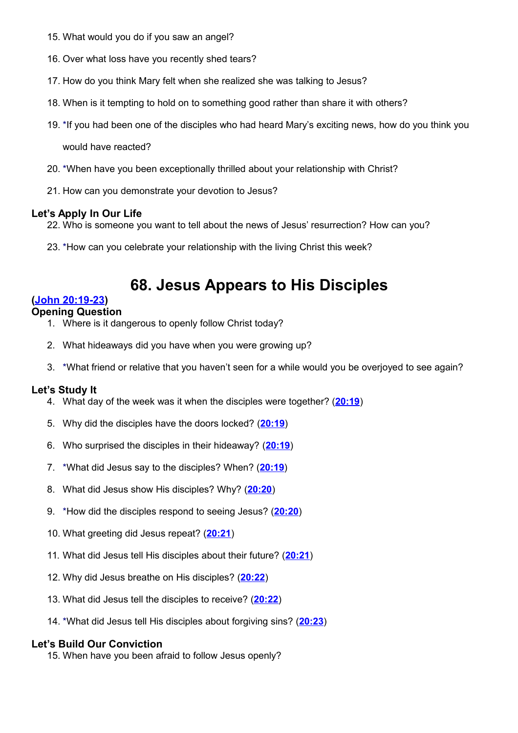15. What would you do if you saw an angel?

16. Over what loss have you recently shed tears?

17. How do you think Mary felt when she realized she was talking to Jesus?

18. When is it tempting to hold on to something good rather than share it with others?

19. *If you had been one of the disciples who had heard Mary's exciting news, how do you think you would have reacted?

20. *When have you been exceptionally thrilled about your relationship with Christ?

21. How can you demonstrate your devotion to Jesus?

### Let's Apply In Our Life

22. Who is someone you want to tell about the news of Jesus' resurrection? How can you?

23. *How can you celebrate your relationship with the living Christ this week?

# 68. Jesus Appears to His Disciples

**(John 20:19-23)**

### Opening Question

1. Where is it dangerous to openly follow Christ today?

2. What hideaways did you have when you were growing up?

3. *What friend or relative that you haven't seen for a while would you be overjoyed to see again?

### Let's Study It

4. What day of the week was it when the disciples were together? (**20:19**)

5. Why did the disciples have the doors locked? (**20:19**)

6. Who surprised the disciples in their hideaway? (**20:19**)

7. *What did Jesus say to the disciples? When? (**20:19**)

8. What did Jesus show His disciples? Why? (**20:20**)

9. *How did the disciples respond to seeing Jesus? (**20:20**)

10. What greeting did Jesus repeat? (**20:21**)

11. What did Jesus tell His disciples about their future? (**20:21**)

12. Why did Jesus breathe on His disciples? (**20:22**)

13. What did Jesus tell the disciples to receive? (**20:22**)

14. *What did Jesus tell His disciples about forgiving sins? (**20:23**)

### Let's Build Our Conviction

15. When have you been afraid to follow Jesus openly?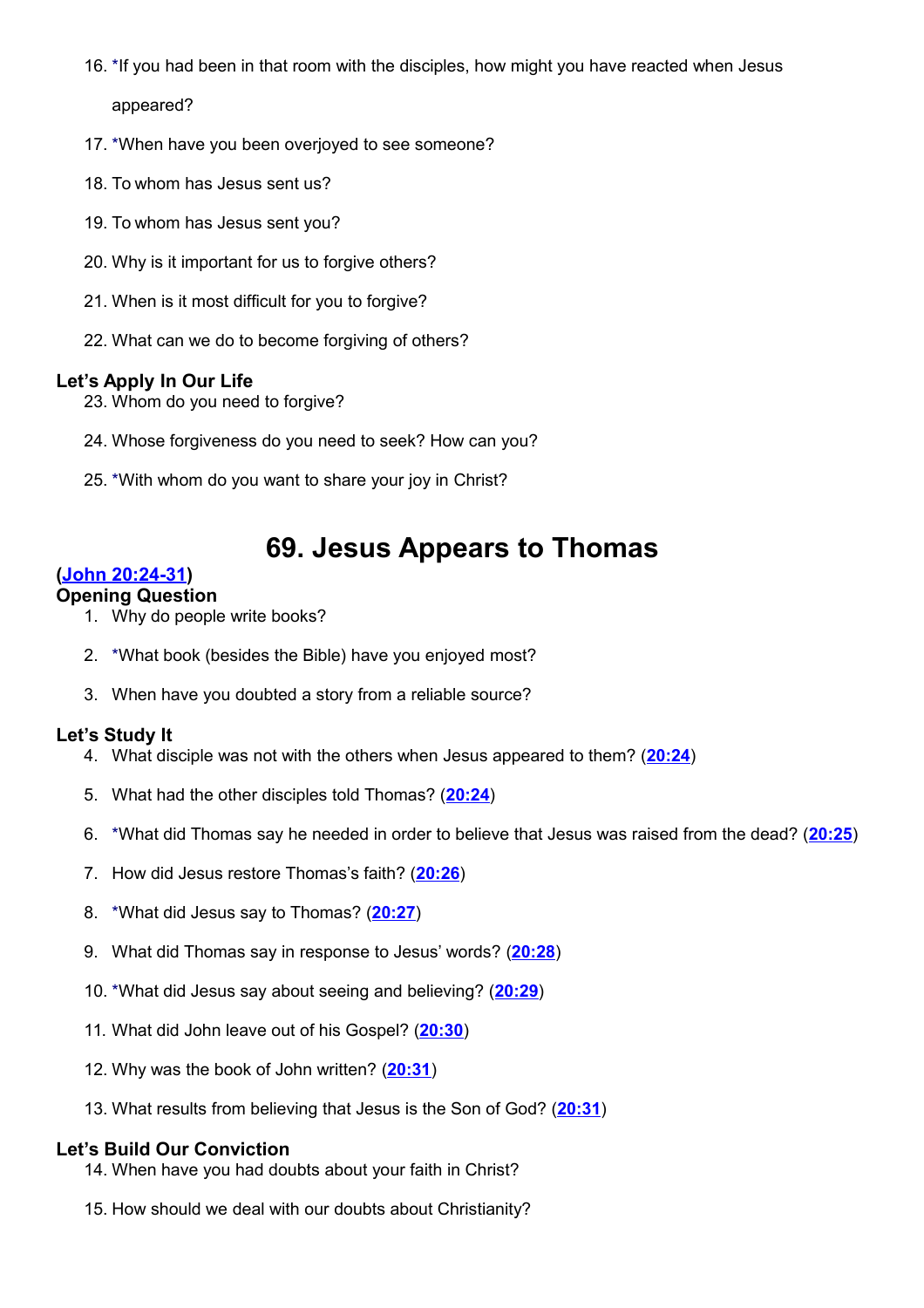16. *If you had been in that room with the disciples, how might you have reacted when Jesus appeared?

17. *When have you been overjoyed to see someone?

18. To whom has Jesus sent us?

19. To whom has Jesus sent you?

20. Why is it important for us to forgive others?

21. When is it most difficult for you to forgive?

22. What can we do to become forgiving of others?

**Let's Apply In Our Life**

23. Whom do you need to forgive?

24. Whose forgiveness do you need to seek? How can you?

25. *With whom do you want to share your joy in Christ?

# 69. Jesus Appears to Thomas

**(John 20:24-31)**

**Opening Question**

1. Why do people write books?

2. *What book (besides the Bible) have you enjoyed most?

3. When have you doubted a story from a reliable source?

**Let's Study It**

4. What disciple was not with the others when Jesus appeared to them? (**20:24**)

5. What had the other disciples told Thomas? (**20:24**)

6. *What did Thomas say he needed in order to believe that Jesus was raised from the dead? (**20:25**)

7. How did Jesus restore Thomas's faith? (**20:26**)

8. *What did Jesus say to Thomas? (**20:27**)

9. What did Thomas say in response to Jesus' words? (**20:28**)

10. *What did Jesus say about seeing and believing? (**20:29**)

11. What did John leave out of his Gospel? (**20:30**)

12. Why was the book of John written? (**20:31**)

13. What results from believing that Jesus is the Son of God? (**20:31**)

**Let's Build Our Conviction**

14. When have you had doubts about your faith in Christ?

15. How should we deal with our doubts about Christianity?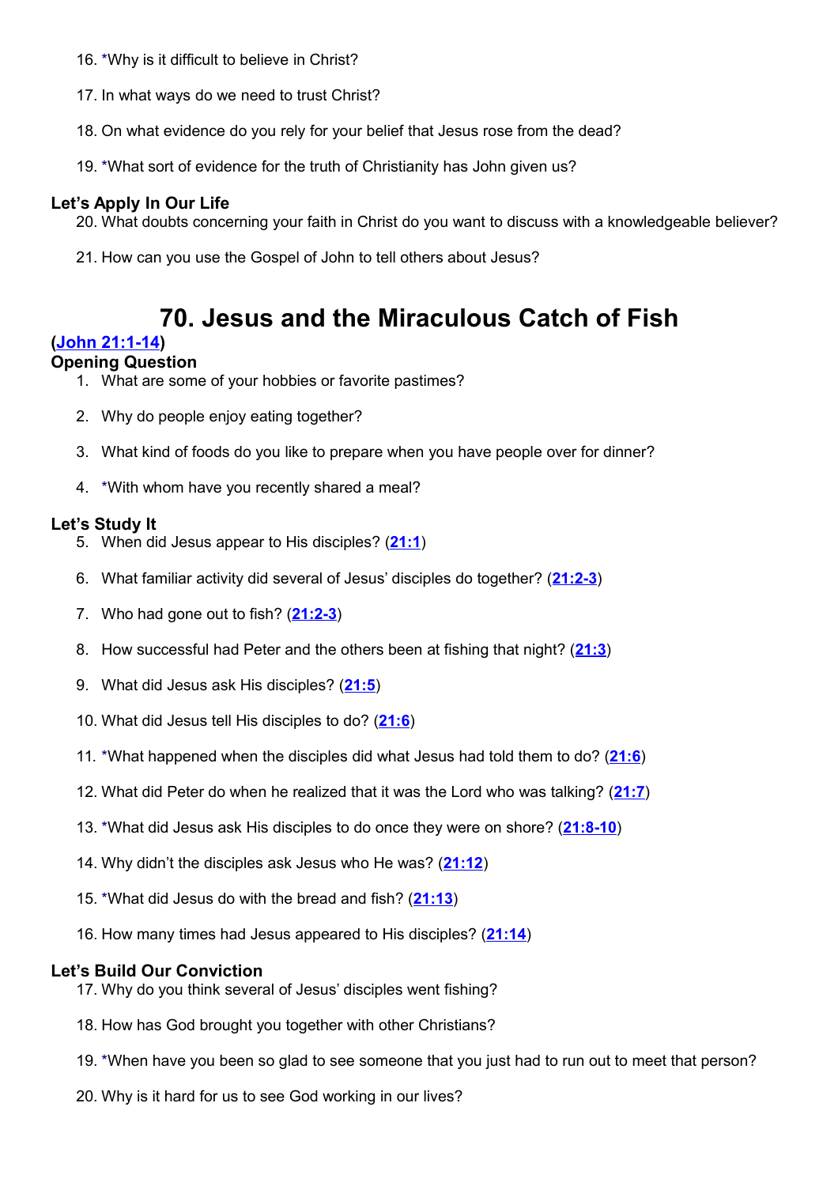16. *Why is it difficult to believe in Christ?

17. In what ways do we need to trust Christ?

18. On what evidence do you rely for your belief that Jesus rose from the dead?

19. *What sort of evidence for the truth of Christianity has John given us?

### Let's Apply In Our Life

20. What doubts concerning your faith in Christ do you want to discuss with a knowledgeable believer?

21. How can you use the Gospel of John to tell others about Jesus?

# 70. Jesus and the Miraculous Catch of Fish

**(John 21:1-14)**

### Opening Question

1. What are some of your hobbies or favorite pastimes?

2. Why do people enjoy eating together?

3. What kind of foods do you like to prepare when you have people over for dinner?

4. *With whom have you recently shared a meal?

### Let's Study It

5. When did Jesus appear to His disciples? (**21:1**)

6. What familiar activity did several of Jesus' disciples do together? (**21:2-3**)

7. Who had gone out to fish? (**21:2-3**)

8. How successful had Peter and the others been at fishing that night? (**21:3**)

9. What did Jesus ask His disciples? (**21:5**)

10. What did Jesus tell His disciples to do? (**21:6**)

11. *What happened when the disciples did what Jesus had told them to do? (**21:6**)

12. What did Peter do when he realized that it was the Lord who was talking? (**21:7**)

13. *What did Jesus ask His disciples to do once they were on shore? (**21:8-10**)

14. Why didn't the disciples ask Jesus who He was? (**21:12**)

15. *What did Jesus do with the bread and fish? (**21:13**)

16. How many times had Jesus appeared to His disciples? (**21:14**)

### Let's Build Our Conviction

17. Why do you think several of Jesus' disciples went fishing?

18. How has God brought you together with other Christians?

19. *When have you been so glad to see someone that you just had to run out to meet that person?

20. Why is it hard for us to see God working in our lives?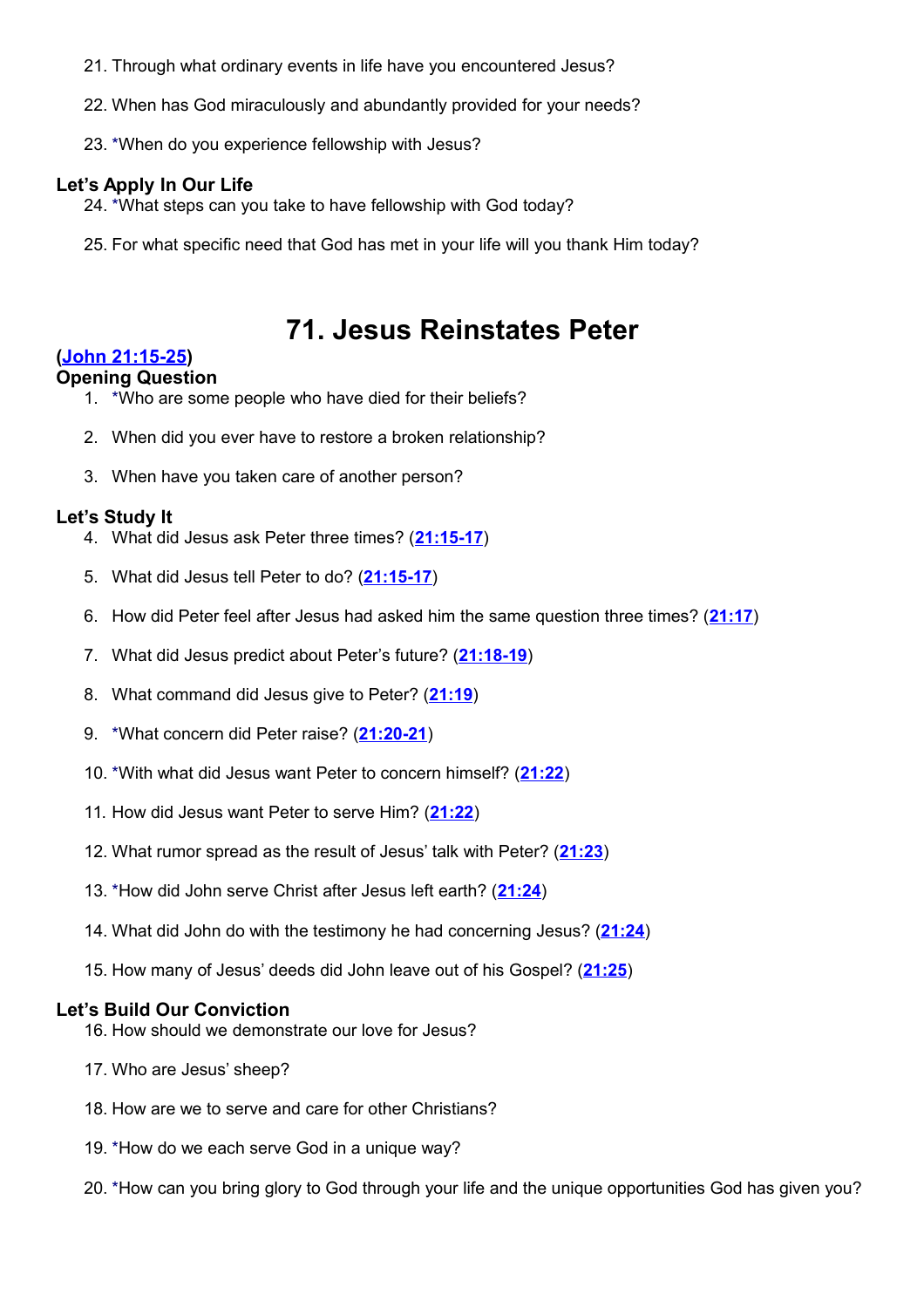21. Through what ordinary events in life have you encountered Jesus?

22. When has God miraculously and abundantly provided for your needs?

23. *When do you experience fellowship with Jesus?

**Let's Apply In Our Life**

24. *What steps can you take to have fellowship with God today?

25. For what specific need that God has met in your life will you thank Him today?

# 71. Jesus Reinstates Peter

**(John 21:15-25)**

**Opening Question**

1. *Who are some people who have died for their beliefs?

2. When did you ever have to restore a broken relationship?

3. When have you taken care of another person?

**Let's Study It**

4. What did Jesus ask Peter three times? (21:15-17)

5. What did Jesus tell Peter to do? (21:15-17)

6. How did Peter feel after Jesus had asked him the same question three times? (21:17)

7. What did Jesus predict about Peter's future? (21:18-19)

8. What command did Jesus give to Peter? (21:19)

9. *What concern did Peter raise? (21:20-21)

10. *With what did Jesus want Peter to concern himself? (21:22)

11. How did Jesus want Peter to serve Him? (21:22)

12. What rumor spread as the result of Jesus' talk with Peter? (21:23)

13. *How did John serve Christ after Jesus left earth? (21:24)

14. What did John do with the testimony he had concerning Jesus? (21:24)

15. How many of Jesus' deeds did John leave out of his Gospel? (21:25)

**Let's Build Our Conviction**

16. How should we demonstrate our love for Jesus?

17. Who are Jesus' sheep?

18. How are we to serve and care for other Christians?

19. *How do we each serve God in a unique way?

20. *How can you bring glory to God through your life and the unique opportunities God has given you?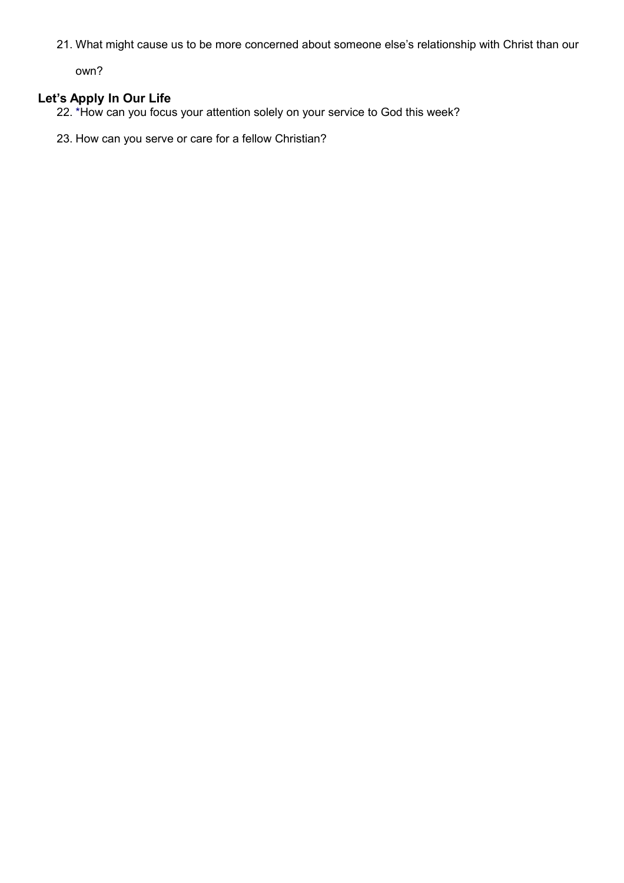21. What might cause us to be more concerned about someone else's relationship with Christ than our own?

### Let's Apply In Our Life

22. *How can you focus your attention solely on your service to God this week?
23. How can you serve or care for a fellow Christian?